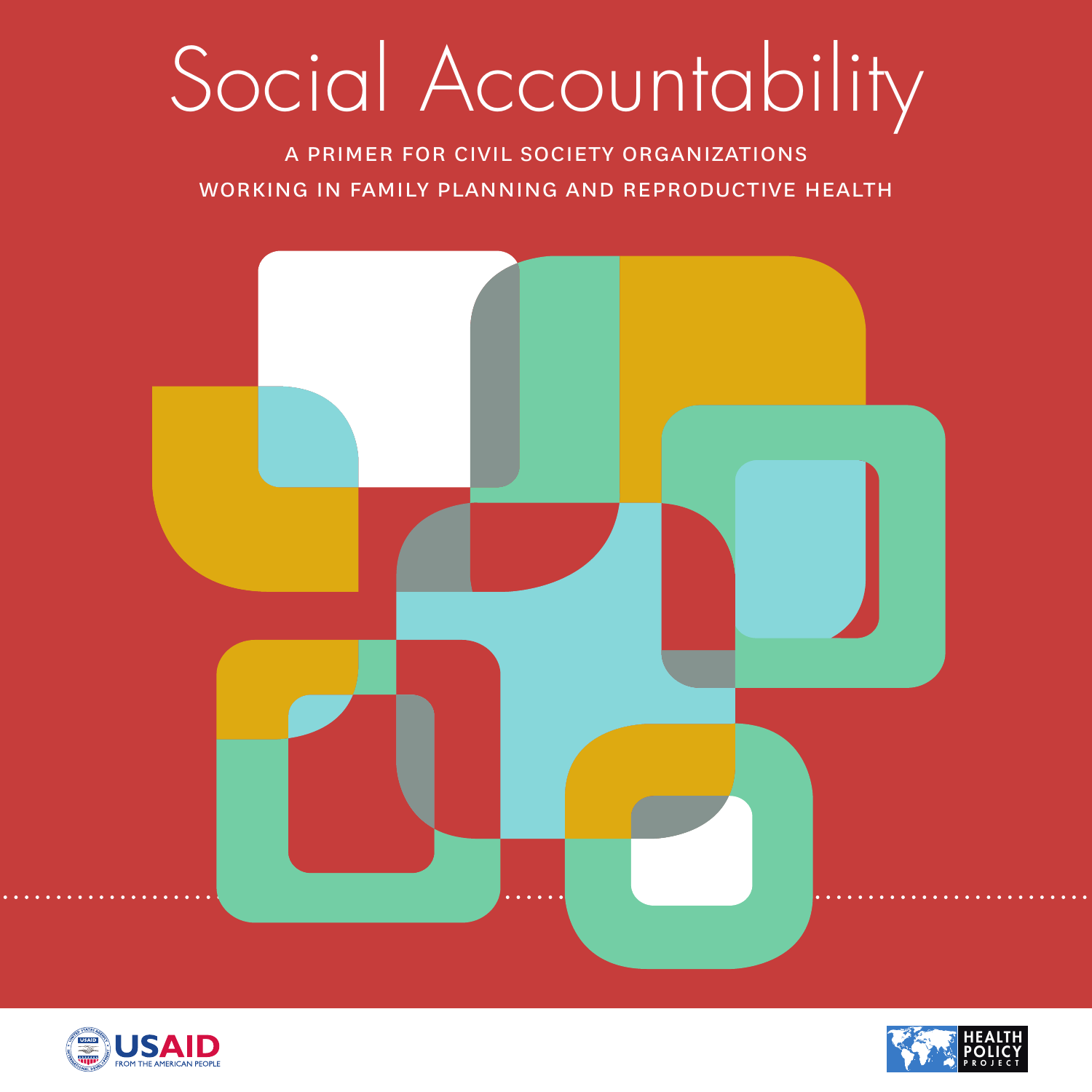# Social Accountability

A PRIMER FOR CIVIL SOCIETY ORGANIZATIONS WORKING IN FAMILY PLANNING AND REPRODUCTIVE HEALTH

USAID FROM THE AMERICAN PEOPLE

HEALTH POLICY PROJECT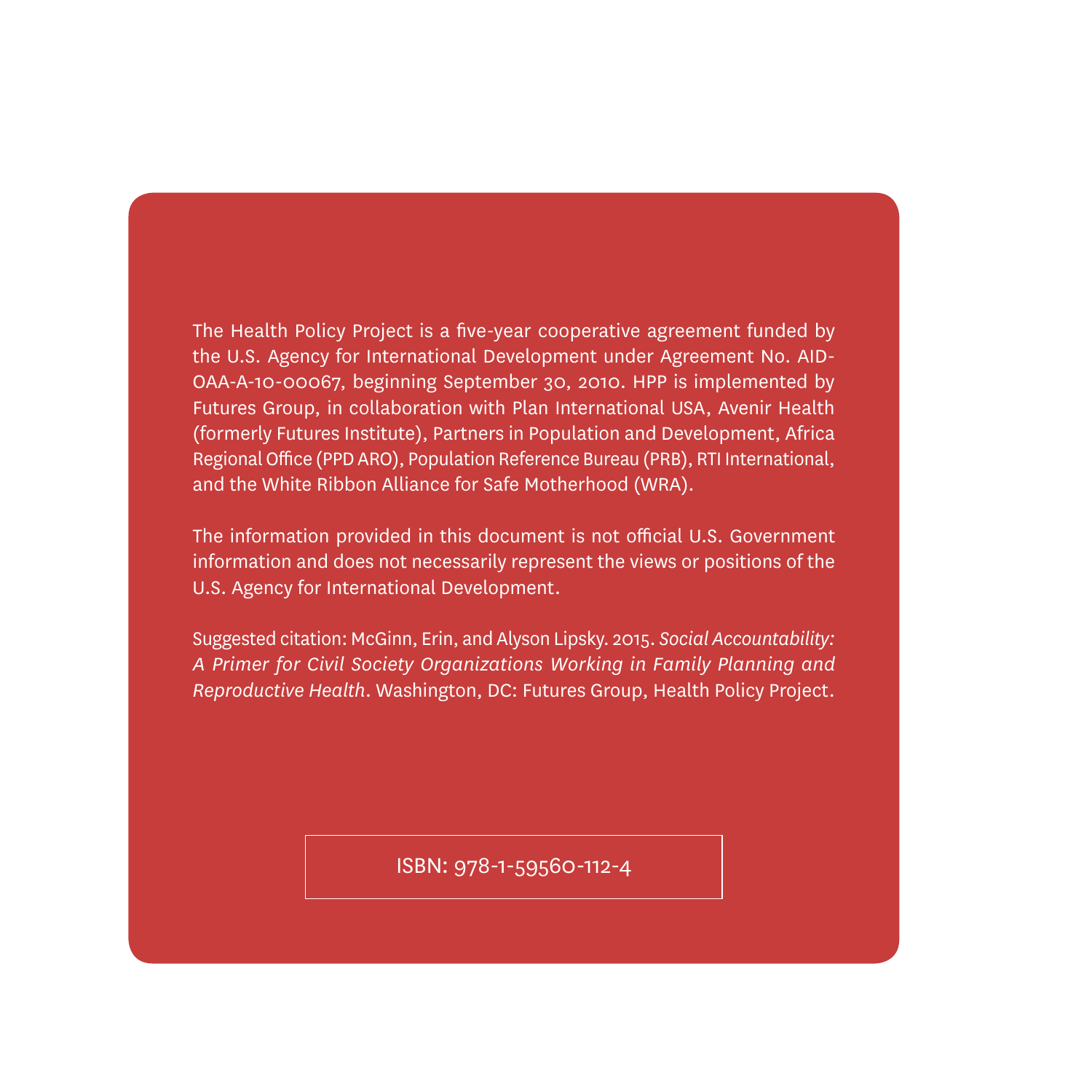The Health Policy Project is a five-year cooperative agreement funded by the U.S. Agency for International Development under Agreement No. AID-OAA-A-10-00067, beginning September 30, 2010. HPP is implemented by Futures Group, in collaboration with Plan International USA, Avenir Health (formerly Futures Institute), Partners in Population and Development, Africa Regional Office (PPD ARO), Population Reference Bureau (PRB), RTI International, and the White Ribbon Alliance for Safe Motherhood (WRA).

The information provided in this document is not official U.S. Government information and does not necessarily represent the views or positions of the U.S. Agency for International Development.

Suggested citation: McGinn, Erin, and Alyson Lipsky. 2015. *Social Accountability: A Primer for Civil Society Organizations Working in Family Planning and Reproductive Health*. Washington, DC: Futures Group, Health Policy Project.

ISBN: 978-1-59560-112-4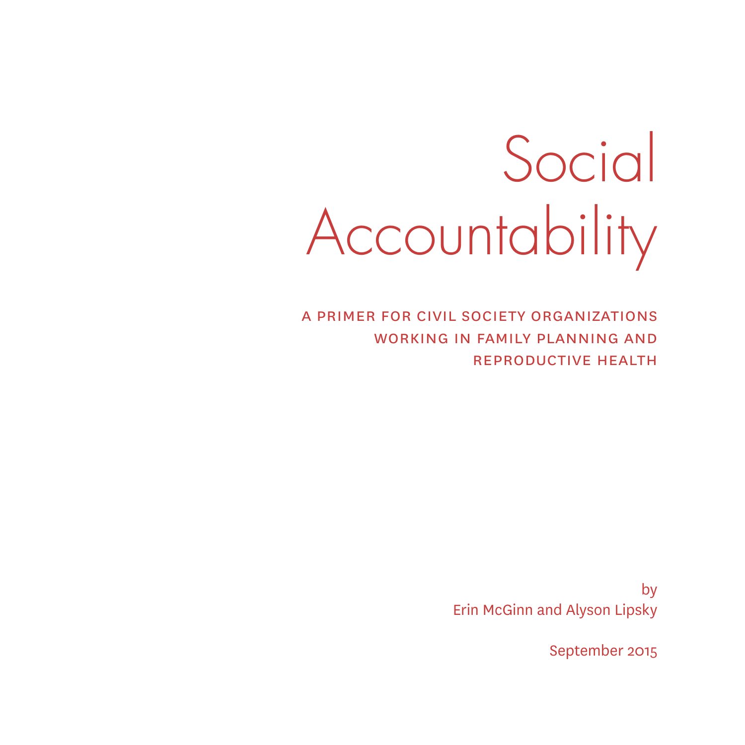# Social Accountability

A PRIMER FOR CIVIL SOCIETY ORGANIZATIONS WORKING IN FAMILY PLANNING AND REPRODUCTIVE HEALTH

by
Erin McGinn and Alyson Lipsky

September 2015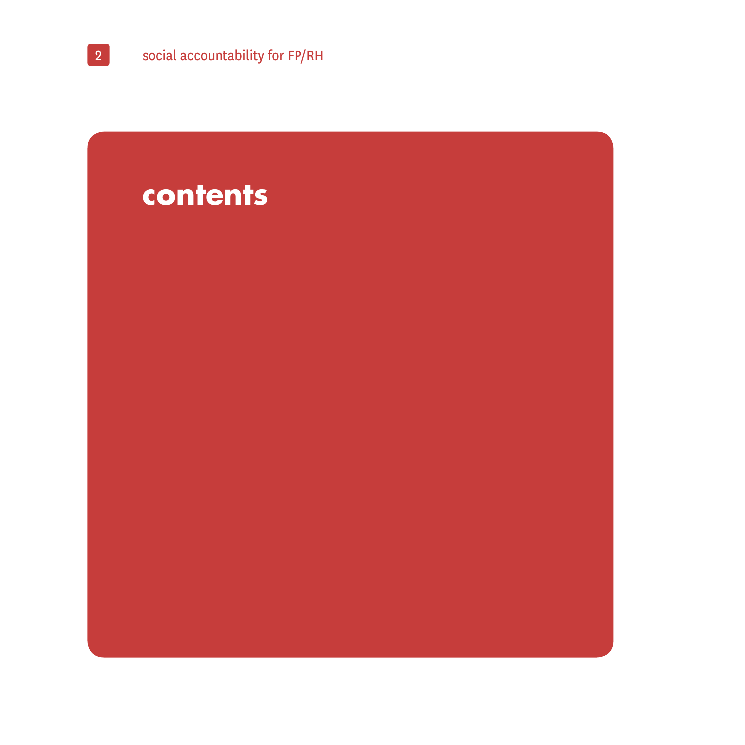# contents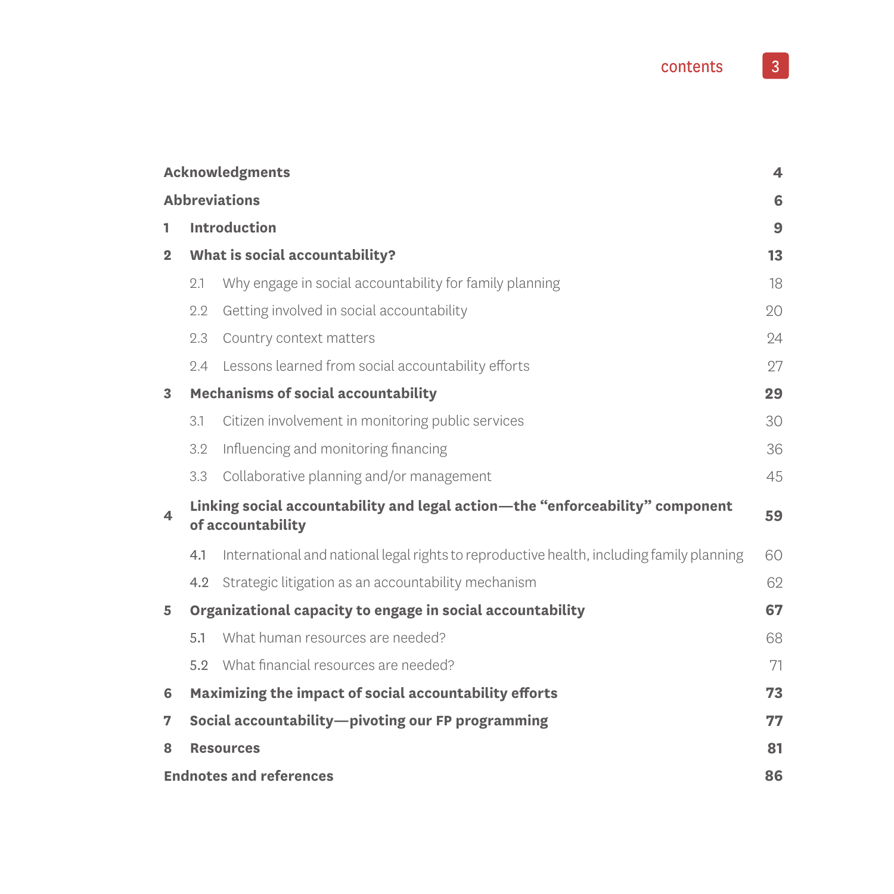# contents

| | | |
|---|---|---|
| **Acknowledgments** | | **4** |
| **Abbreviations** | | **6** |
| **1** | **Introduction** | **9** |
| **2** | **What is social accountability?** | **13** |
| | 2.1 Why engage in social accountability for family planning | 18 |
| | 2.2 Getting involved in social accountability | 20 |
| | 2.3 Country context matters | 24 |
| | 2.4 Lessons learned from social accountability efforts | 27 |
| **3** | **Mechanisms of social accountability** | **29** |
| | 3.1 Citizen involvement in monitoring public services | 30 |
| | 3.2 Influencing and monitoring financing | 36 |
| | 3.3 Collaborative planning and/or management | 45 |
| **4** | **Linking social accountability and legal action—the "enforceability" component of accountability** | **59** |
| | 4.1 International and national legal rights to reproductive health, including family planning | 60 |
| | 4.2 Strategic litigation as an accountability mechanism | 62 |
| **5** | **Organizational capacity to engage in social accountability** | **67** |
| | 5.1 What human resources are needed? | 68 |
| | 5.2 What financial resources are needed? | 71 |
| **6** | **Maximizing the impact of social accountability efforts** | **73** |
| **7** | **Social accountability—pivoting our FP programming** | **77** |
| **8** | **Resources** | **81** |
| **Endnotes and references** | | **86** |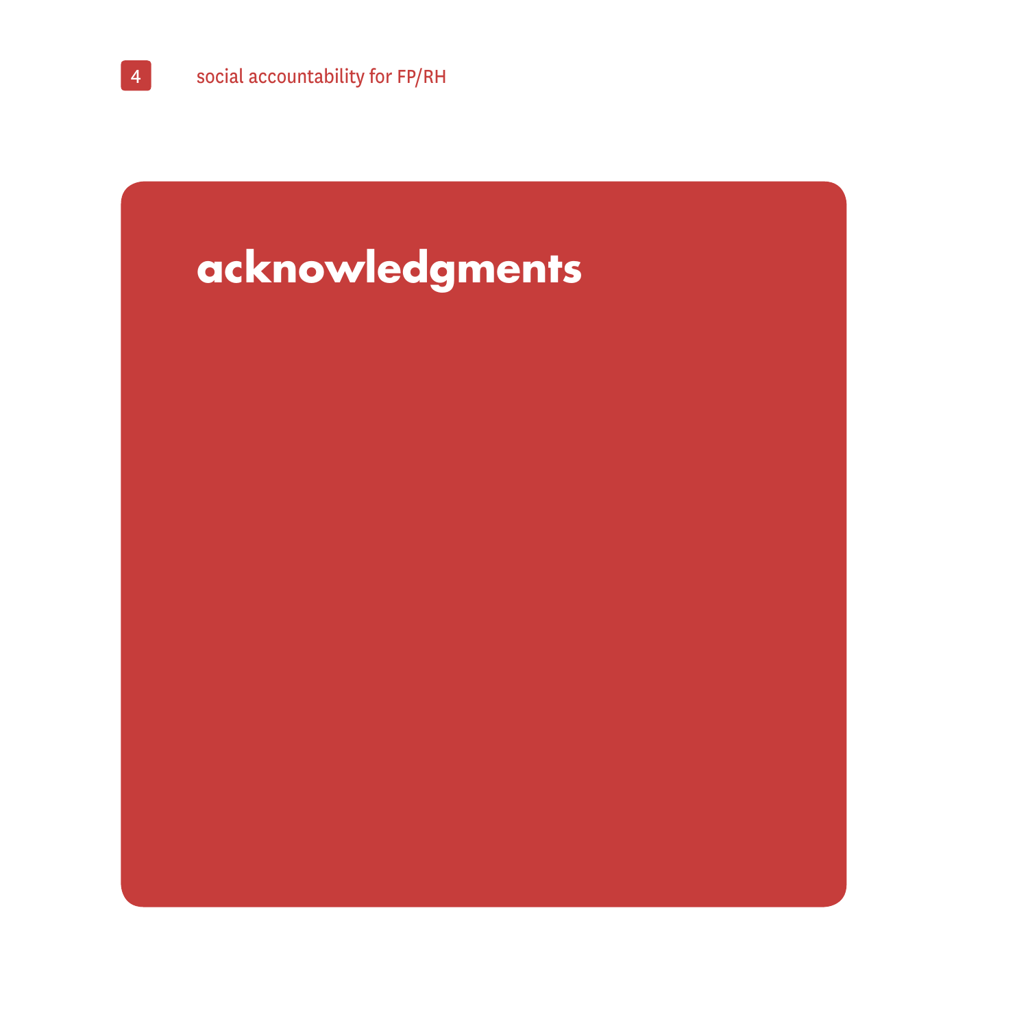# acknowledgments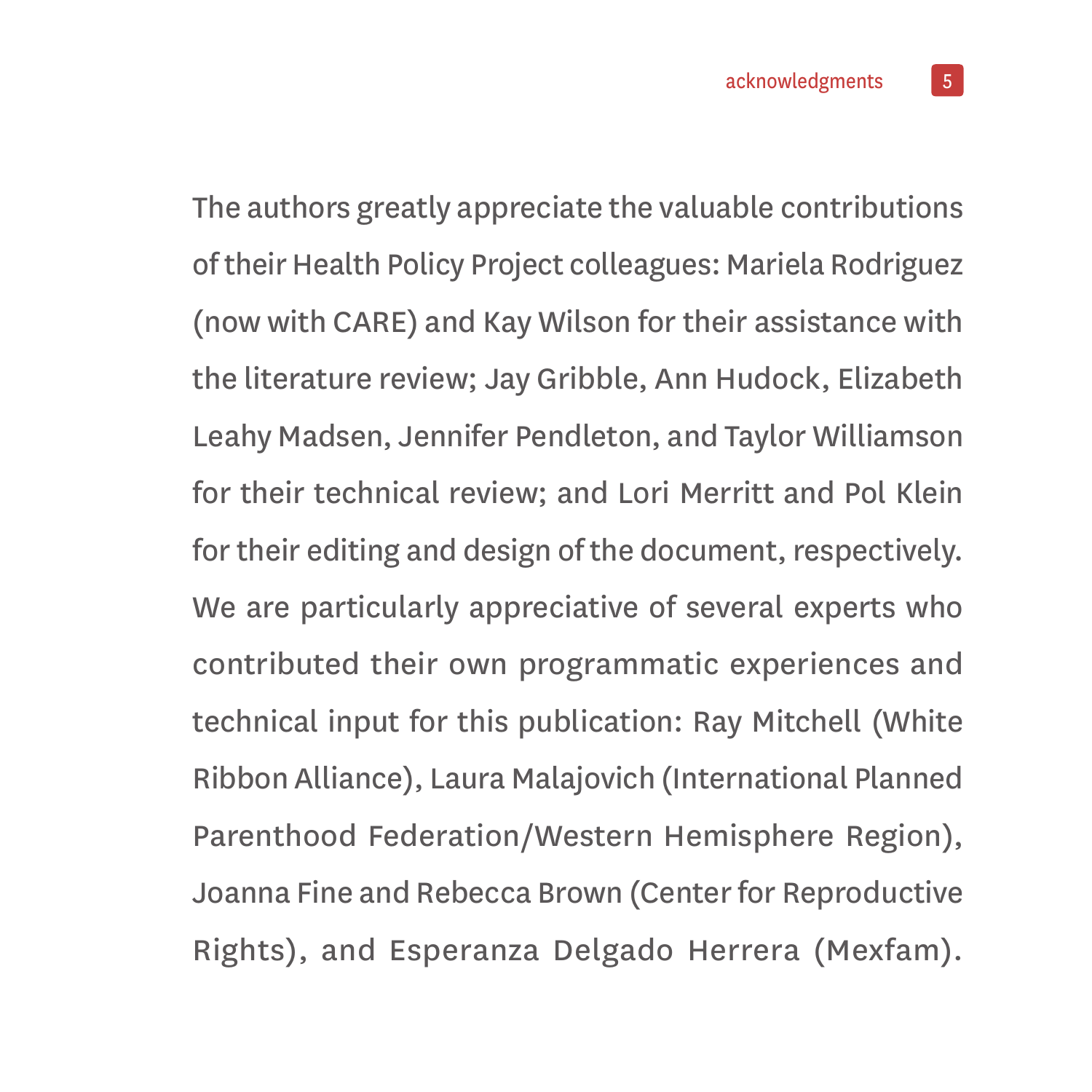The authors greatly appreciate the valuable contributions of their Health Policy Project colleagues: Mariela Rodriguez (now with CARE) and Kay Wilson for their assistance with the literature review; Jay Gribble, Ann Hudock, Elizabeth Leahy Madsen, Jennifer Pendleton, and Taylor Williamson for their technical review; and Lori Merritt and Pol Klein for their editing and design of the document, respectively. We are particularly appreciative of several experts who contributed their own programmatic experiences and technical input for this publication: Ray Mitchell (White Ribbon Alliance), Laura Malajovich (International Planned Parenthood Federation/Western Hemisphere Region), Joanna Fine and Rebecca Brown (Center for Reproductive Rights), and Esperanza Delgado Herrera (Mexfam).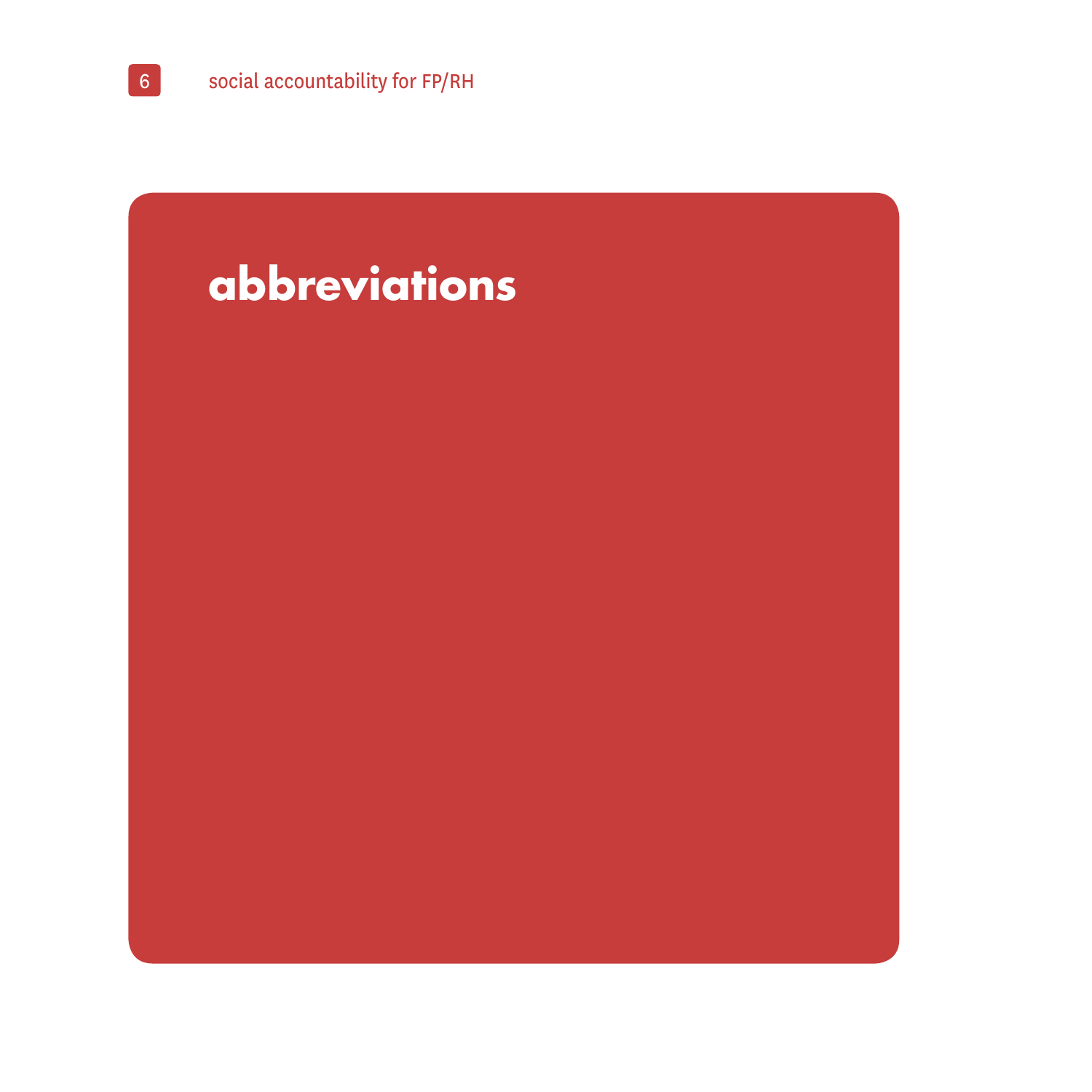# abbreviations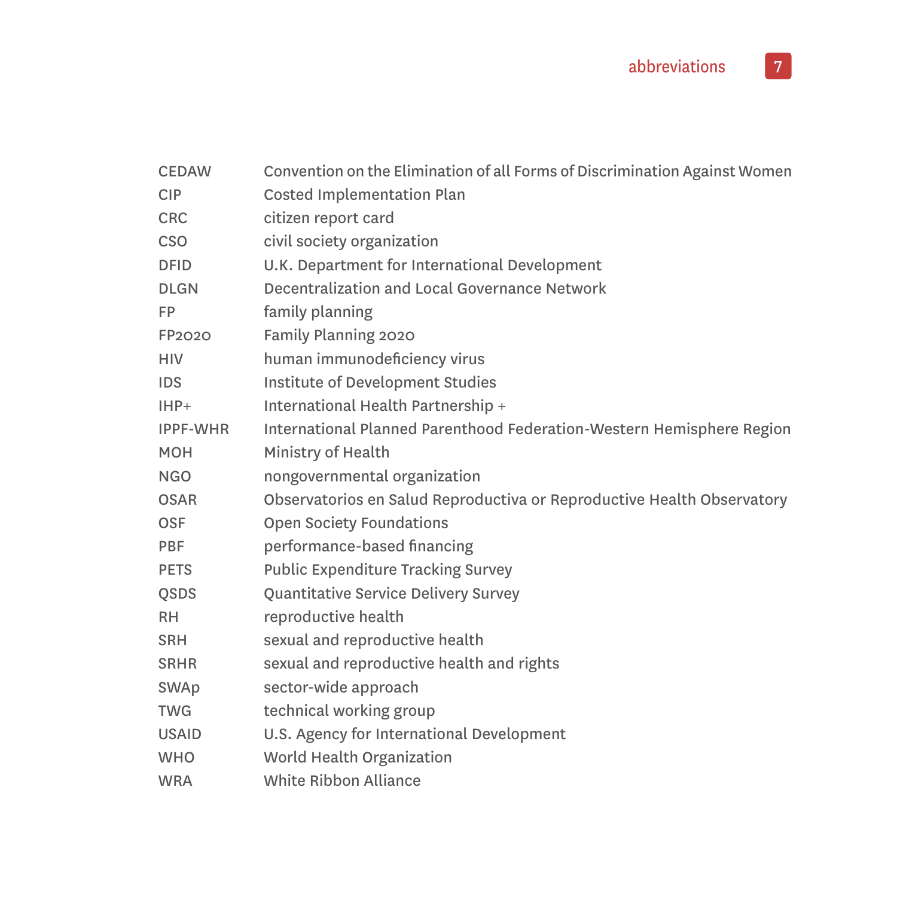# abbreviations

| | |
|---|---|
| CEDAW | Convention on the Elimination of all Forms of Discrimination Against Women |
| CIP | Costed Implementation Plan |
| CRC | citizen report card |
| CSO | civil society organization |
| DFID | U.K. Department for International Development |
| DLGN | Decentralization and Local Governance Network |
| FP | family planning |
| FP2020 | Family Planning 2020 |
| HIV | human immunodeficiency virus |
| IDS | Institute of Development Studies |
| IHP+ | International Health Partnership + |
| IPPF-WHR | International Planned Parenthood Federation-Western Hemisphere Region |
| MOH | Ministry of Health |
| NGO | nongovernmental organization |
| OSAR | Observatorios en Salud Reproductiva or Reproductive Health Observatory |
| OSF | Open Society Foundations |
| PBF | performance-based financing |
| PETS | Public Expenditure Tracking Survey |
| QSDS | Quantitative Service Delivery Survey |
| RH | reproductive health |
| SRH | sexual and reproductive health |
| SRHR | sexual and reproductive health and rights |
| SWAp | sector-wide approach |
| TWG | technical working group |
| USAID | U.S. Agency for International Development |
| WHO | World Health Organization |
| WRA | White Ribbon Alliance |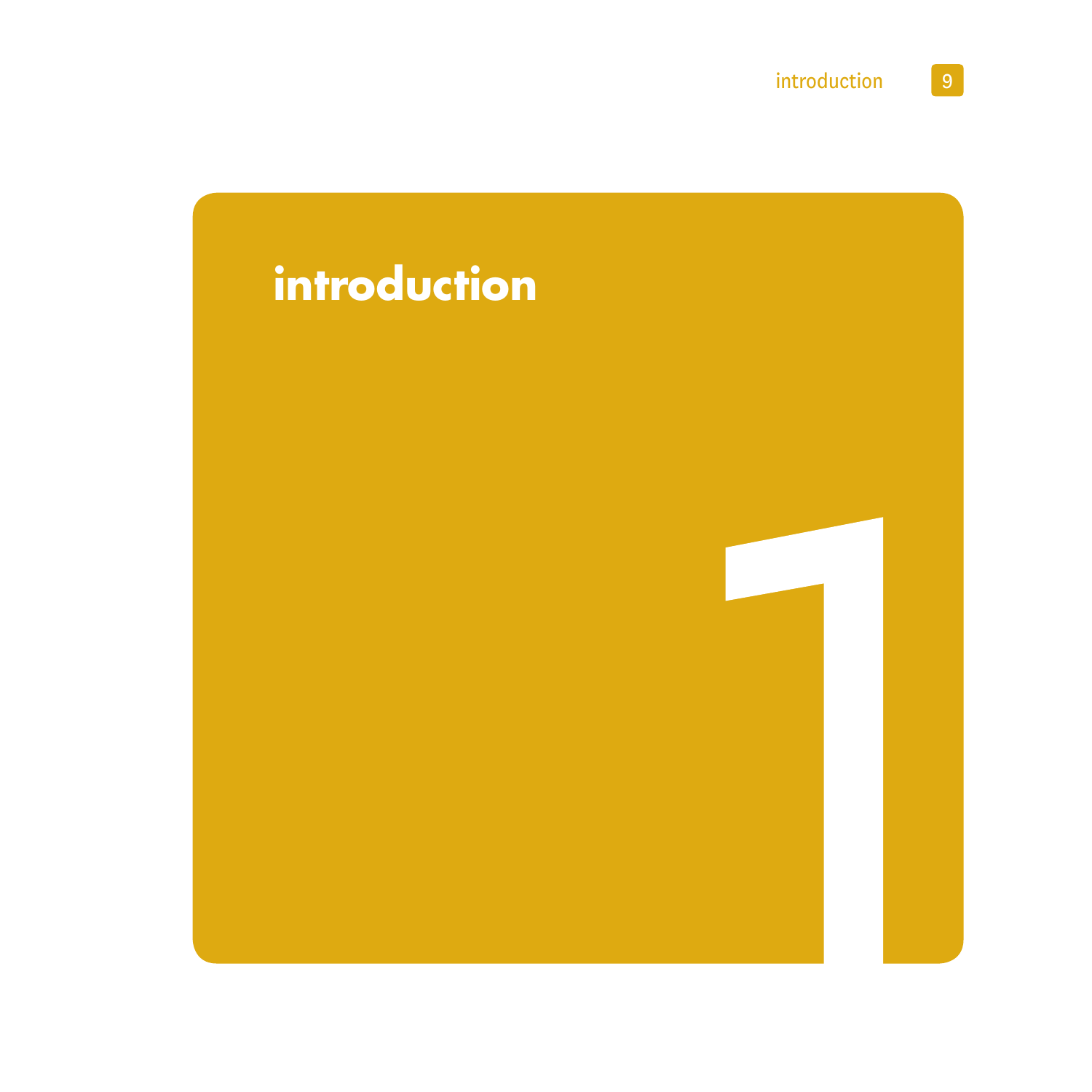# introduction

1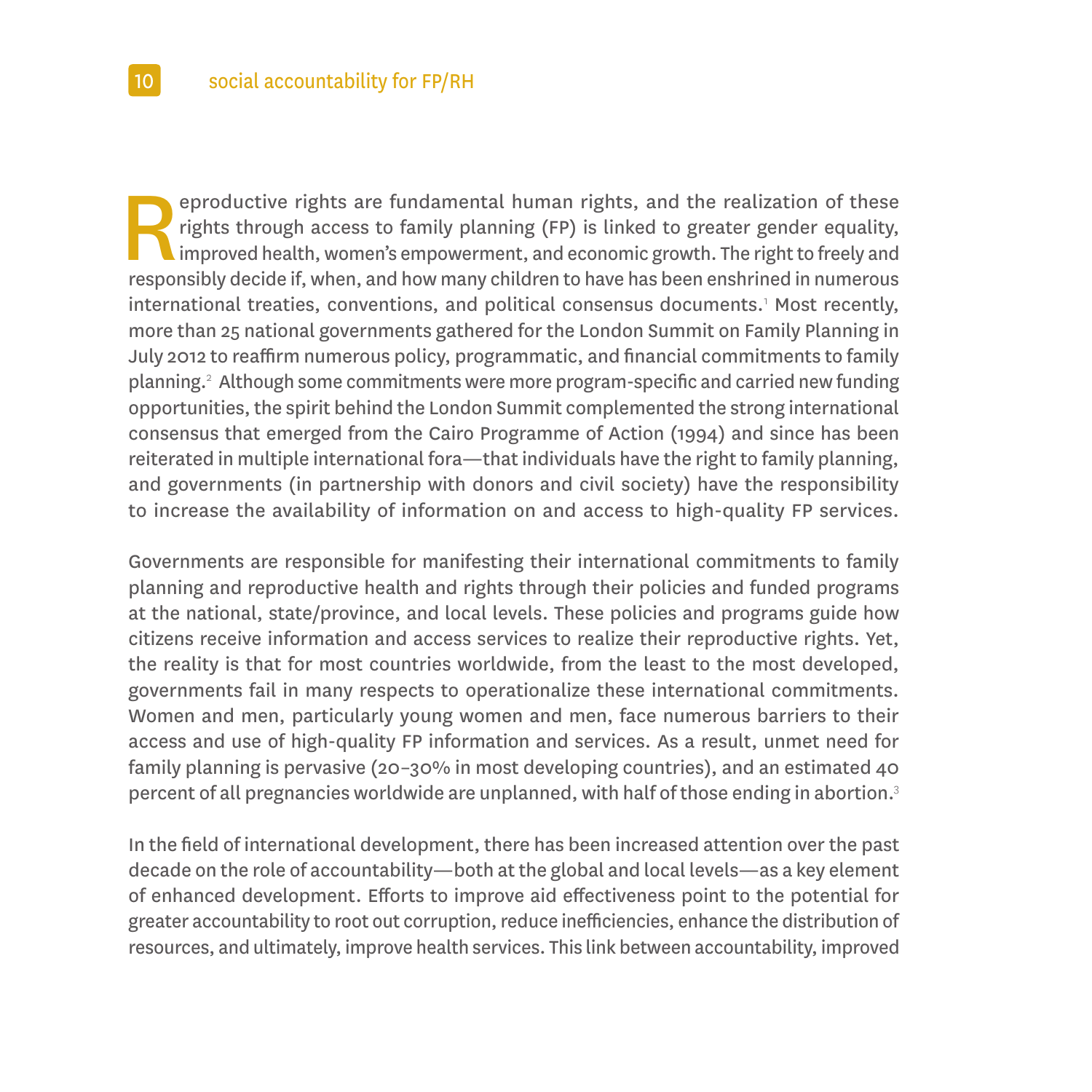Reproductive rights are fundamental human rights, and the realization of these rights through access to family planning (FP) is linked to greater gender equality, improved health, women's empowerment, and economic growth. The right to freely and responsibly decide if, when, and how many children to have has been enshrined in numerous international treaties, conventions, and political consensus documents.[1] Most recently, more than 25 national governments gathered for the London Summit on Family Planning in July 2012 to reaffirm numerous policy, programmatic, and financial commitments to family planning.[2] Although some commitments were more program-specific and carried new funding opportunities, the spirit behind the London Summit complemented the strong international consensus that emerged from the Cairo Programme of Action (1994) and since has been reiterated in multiple international fora—that individuals have the right to family planning, and governments (in partnership with donors and civil society) have the responsibility to increase the availability of information on and access to high-quality FP services.

Governments are responsible for manifesting their international commitments to family planning and reproductive health and rights through their policies and funded programs at the national, state/province, and local levels. These policies and programs guide how citizens receive information and access services to realize their reproductive rights. Yet, the reality is that for most countries worldwide, from the least to the most developed, governments fail in many respects to operationalize these international commitments. Women and men, particularly young women and men, face numerous barriers to their access and use of high-quality FP information and services. As a result, unmet need for family planning is pervasive (20–30% in most developing countries), and an estimated 40 percent of all pregnancies worldwide are unplanned, with half of those ending in abortion.[3]

In the field of international development, there has been increased attention over the past decade on the role of accountability—both at the global and local levels—as a key element of enhanced development. Efforts to improve aid effectiveness point to the potential for greater accountability to root out corruption, reduce inefficiencies, enhance the distribution of resources, and ultimately, improve health services. This link between accountability, improved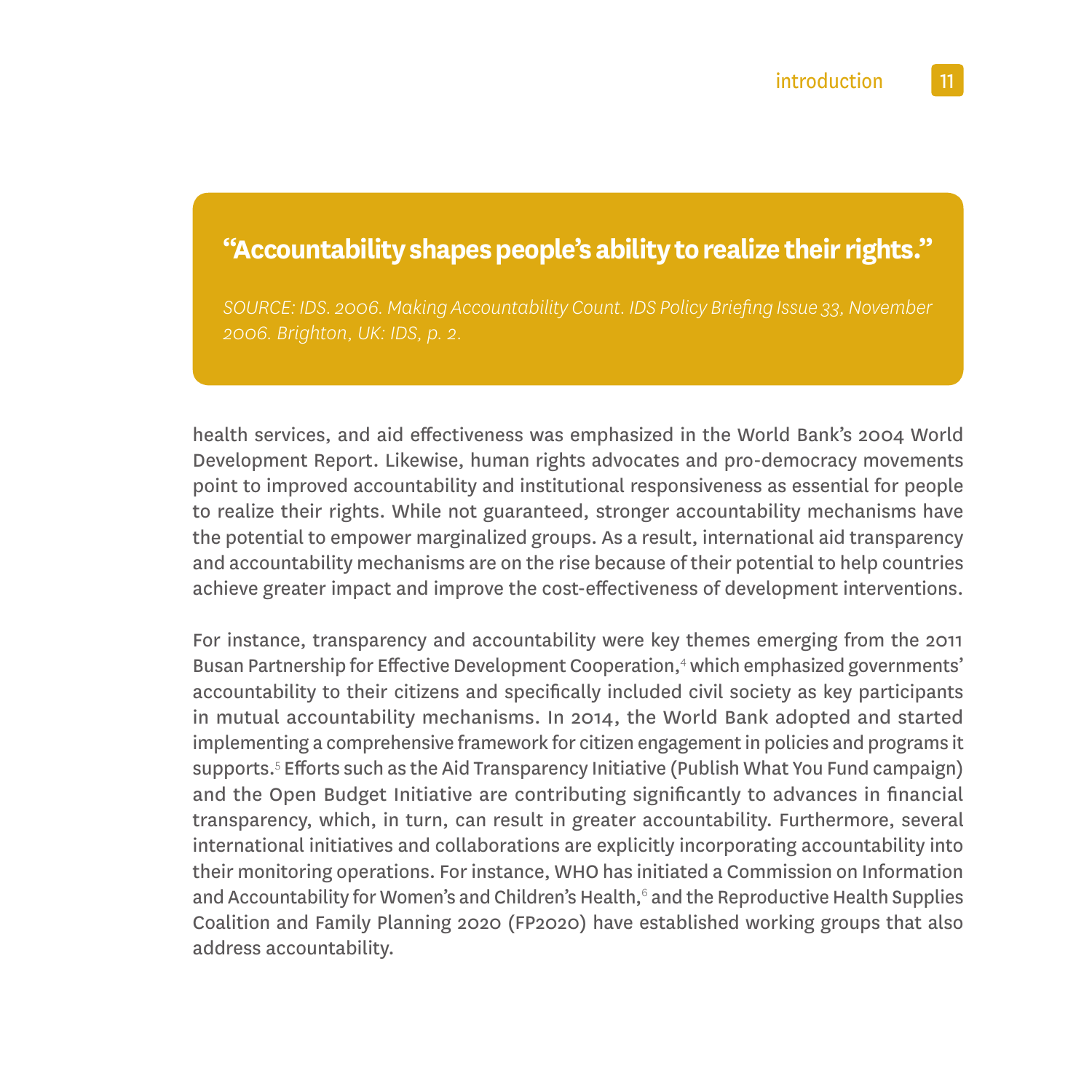> **"Accountability shapes people's ability to realize their rights."**
>
> *SOURCE: IDS. 2006. Making Accountability Count. IDS Policy Briefing Issue 33, November 2006. Brighton, UK: IDS, p. 2.*

health services, and aid effectiveness was emphasized in the World Bank's 2004 World Development Report. Likewise, human rights advocates and pro-democracy movements point to improved accountability and institutional responsiveness as essential for people to realize their rights. While not guaranteed, stronger accountability mechanisms have the potential to empower marginalized groups. As a result, international aid transparency and accountability mechanisms are on the rise because of their potential to help countries achieve greater impact and improve the cost-effectiveness of development interventions.

For instance, transparency and accountability were key themes emerging from the 2011 Busan Partnership for Effective Development Cooperation,[4] which emphasized governments' accountability to their citizens and specifically included civil society as key participants in mutual accountability mechanisms. In 2014, the World Bank adopted and started implementing a comprehensive framework for citizen engagement in policies and programs it supports.[5] Efforts such as the Aid Transparency Initiative (Publish What You Fund campaign) and the Open Budget Initiative are contributing significantly to advances in financial transparency, which, in turn, can result in greater accountability. Furthermore, several international initiatives and collaborations are explicitly incorporating accountability into their monitoring operations. For instance, WHO has initiated a Commission on Information and Accountability for Women's and Children's Health,[6] and the Reproductive Health Supplies Coalition and Family Planning 2020 (FP2020) have established working groups that also address accountability.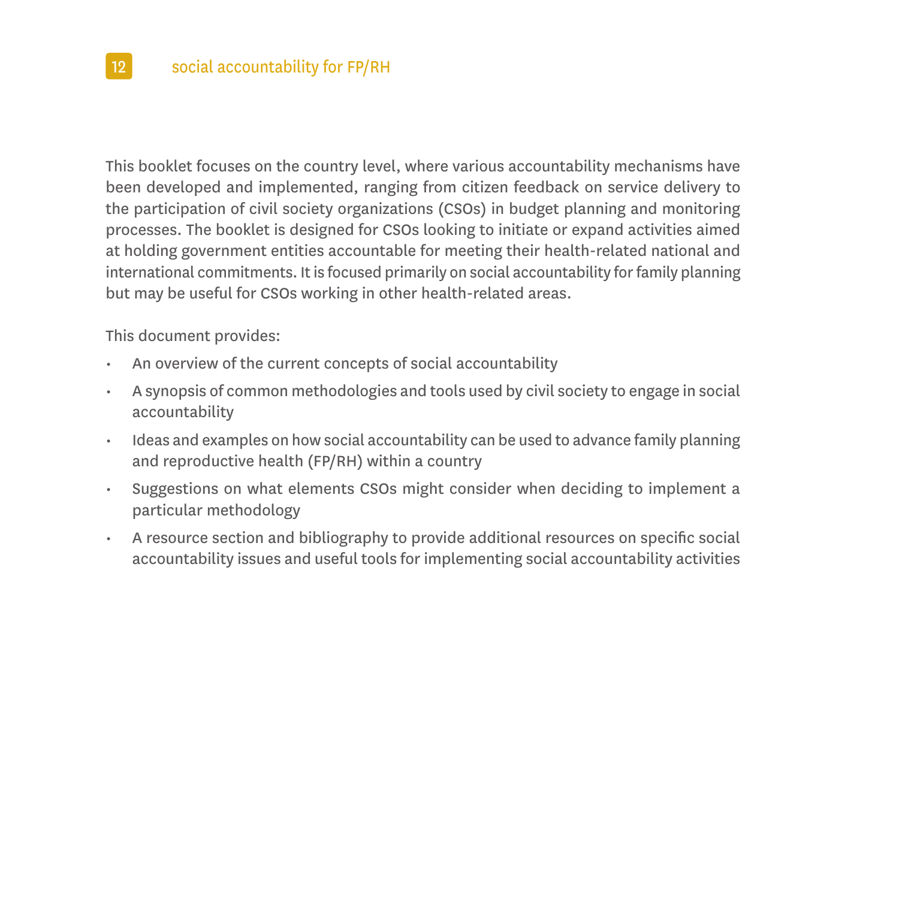This booklet focuses on the country level, where various accountability mechanisms have been developed and implemented, ranging from citizen feedback on service delivery to the participation of civil society organizations (CSOs) in budget planning and monitoring processes. The booklet is designed for CSOs looking to initiate or expand activities aimed at holding government entities accountable for meeting their health-related national and international commitments. It is focused primarily on social accountability for family planning but may be useful for CSOs working in other health-related areas.

This document provides:

- An overview of the current concepts of social accountability
- A synopsis of common methodologies and tools used by civil society to engage in social accountability
- Ideas and examples on how social accountability can be used to advance family planning and reproductive health (FP/RH) within a country
- Suggestions on what elements CSOs might consider when deciding to implement a particular methodology
- A resource section and bibliography to provide additional resources on specific social accountability issues and useful tools for implementing social accountability activities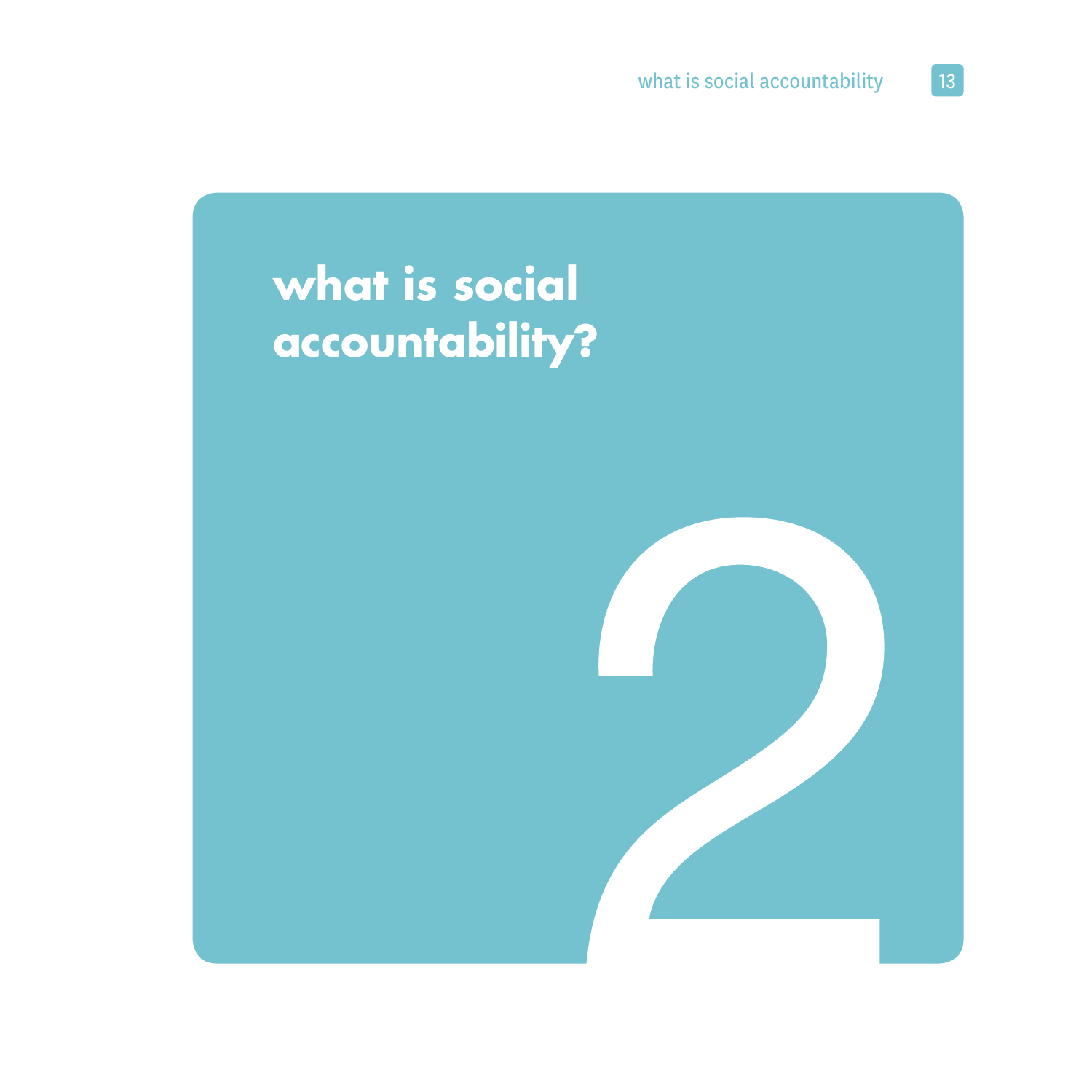# what is social accountability?

2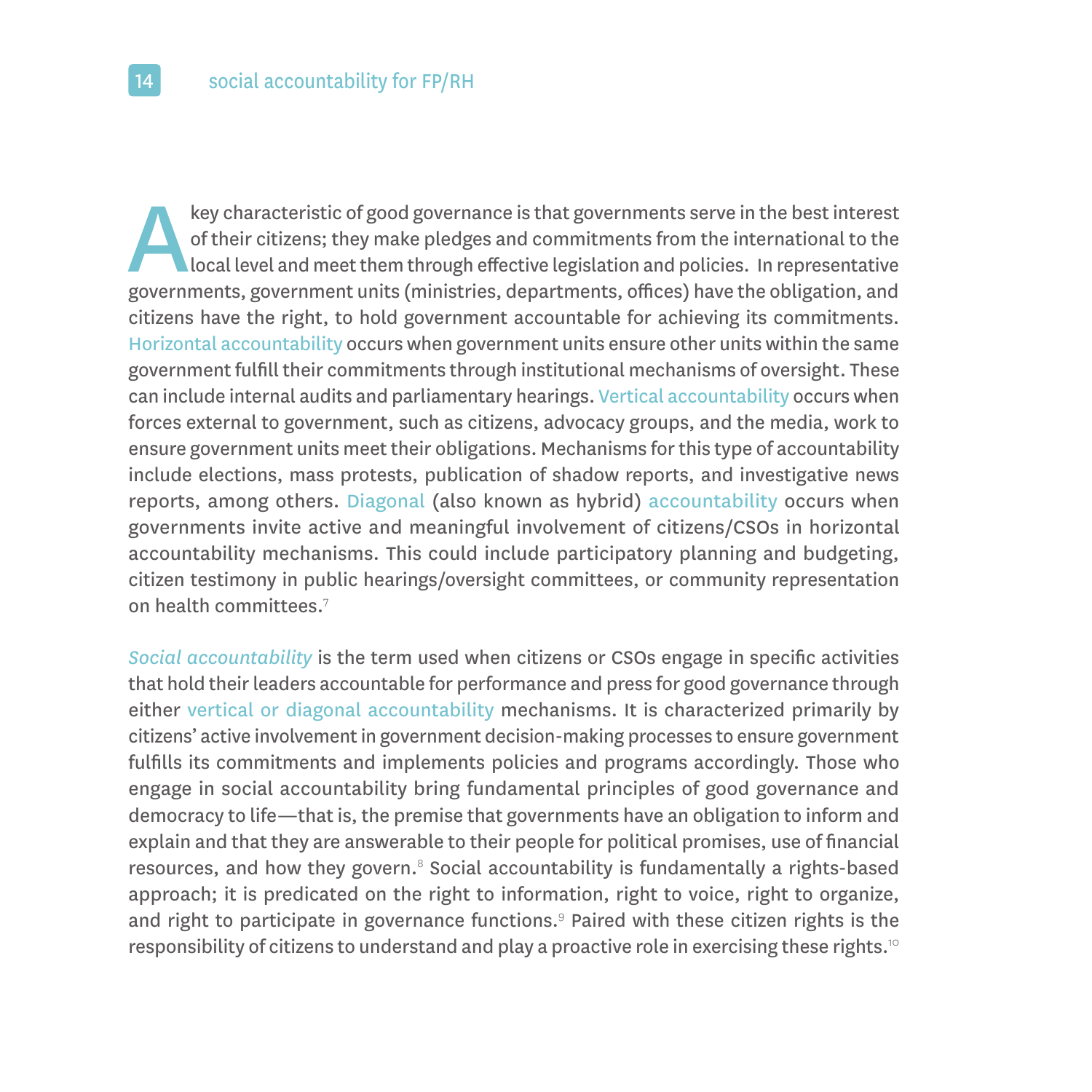A key characteristic of good governance is that governments serve in the best interest of their citizens; they make pledges and commitments from the international to the local level and meet them through effective legislation and policies. In representative governments, government units (ministries, departments, offices) have the obligation, and citizens have the right, to hold government accountable for achieving its commitments. Horizontal accountability occurs when government units ensure other units within the same government fulfill their commitments through institutional mechanisms of oversight. These can include internal audits and parliamentary hearings. Vertical accountability occurs when forces external to government, such as citizens, advocacy groups, and the media, work to ensure government units meet their obligations. Mechanisms for this type of accountability include elections, mass protests, publication of shadow reports, and investigative news reports, among others. Diagonal (also known as hybrid) accountability occurs when governments invite active and meaningful involvement of citizens/CSOs in horizontal accountability mechanisms. This could include participatory planning and budgeting, citizen testimony in public hearings/oversight committees, or community representation on health committees.[7]

*Social accountability* is the term used when citizens or CSOs engage in specific activities that hold their leaders accountable for performance and press for good governance through either vertical or diagonal accountability mechanisms. It is characterized primarily by citizens' active involvement in government decision-making processes to ensure government fulfills its commitments and implements policies and programs accordingly. Those who engage in social accountability bring fundamental principles of good governance and democracy to life—that is, the premise that governments have an obligation to inform and explain and that they are answerable to their people for political promises, use of financial resources, and how they govern.[8] Social accountability is fundamentally a rights-based approach; it is predicated on the right to information, right to voice, right to organize, and right to participate in governance functions.[9] Paired with these citizen rights is the responsibility of citizens to understand and play a proactive role in exercising these rights.[10]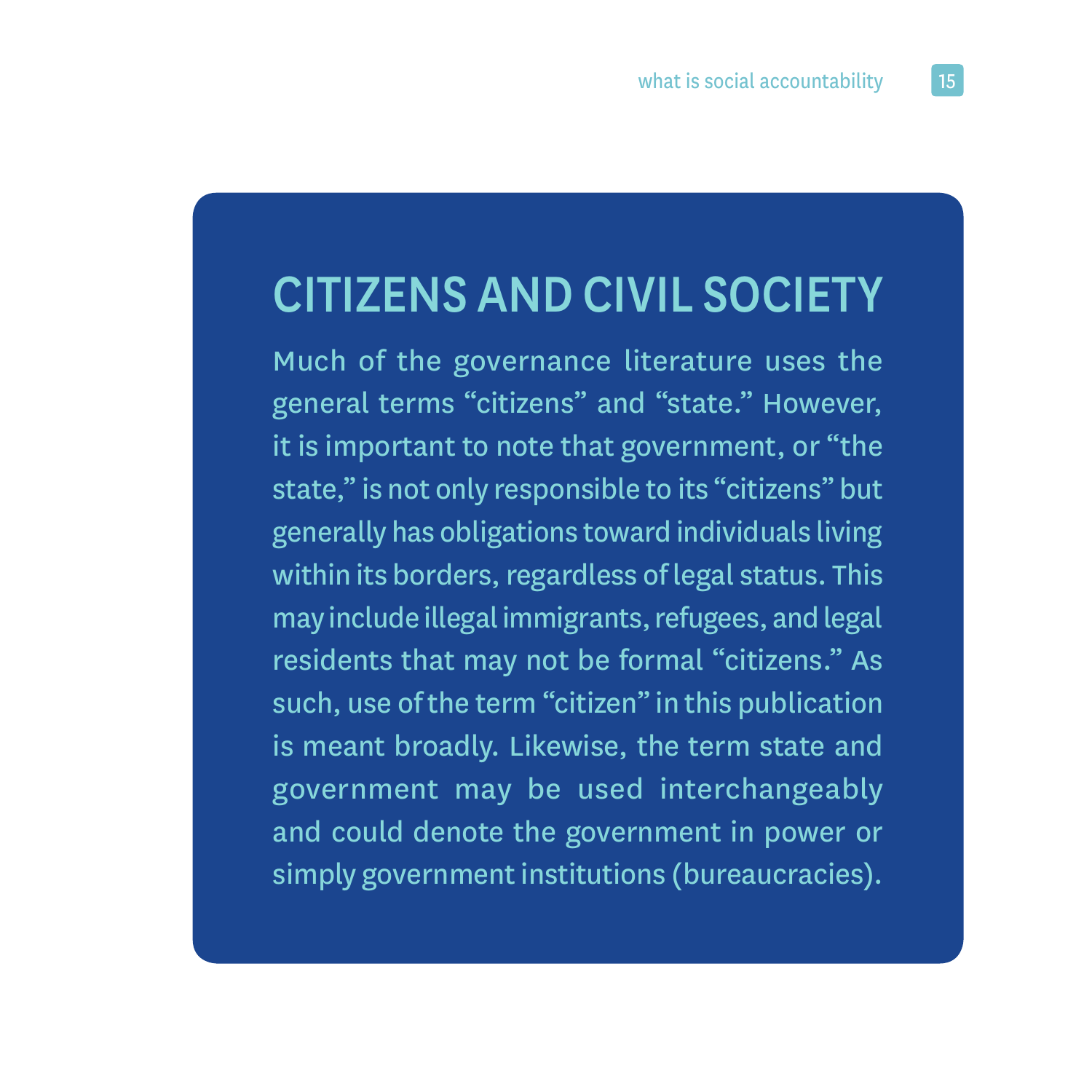## CITIZENS AND CIVIL SOCIETY

Much of the governance literature uses the general terms “citizens” and “state.” However, it is important to note that government, or “the state,” is not only responsible to its “citizens” but generally has obligations toward individuals living within its borders, regardless of legal status. This may include illegal immigrants, refugees, and legal residents that may not be formal “citizens.” As such, use of the term “citizen” in this publication is meant broadly. Likewise, the term state and government may be used interchangeably and could denote the government in power or simply government institutions (bureaucracies).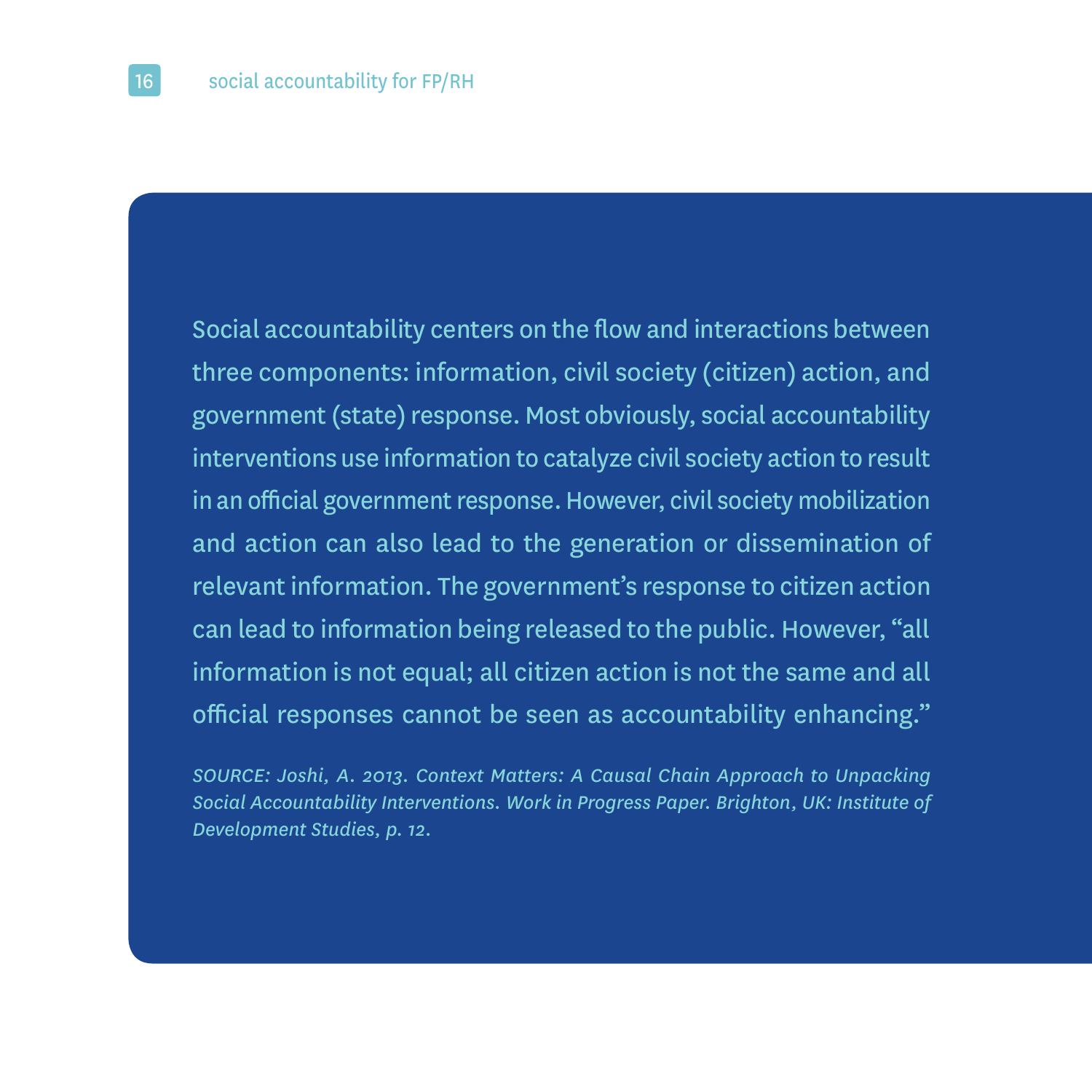Social accountability centers on the flow and interactions between three components: information, civil society (citizen) action, and government (state) response. Most obviously, social accountability interventions use information to catalyze civil society action to result in an official government response. However, civil society mobilization and action can also lead to the generation or dissemination of relevant information. The government's response to citizen action can lead to information being released to the public. However, "all information is not equal; all citizen action is not the same and all official responses cannot be seen as accountability enhancing."

*SOURCE: Joshi, A. 2013. Context Matters: A Causal Chain Approach to Unpacking Social Accountability Interventions. Work in Progress Paper. Brighton, UK: Institute of Development Studies, p. 12.*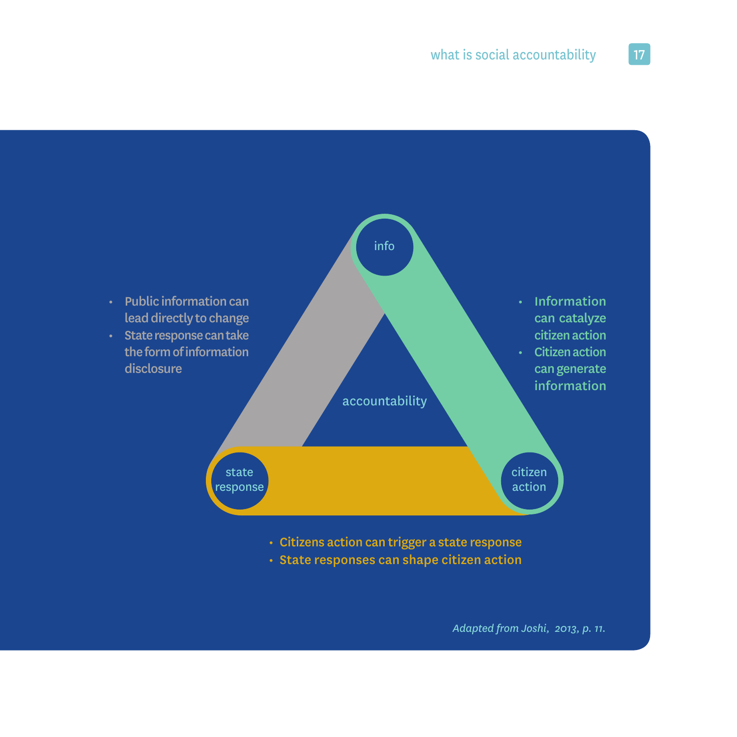info

accountability

state response

citizen action

- Public information can lead directly to change
- State response can take the form of information disclosure

- Information can catalyze citizen action
- Citizen action can generate information

- Citizens action can trigger a state response
- State responses can shape citizen action

*Adapted from Joshi, 2013, p. 11.*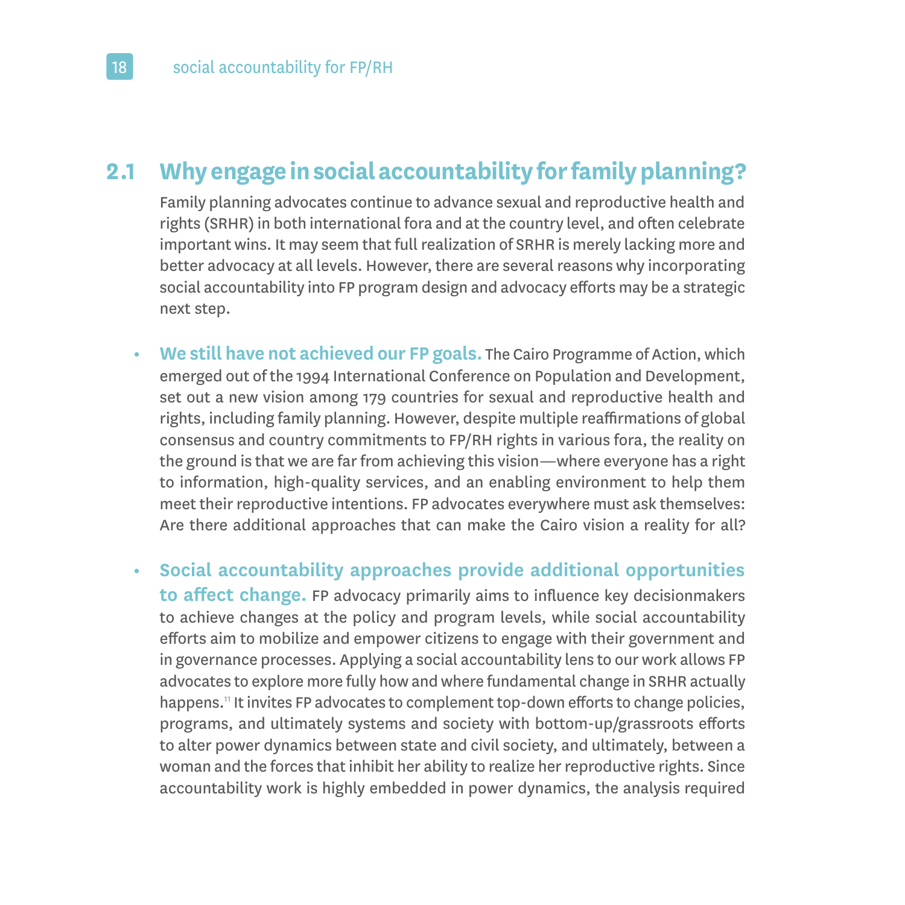## 2.1 Why engage in social accountability for family planning?

Family planning advocates continue to advance sexual and reproductive health and rights (SRHR) in both international fora and at the country level, and often celebrate important wins. It may seem that full realization of SRHR is merely lacking more and better advocacy at all levels. However, there are several reasons why incorporating social accountability into FP program design and advocacy efforts may be a strategic next step.

- **We still have not achieved our FP goals.** The Cairo Programme of Action, which emerged out of the 1994 International Conference on Population and Development, set out a new vision among 179 countries for sexual and reproductive health and rights, including family planning. However, despite multiple reaffirmations of global consensus and country commitments to FP/RH rights in various fora, the reality on the ground is that we are far from achieving this vision—where everyone has a right to information, high-quality services, and an enabling environment to help them meet their reproductive intentions. FP advocates everywhere must ask themselves: Are there additional approaches that can make the Cairo vision a reality for all?

- **Social accountability approaches provide additional opportunities to affect change.** FP advocacy primarily aims to influence key decisionmakers to achieve changes at the policy and program levels, while social accountability efforts aim to mobilize and empower citizens to engage with their government and in governance processes. Applying a social accountability lens to our work allows FP advocates to explore more fully how and where fundamental change in SRHR actually happens.[11] It invites FP advocates to complement top-down efforts to change policies, programs, and ultimately systems and society with bottom-up/grassroots efforts to alter power dynamics between state and civil society, and ultimately, between a woman and the forces that inhibit her ability to realize her reproductive rights. Since accountability work is highly embedded in power dynamics, the analysis required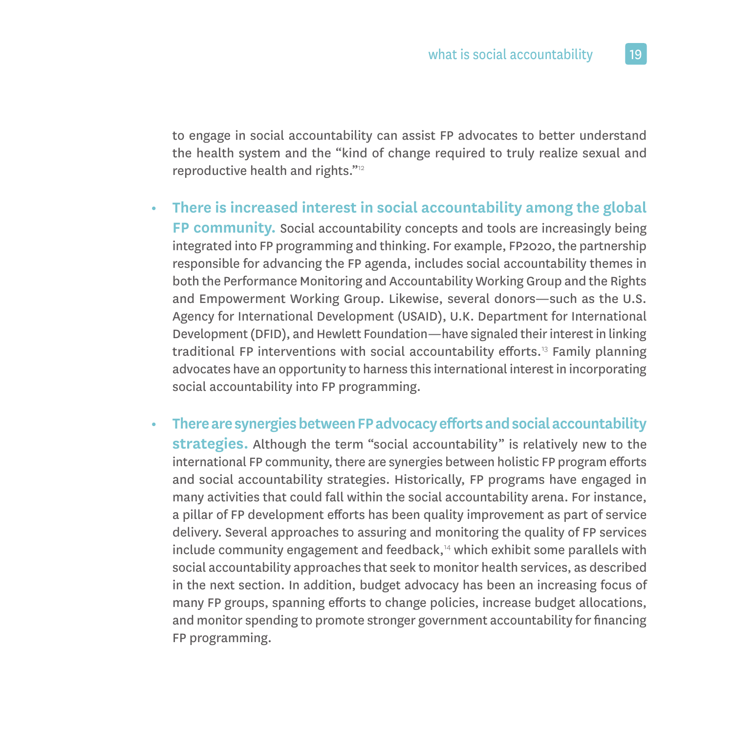to engage in social accountability can assist FP advocates to better understand the health system and the "kind of change required to truly realize sexual and reproductive health and rights."[12]

- **There is increased interest in social accountability among the global FP community.** Social accountability concepts and tools are increasingly being integrated into FP programming and thinking. For example, FP2020, the partnership responsible for advancing the FP agenda, includes social accountability themes in both the Performance Monitoring and Accountability Working Group and the Rights and Empowerment Working Group. Likewise, several donors—such as the U.S. Agency for International Development (USAID), U.K. Department for International Development (DFID), and Hewlett Foundation—have signaled their interest in linking traditional FP interventions with social accountability efforts.[13] Family planning advocates have an opportunity to harness this international interest in incorporating social accountability into FP programming.

- **There are synergies between FP advocacy efforts and social accountability strategies.** Although the term "social accountability" is relatively new to the international FP community, there are synergies between holistic FP program efforts and social accountability strategies. Historically, FP programs have engaged in many activities that could fall within the social accountability arena. For instance, a pillar of FP development efforts has been quality improvement as part of service delivery. Several approaches to assuring and monitoring the quality of FP services include community engagement and feedback,[14] which exhibit some parallels with social accountability approaches that seek to monitor health services, as described in the next section. In addition, budget advocacy has been an increasing focus of many FP groups, spanning efforts to change policies, increase budget allocations, and monitor spending to promote stronger government accountability for financing FP programming.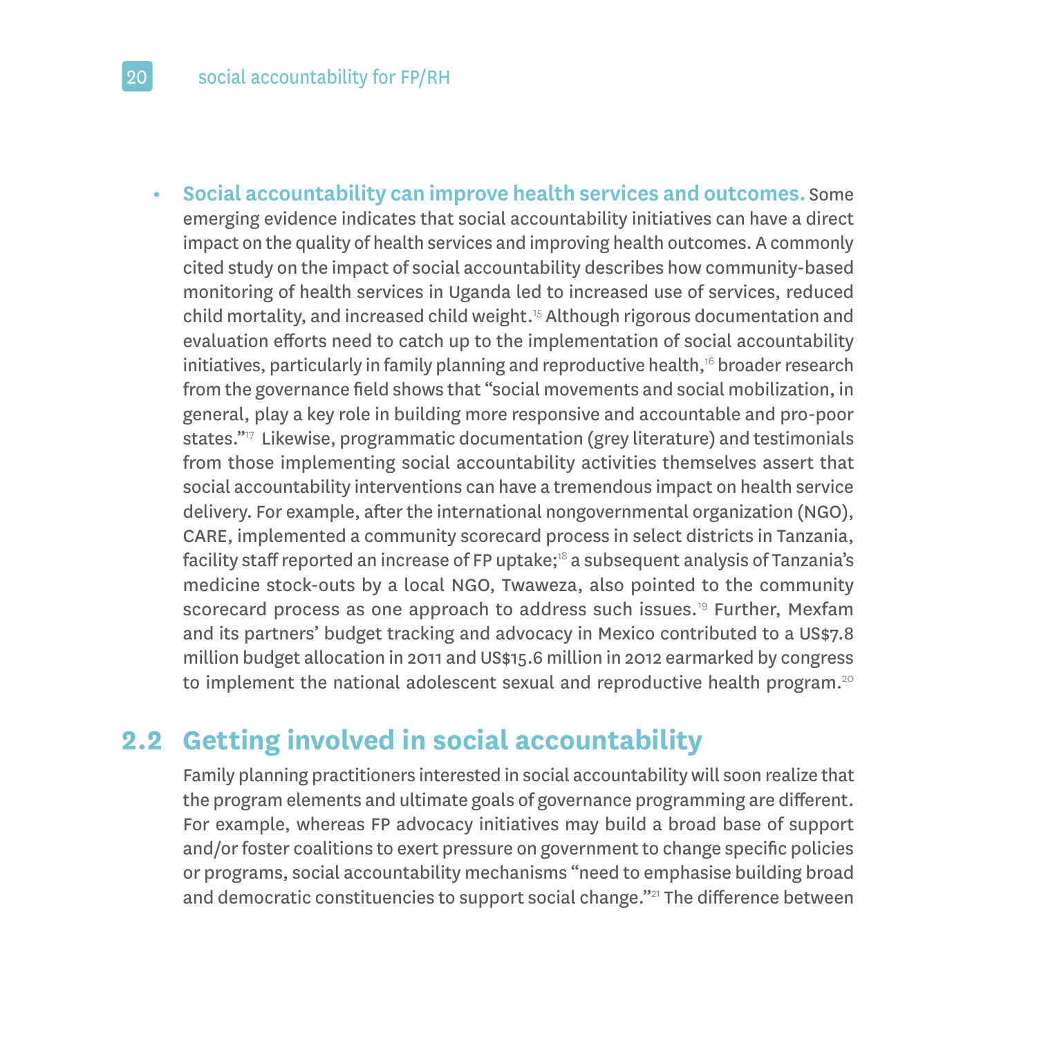- **Social accountability can improve health services and outcomes.** Some emerging evidence indicates that social accountability initiatives can have a direct impact on the quality of health services and improving health outcomes. A commonly cited study on the impact of social accountability describes how community-based monitoring of health services in Uganda led to increased use of services, reduced child mortality, and increased child weight.[15] Although rigorous documentation and evaluation efforts need to catch up to the implementation of social accountability initiatives, particularly in family planning and reproductive health,[16] broader research from the governance field shows that "social movements and social mobilization, in general, play a key role in building more responsive and accountable and pro-poor states."[17] Likewise, programmatic documentation (grey literature) and testimonials from those implementing social accountability activities themselves assert that social accountability interventions can have a tremendous impact on health service delivery. For example, after the international nongovernmental organization (NGO), CARE, implemented a community scorecard process in select districts in Tanzania, facility staff reported an increase of FP uptake;[18] a subsequent analysis of Tanzania's medicine stock-outs by a local NGO, Twaweza, also pointed to the community scorecard process as one approach to address such issues.[19] Further, Mexfam and its partners' budget tracking and advocacy in Mexico contributed to a US$7.8 million budget allocation in 2011 and US$15.6 million in 2012 earmarked by congress to implement the national adolescent sexual and reproductive health program.[20]

## 2.2 Getting involved in social accountability

Family planning practitioners interested in social accountability will soon realize that the program elements and ultimate goals of governance programming are different. For example, whereas FP advocacy initiatives may build a broad base of support and/or foster coalitions to exert pressure on government to change specific policies or programs, social accountability mechanisms "need to emphasise building broad and democratic constituencies to support social change."[21] The difference between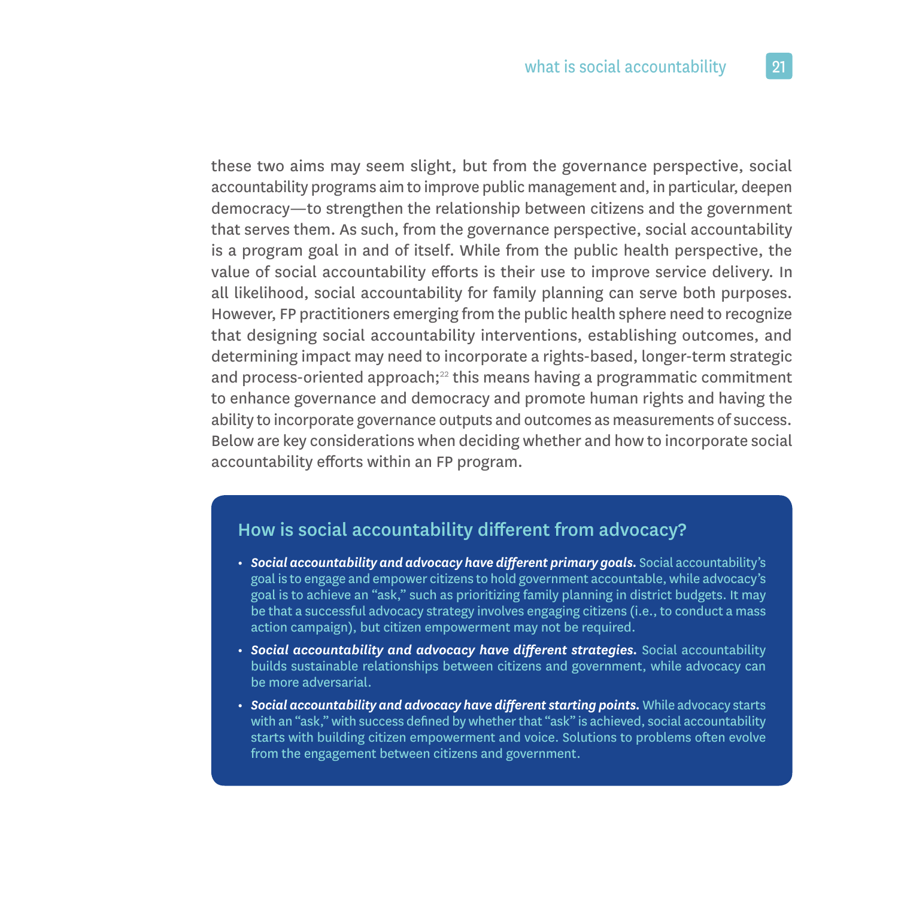these two aims may seem slight, but from the governance perspective, social accountability programs aim to improve public management and, in particular, deepen democracy—to strengthen the relationship between citizens and the government that serves them. As such, from the governance perspective, social accountability is a program goal in and of itself. While from the public health perspective, the value of social accountability efforts is their use to improve service delivery. In all likelihood, social accountability for family planning can serve both purposes. However, FP practitioners emerging from the public health sphere need to recognize that designing social accountability interventions, establishing outcomes, and determining impact may need to incorporate a rights-based, longer-term strategic and process-oriented approach;[22] this means having a programmatic commitment to enhance governance and democracy and promote human rights and having the ability to incorporate governance outputs and outcomes as measurements of success. Below are key considerations when deciding whether and how to incorporate social accountability efforts within an FP program.

### How is social accountability different from advocacy?

- ***Social accountability and advocacy have different primary goals.*** Social accountability's goal is to engage and empower citizens to hold government accountable, while advocacy's goal is to achieve an "ask," such as prioritizing family planning in district budgets. It may be that a successful advocacy strategy involves engaging citizens (i.e., to conduct a mass action campaign), but citizen empowerment may not be required.
- ***Social accountability and advocacy have different strategies.*** Social accountability builds sustainable relationships between citizens and government, while advocacy can be more adversarial.
- ***Social accountability and advocacy have different starting points.*** While advocacy starts with an "ask," with success defined by whether that "ask" is achieved, social accountability starts with building citizen empowerment and voice. Solutions to problems often evolve from the engagement between citizens and government.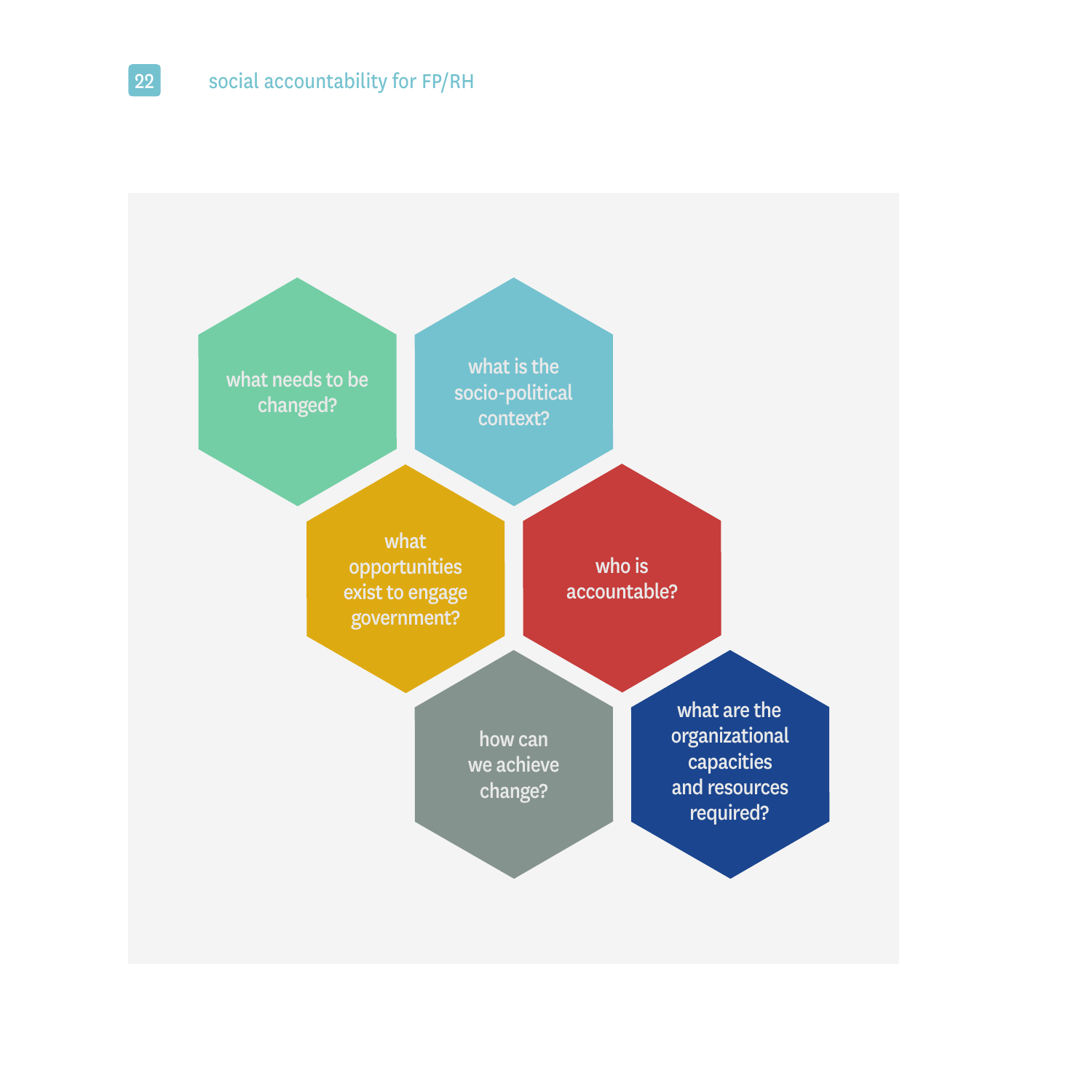what needs to be changed?

what is the socio-political context?

what opportunities exist to engage government?

who is accountable?

how can we achieve change?

what are the organizational capacities and resources required?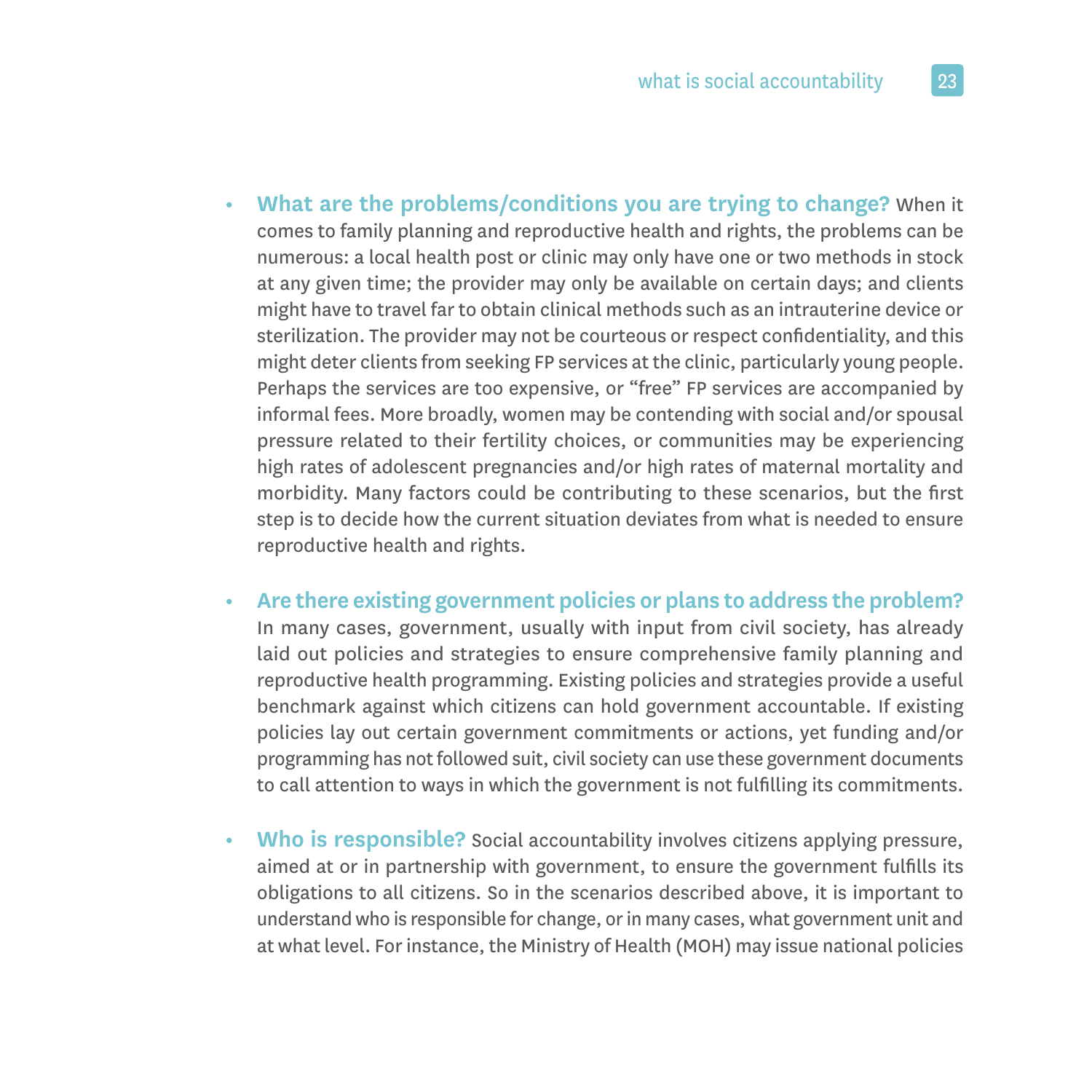- **What are the problems/conditions you are trying to change?** When it comes to family planning and reproductive health and rights, the problems can be numerous: a local health post or clinic may only have one or two methods in stock at any given time; the provider may only be available on certain days; and clients might have to travel far to obtain clinical methods such as an intrauterine device or sterilization. The provider may not be courteous or respect confidentiality, and this might deter clients from seeking FP services at the clinic, particularly young people. Perhaps the services are too expensive, or "free" FP services are accompanied by informal fees. More broadly, women may be contending with social and/or spousal pressure related to their fertility choices, or communities may be experiencing high rates of adolescent pregnancies and/or high rates of maternal mortality and morbidity. Many factors could be contributing to these scenarios, but the first step is to decide how the current situation deviates from what is needed to ensure reproductive health and rights.

- **Are there existing government policies or plans to address the problem?** In many cases, government, usually with input from civil society, has already laid out policies and strategies to ensure comprehensive family planning and reproductive health programming. Existing policies and strategies provide a useful benchmark against which citizens can hold government accountable. If existing policies lay out certain government commitments or actions, yet funding and/or programming has not followed suit, civil society can use these government documents to call attention to ways in which the government is not fulfilling its commitments.

- **Who is responsible?** Social accountability involves citizens applying pressure, aimed at or in partnership with government, to ensure the government fulfills its obligations to all citizens. So in the scenarios described above, it is important to understand who is responsible for change, or in many cases, what government unit and at what level. For instance, the Ministry of Health (MOH) may issue national policies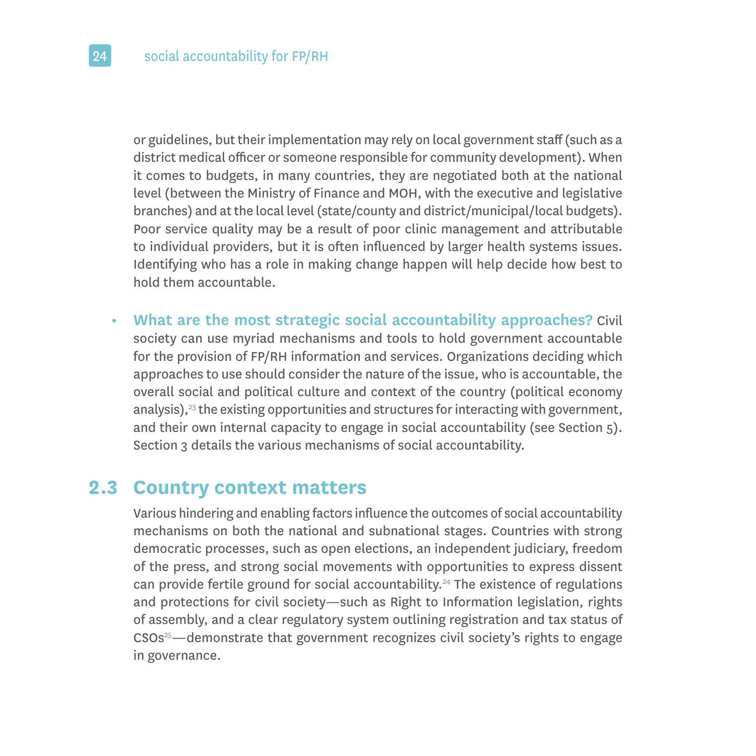or guidelines, but their implementation may rely on local government staff (such as a district medical officer or someone responsible for community development). When it comes to budgets, in many countries, they are negotiated both at the national level (between the Ministry of Finance and MOH, with the executive and legislative branches) and at the local level (state/county and district/municipal/local budgets). Poor service quality may be a result of poor clinic management and attributable to individual providers, but it is often influenced by larger health systems issues. Identifying who has a role in making change happen will help decide how best to hold them accountable.

- **What are the most strategic social accountability approaches?** Civil society can use myriad mechanisms and tools to hold government accountable for the provision of FP/RH information and services. Organizations deciding which approaches to use should consider the nature of the issue, who is accountable, the overall social and political culture and context of the country (political economy analysis),[23] the existing opportunities and structures for interacting with government, and their own internal capacity to engage in social accountability (see Section 5). Section 3 details the various mechanisms of social accountability.

## 2.3 Country context matters

Various hindering and enabling factors influence the outcomes of social accountability mechanisms on both the national and subnational stages. Countries with strong democratic processes, such as open elections, an independent judiciary, freedom of the press, and strong social movements with opportunities to express dissent can provide fertile ground for social accountability.[24] The existence of regulations and protections for civil society—such as Right to Information legislation, rights of assembly, and a clear regulatory system outlining registration and tax status of CSOs[25]—demonstrate that government recognizes civil society's rights to engage in governance.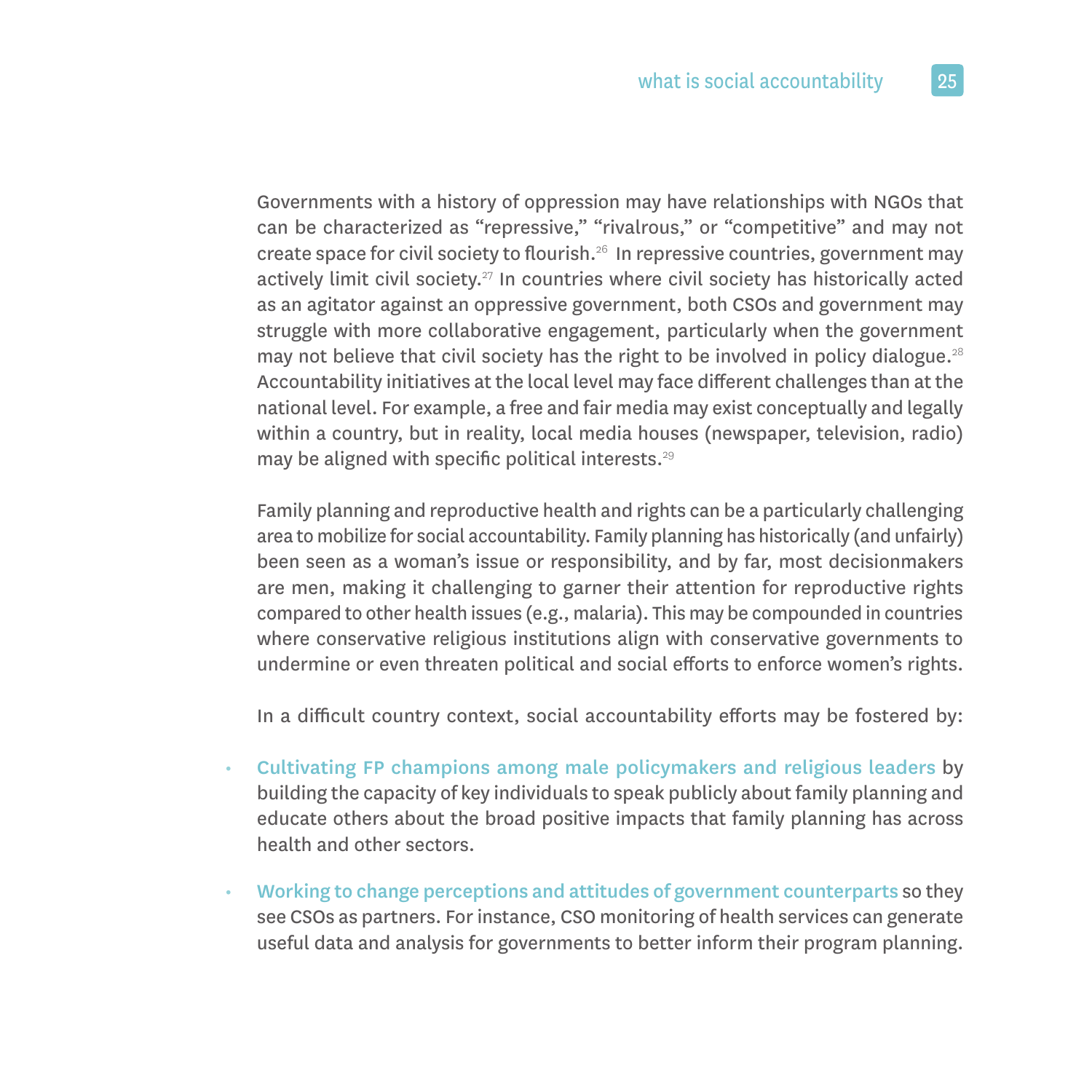Governments with a history of oppression may have relationships with NGOs that can be characterized as "repressive," "rivalrous," or "competitive" and may not create space for civil society to flourish.[26] In repressive countries, government may actively limit civil society.[27] In countries where civil society has historically acted as an agitator against an oppressive government, both CSOs and government may struggle with more collaborative engagement, particularly when the government may not believe that civil society has the right to be involved in policy dialogue.[28] Accountability initiatives at the local level may face different challenges than at the national level. For example, a free and fair media may exist conceptually and legally within a country, but in reality, local media houses (newspaper, television, radio) may be aligned with specific political interests.[29]

Family planning and reproductive health and rights can be a particularly challenging area to mobilize for social accountability. Family planning has historically (and unfairly) been seen as a woman's issue or responsibility, and by far, most decisionmakers are men, making it challenging to garner their attention for reproductive rights compared to other health issues (e.g., malaria). This may be compounded in countries where conservative religious institutions align with conservative governments to undermine or even threaten political and social efforts to enforce women's rights.

In a difficult country context, social accountability efforts may be fostered by:

- **Cultivating FP champions among male policymakers and religious leaders** by building the capacity of key individuals to speak publicly about family planning and educate others about the broad positive impacts that family planning has across health and other sectors.
- **Working to change perceptions and attitudes of government counterparts** so they see CSOs as partners. For instance, CSO monitoring of health services can generate useful data and analysis for governments to better inform their program planning.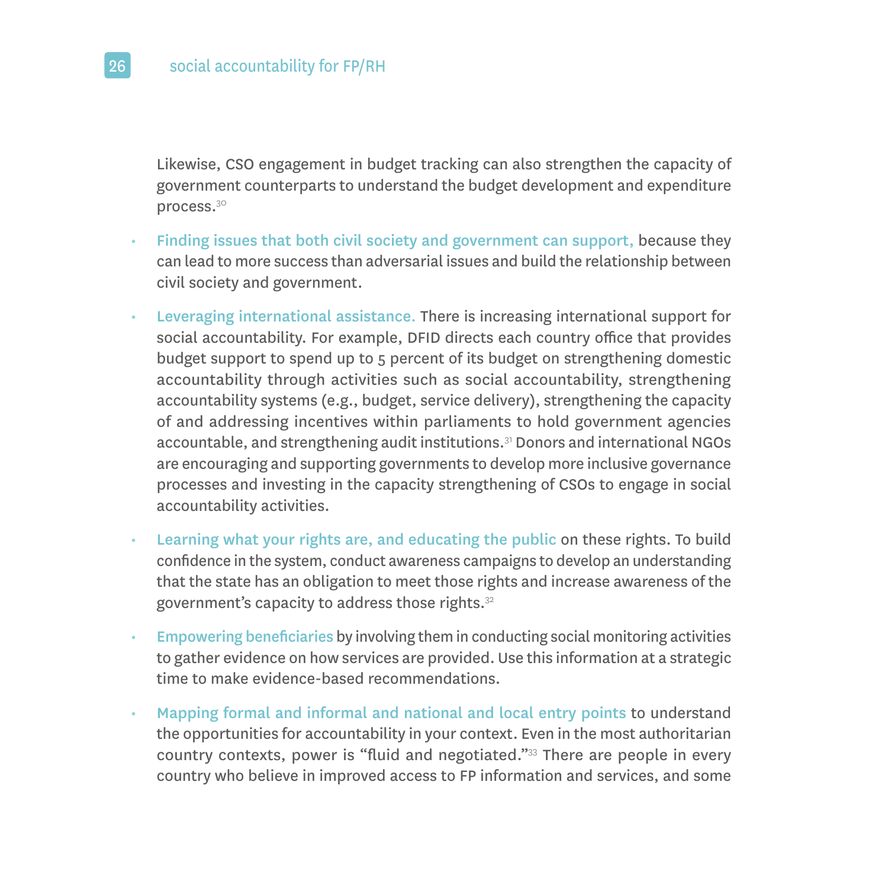Likewise, CSO engagement in budget tracking can also strengthen the capacity of government counterparts to understand the budget development and expenditure process.[30]

- **Finding issues that both civil society and government can support,** because they can lead to more success than adversarial issues and build the relationship between civil society and government.
- **Leveraging international assistance.** There is increasing international support for social accountability. For example, DFID directs each country office that provides budget support to spend up to 5 percent of its budget on strengthening domestic accountability through activities such as social accountability, strengthening accountability systems (e.g., budget, service delivery), strengthening the capacity of and addressing incentives within parliaments to hold government agencies accountable, and strengthening audit institutions.[31] Donors and international NGOs are encouraging and supporting governments to develop more inclusive governance processes and investing in the capacity strengthening of CSOs to engage in social accountability activities.
- **Learning what your rights are, and educating the public** on these rights. To build confidence in the system, conduct awareness campaigns to develop an understanding that the state has an obligation to meet those rights and increase awareness of the government's capacity to address those rights.[32]
- **Empowering beneficiaries** by involving them in conducting social monitoring activities to gather evidence on how services are provided. Use this information at a strategic time to make evidence-based recommendations.
- **Mapping formal and informal and national and local entry points** to understand the opportunities for accountability in your context. Even in the most authoritarian country contexts, power is "fluid and negotiated."[33] There are people in every country who believe in improved access to FP information and services, and some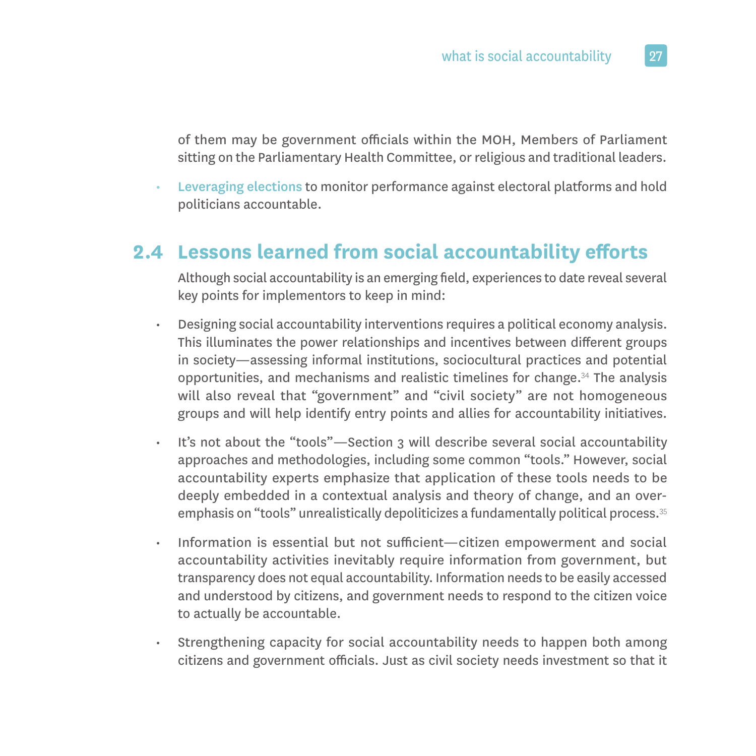of them may be government officials within the MOH, Members of Parliament sitting on the Parliamentary Health Committee, or religious and traditional leaders.

- Leveraging elections to monitor performance against electoral platforms and hold politicians accountable.

## 2.4 Lessons learned from social accountability efforts

Although social accountability is an emerging field, experiences to date reveal several key points for implementors to keep in mind:

- Designing social accountability interventions requires a political economy analysis. This illuminates the power relationships and incentives between different groups in society—assessing informal institutions, sociocultural practices and potential opportunities, and mechanisms and realistic timelines for change.[34] The analysis will also reveal that "government" and "civil society" are not homogeneous groups and will help identify entry points and allies for accountability initiatives.

- It's not about the "tools"—Section 3 will describe several social accountability approaches and methodologies, including some common "tools." However, social accountability experts emphasize that application of these tools needs to be deeply embedded in a contextual analysis and theory of change, and an over-emphasis on "tools" unrealistically depoliticizes a fundamentally political process.[35]

- Information is essential but not sufficient—citizen empowerment and social accountability activities inevitably require information from government, but transparency does not equal accountability. Information needs to be easily accessed and understood by citizens, and government needs to respond to the citizen voice to actually be accountable.

- Strengthening capacity for social accountability needs to happen both among citizens and government officials. Just as civil society needs investment so that it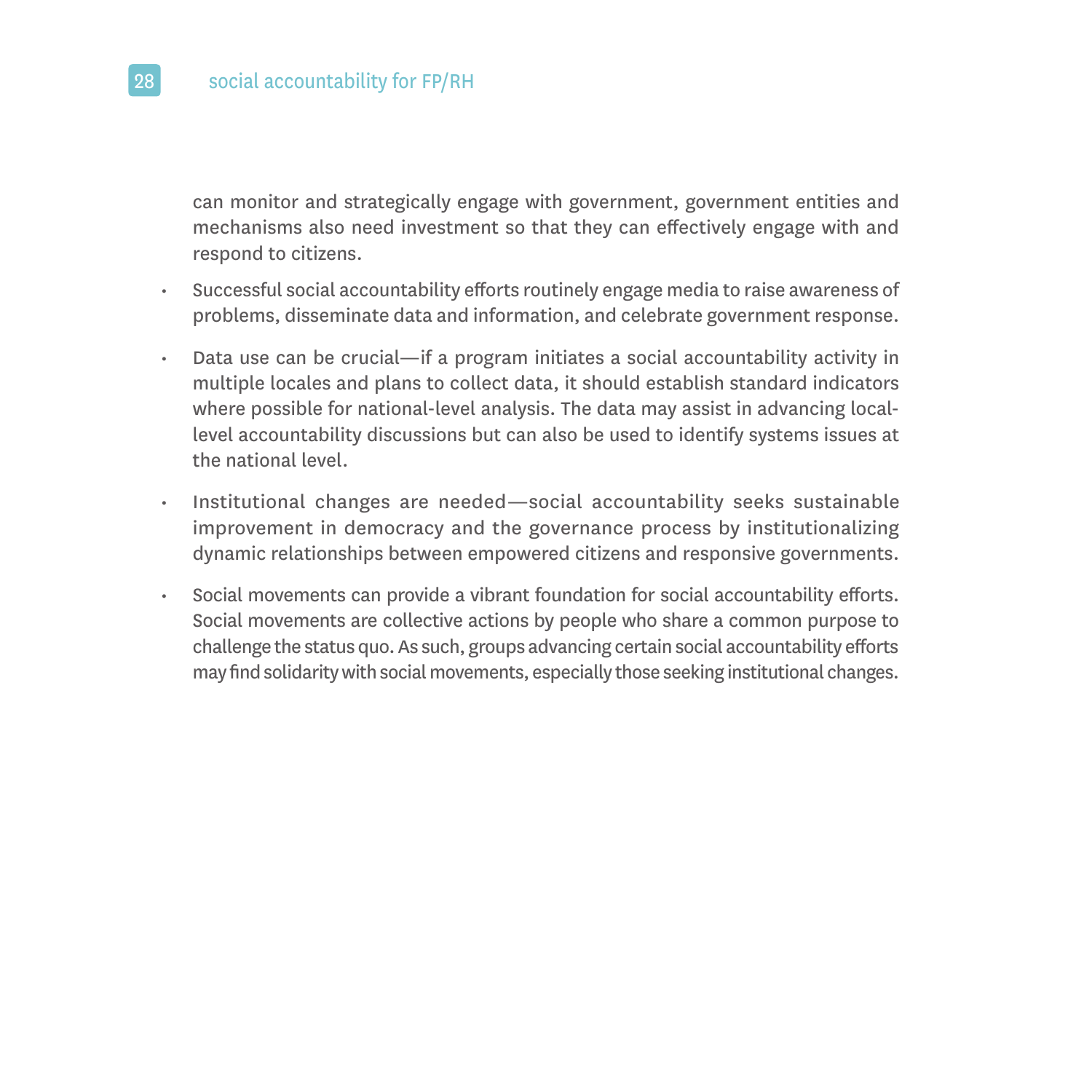can monitor and strategically engage with government, government entities and mechanisms also need investment so that they can effectively engage with and respond to citizens.

- Successful social accountability efforts routinely engage media to raise awareness of problems, disseminate data and information, and celebrate government response.
- Data use can be crucial—if a program initiates a social accountability activity in multiple locales and plans to collect data, it should establish standard indicators where possible for national-level analysis. The data may assist in advancing local-level accountability discussions but can also be used to identify systems issues at the national level.
- Institutional changes are needed—social accountability seeks sustainable improvement in democracy and the governance process by institutionalizing dynamic relationships between empowered citizens and responsive governments.
- Social movements can provide a vibrant foundation for social accountability efforts. Social movements are collective actions by people who share a common purpose to challenge the status quo. As such, groups advancing certain social accountability efforts may find solidarity with social movements, especially those seeking institutional changes.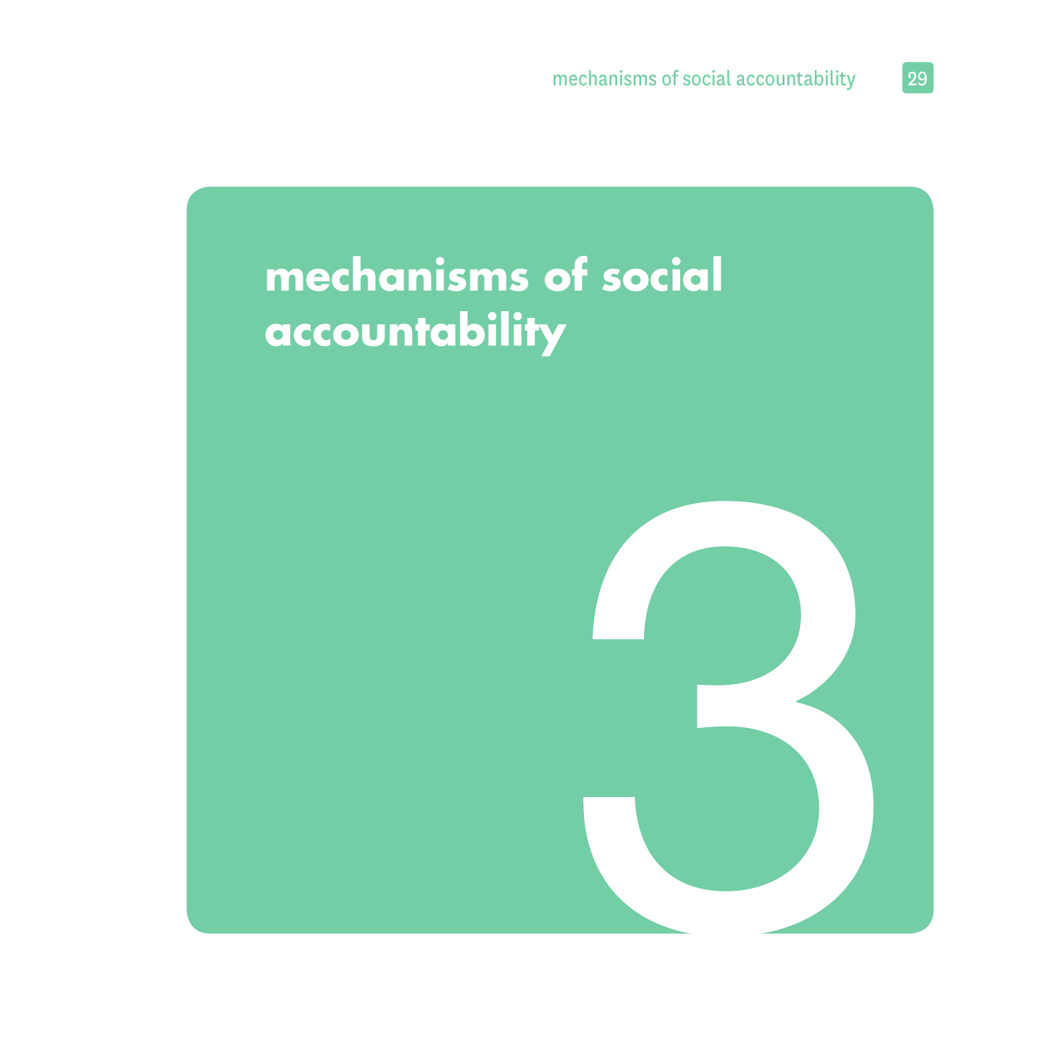# 3 mechanisms of social accountability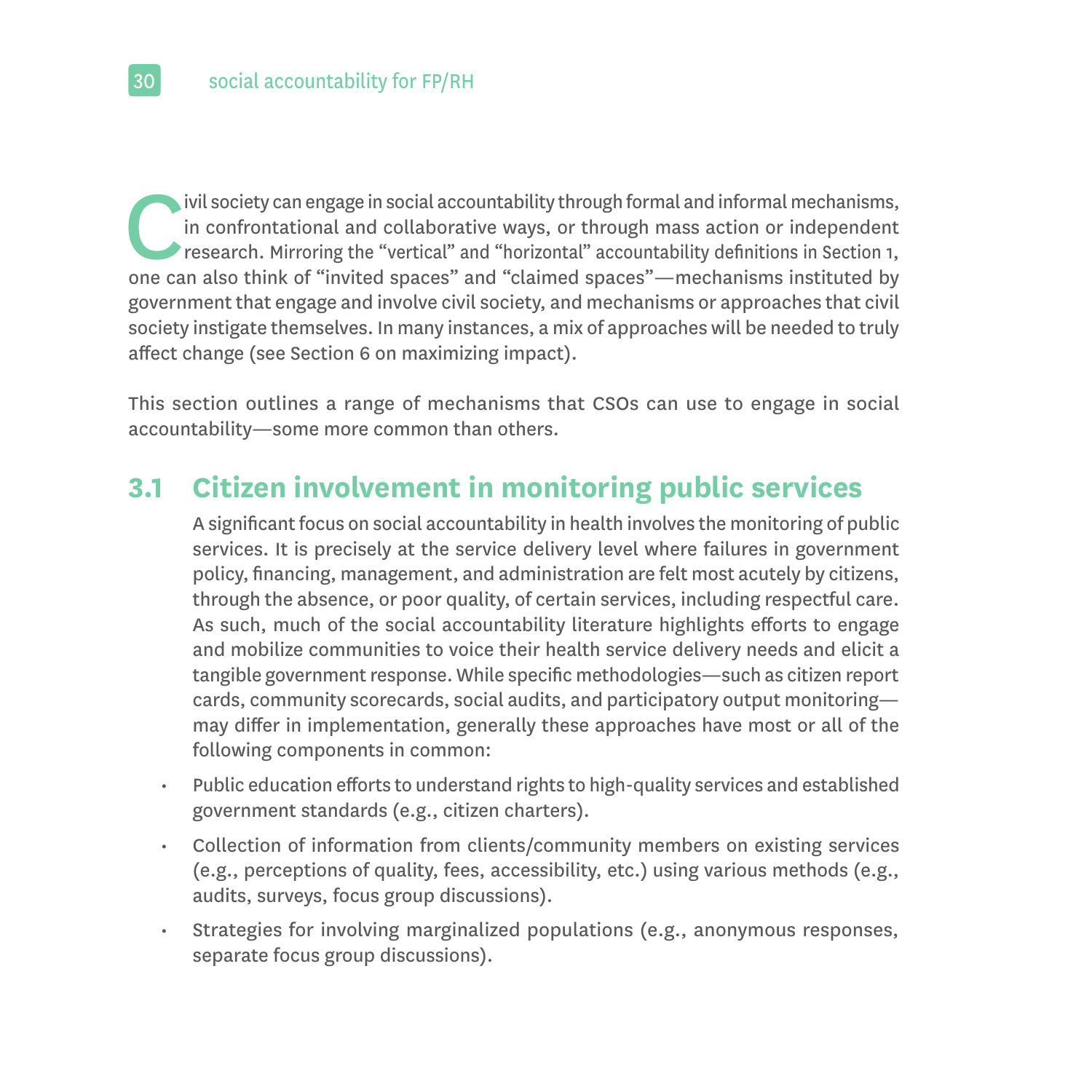Civil society can engage in social accountability through formal and informal mechanisms, in confrontational and collaborative ways, or through mass action or independent research. Mirroring the "vertical" and "horizontal" accountability definitions in Section 1, one can also think of "invited spaces" and "claimed spaces"—mechanisms instituted by government that engage and involve civil society, and mechanisms or approaches that civil society instigate themselves. In many instances, a mix of approaches will be needed to truly affect change (see Section 6 on maximizing impact).

This section outlines a range of mechanisms that CSOs can use to engage in social accountability—some more common than others.

## 3.1 Citizen involvement in monitoring public services

A significant focus on social accountability in health involves the monitoring of public services. It is precisely at the service delivery level where failures in government policy, financing, management, and administration are felt most acutely by citizens, through the absence, or poor quality, of certain services, including respectful care. As such, much of the social accountability literature highlights efforts to engage and mobilize communities to voice their health service delivery needs and elicit a tangible government response. While specific methodologies—such as citizen report cards, community scorecards, social audits, and participatory output monitoring—may differ in implementation, generally these approaches have most or all of the following components in common:

- Public education efforts to understand rights to high-quality services and established government standards (e.g., citizen charters).
- Collection of information from clients/community members on existing services (e.g., perceptions of quality, fees, accessibility, etc.) using various methods (e.g., audits, surveys, focus group discussions).
- Strategies for involving marginalized populations (e.g., anonymous responses, separate focus group discussions).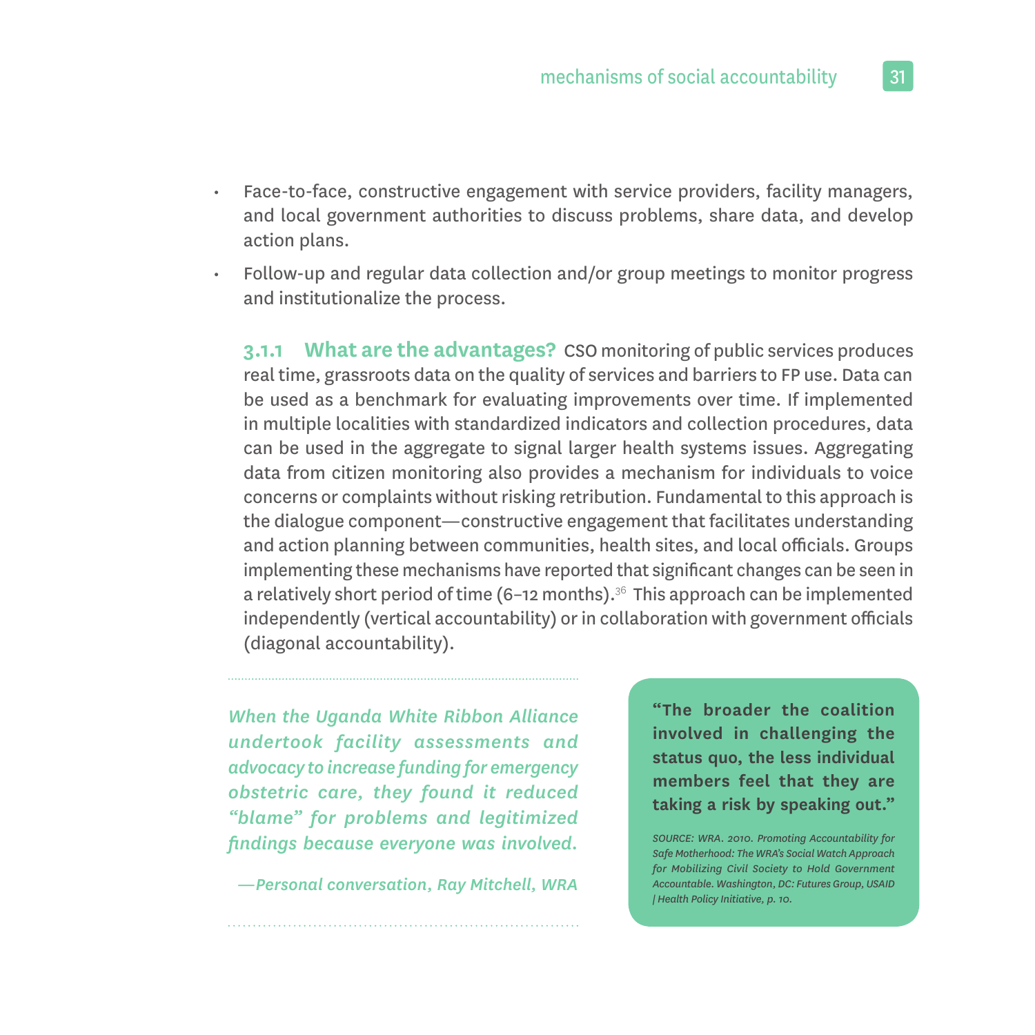- Face-to-face, constructive engagement with service providers, facility managers, and local government authorities to discuss problems, share data, and develop action plans.
- Follow-up and regular data collection and/or group meetings to monitor progress and institutionalize the process.

### 3.1.1 What are the advantages?

CSO monitoring of public services produces real time, grassroots data on the quality of services and barriers to FP use. Data can be used as a benchmark for evaluating improvements over time. If implemented in multiple localities with standardized indicators and collection procedures, data can be used in the aggregate to signal larger health systems issues. Aggregating data from citizen monitoring also provides a mechanism for individuals to voice concerns or complaints without risking retribution. Fundamental to this approach is the dialogue component—constructive engagement that facilitates understanding and action planning between communities, health sites, and local officials. Groups implementing these mechanisms have reported that significant changes can be seen in a relatively short period of time (6–12 months).[36] This approach can be implemented independently (vertical accountability) or in collaboration with government officials (diagonal accountability).

*When the Uganda White Ribbon Alliance undertook facility assessments and advocacy to increase funding for emergency obstetric care, they found it reduced "blame" for problems and legitimized findings because everyone was involved.*

*—Personal conversation, Ray Mitchell, WRA*

**"The broader the coalition involved in challenging the status quo, the less individual members feel that they are taking a risk by speaking out."**

*SOURCE: WRA. 2010. Promoting Accountability for Safe Motherhood: The WRA's Social Watch Approach for Mobilizing Civil Society to Hold Government Accountable. Washington, DC: Futures Group, USAID | Health Policy Initiative, p. 10.*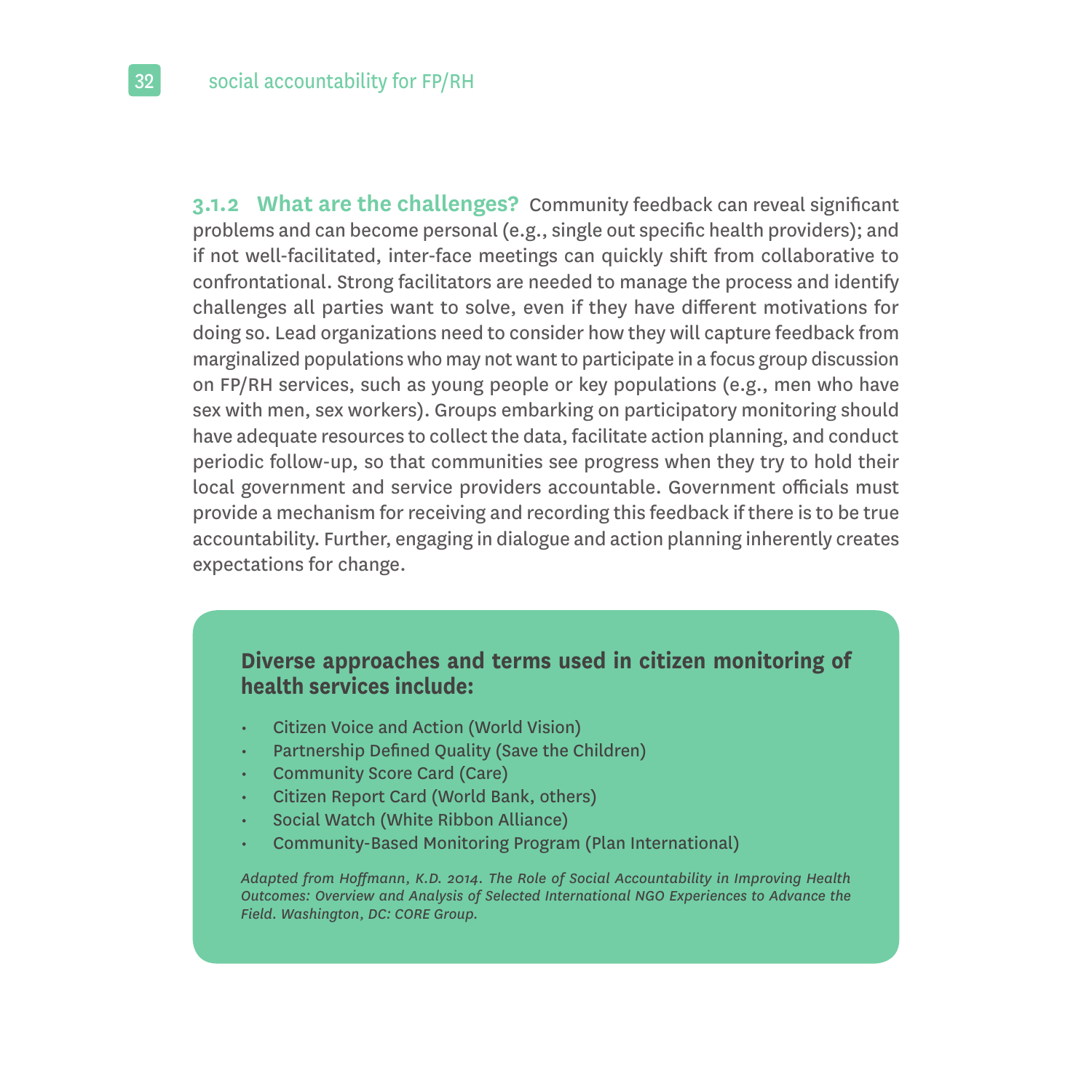**3.1.2 What are the challenges?** Community feedback can reveal significant problems and can become personal (e.g., single out specific health providers); and if not well-facilitated, inter-face meetings can quickly shift from collaborative to confrontational. Strong facilitators are needed to manage the process and identify challenges all parties want to solve, even if they have different motivations for doing so. Lead organizations need to consider how they will capture feedback from marginalized populations who may not want to participate in a focus group discussion on FP/RH services, such as young people or key populations (e.g., men who have sex with men, sex workers). Groups embarking on participatory monitoring should have adequate resources to collect the data, facilitate action planning, and conduct periodic follow-up, so that communities see progress when they try to hold their local government and service providers accountable. Government officials must provide a mechanism for receiving and recording this feedback if there is to be true accountability. Further, engaging in dialogue and action planning inherently creates expectations for change.

**Diverse approaches and terms used in citizen monitoring of health services include:**

- Citizen Voice and Action (World Vision)
- Partnership Defined Quality (Save the Children)
- Community Score Card (Care)
- Citizen Report Card (World Bank, others)
- Social Watch (White Ribbon Alliance)
- Community-Based Monitoring Program (Plan International)

*Adapted from Hoffmann, K.D. 2014. The Role of Social Accountability in Improving Health Outcomes: Overview and Analysis of Selected International NGO Experiences to Advance the Field. Washington, DC: CORE Group.*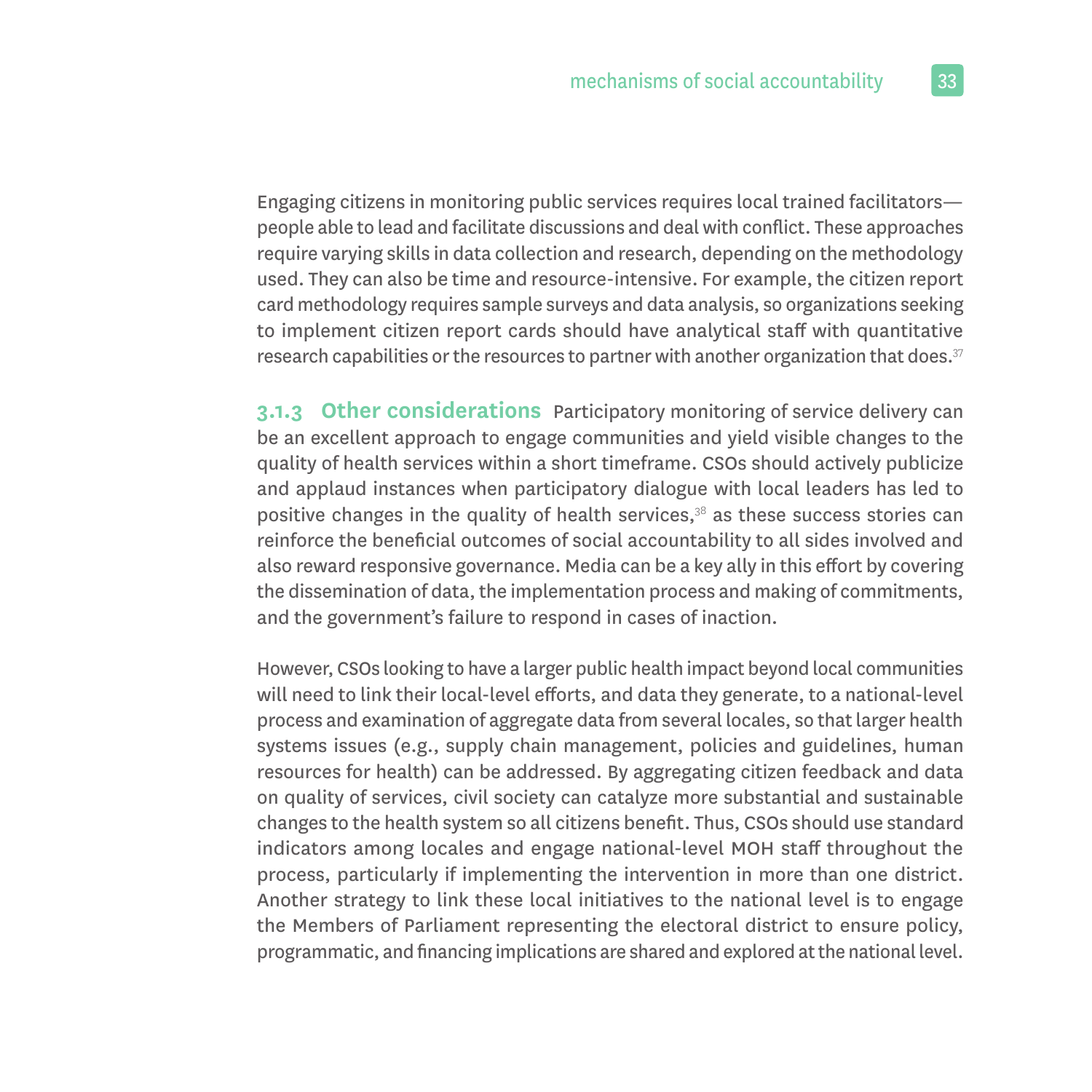Engaging citizens in monitoring public services requires local trained facilitators—people able to lead and facilitate discussions and deal with conflict. These approaches require varying skills in data collection and research, depending on the methodology used. They can also be time and resource-intensive. For example, the citizen report card methodology requires sample surveys and data analysis, so organizations seeking to implement citizen report cards should have analytical staff with quantitative research capabilities or the resources to partner with another organization that does.[37]

**3.1.3 Other considerations** Participatory monitoring of service delivery can be an excellent approach to engage communities and yield visible changes to the quality of health services within a short timeframe. CSOs should actively publicize and applaud instances when participatory dialogue with local leaders has led to positive changes in the quality of health services,[38] as these success stories can reinforce the beneficial outcomes of social accountability to all sides involved and also reward responsive governance. Media can be a key ally in this effort by covering the dissemination of data, the implementation process and making of commitments, and the government's failure to respond in cases of inaction.

However, CSOs looking to have a larger public health impact beyond local communities will need to link their local-level efforts, and data they generate, to a national-level process and examination of aggregate data from several locales, so that larger health systems issues (e.g., supply chain management, policies and guidelines, human resources for health) can be addressed. By aggregating citizen feedback and data on quality of services, civil society can catalyze more substantial and sustainable changes to the health system so all citizens benefit. Thus, CSOs should use standard indicators among locales and engage national-level MOH staff throughout the process, particularly if implementing the intervention in more than one district. Another strategy to link these local initiatives to the national level is to engage the Members of Parliament representing the electoral district to ensure policy, programmatic, and financing implications are shared and explored at the national level.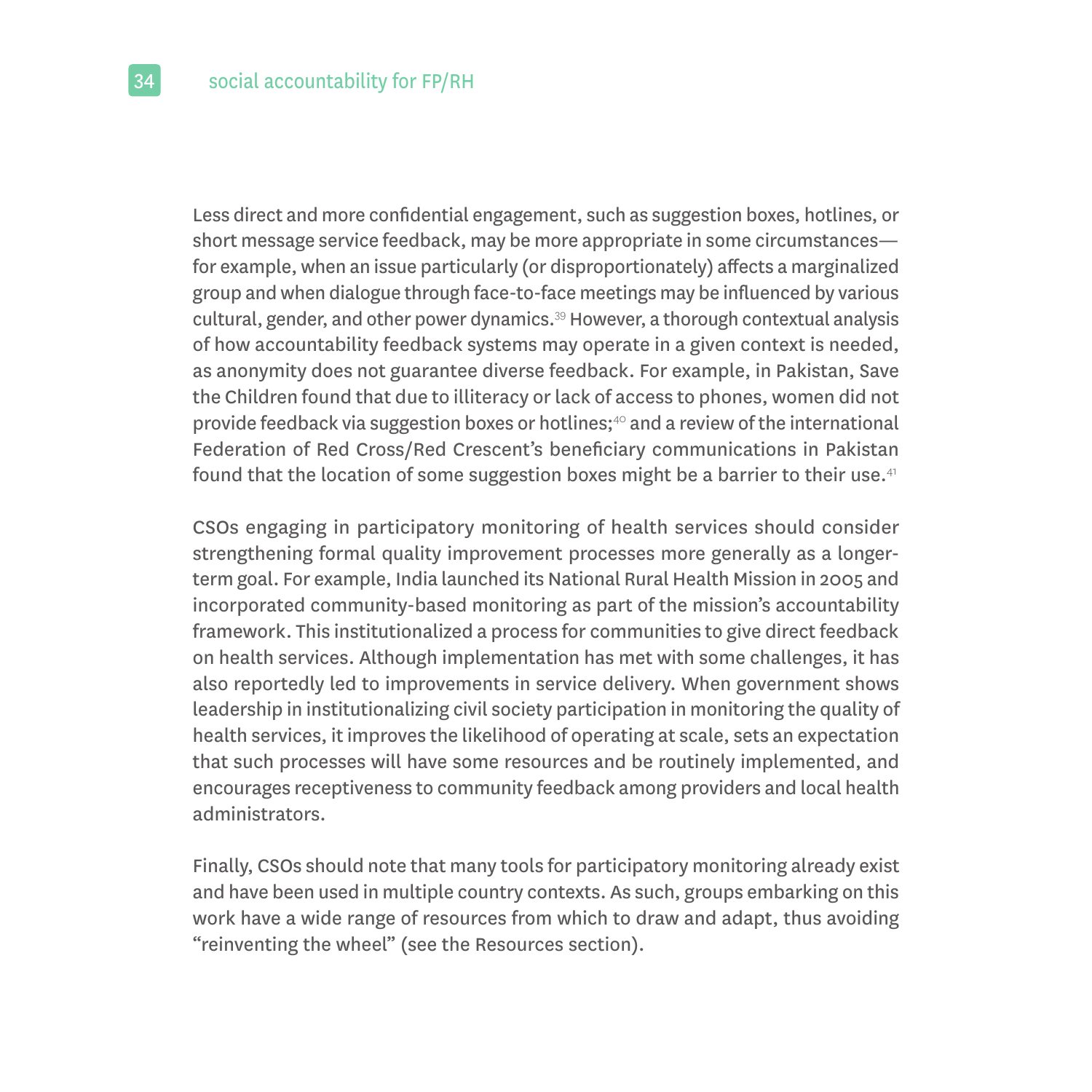Less direct and more confidential engagement, such as suggestion boxes, hotlines, or short message service feedback, may be more appropriate in some circumstances—for example, when an issue particularly (or disproportionately) affects a marginalized group and when dialogue through face-to-face meetings may be influenced by various cultural, gender, and other power dynamics.[39] However, a thorough contextual analysis of how accountability feedback systems may operate in a given context is needed, as anonymity does not guarantee diverse feedback. For example, in Pakistan, Save the Children found that due to illiteracy or lack of access to phones, women did not provide feedback via suggestion boxes or hotlines;[40] and a review of the international Federation of Red Cross/Red Crescent's beneficiary communications in Pakistan found that the location of some suggestion boxes might be a barrier to their use.[41]

CSOs engaging in participatory monitoring of health services should consider strengthening formal quality improvement processes more generally as a longer-term goal. For example, India launched its National Rural Health Mission in 2005 and incorporated community-based monitoring as part of the mission's accountability framework. This institutionalized a process for communities to give direct feedback on health services. Although implementation has met with some challenges, it has also reportedly led to improvements in service delivery. When government shows leadership in institutionalizing civil society participation in monitoring the quality of health services, it improves the likelihood of operating at scale, sets an expectation that such processes will have some resources and be routinely implemented, and encourages receptiveness to community feedback among providers and local health administrators.

Finally, CSOs should note that many tools for participatory monitoring already exist and have been used in multiple country contexts. As such, groups embarking on this work have a wide range of resources from which to draw and adapt, thus avoiding "reinventing the wheel" (see the Resources section).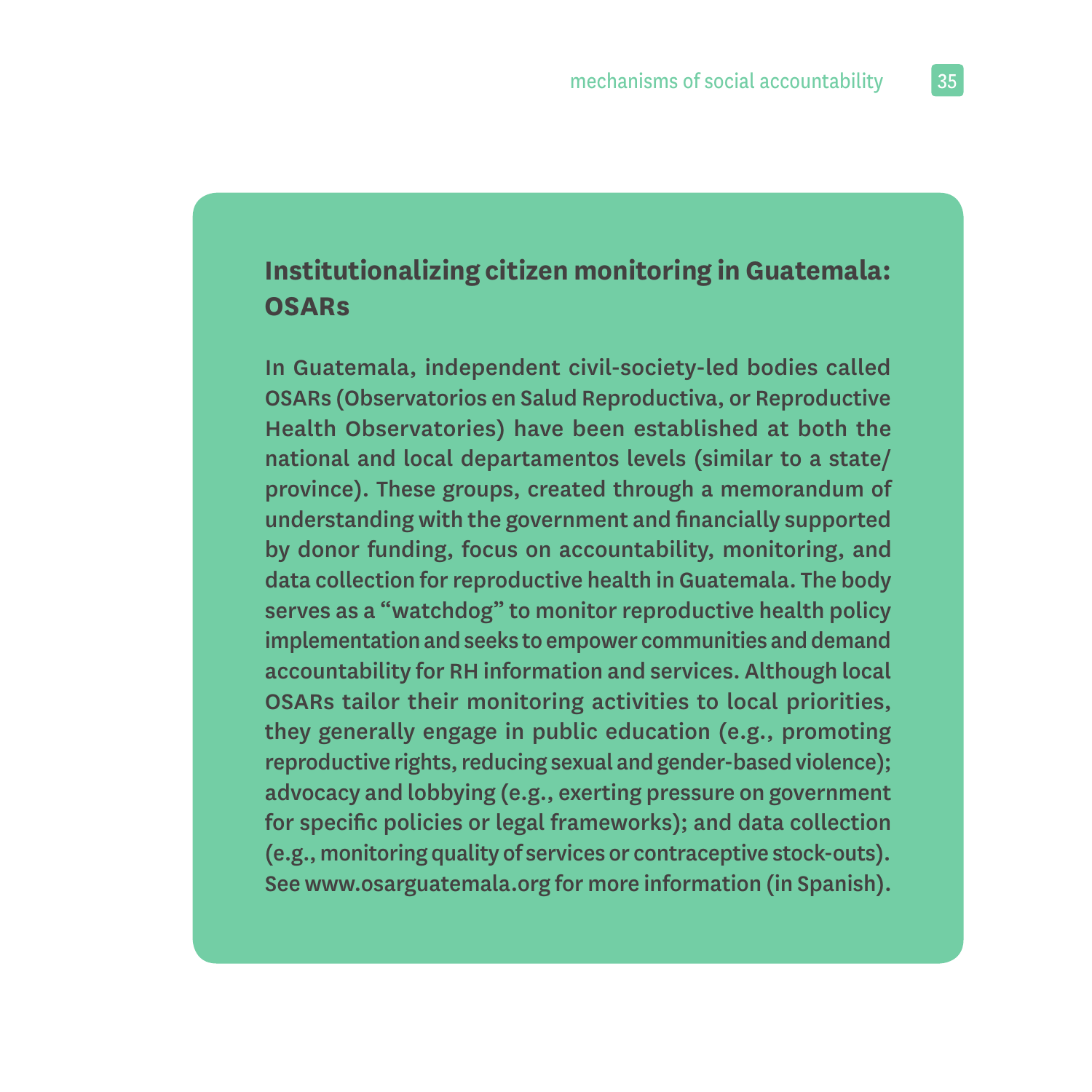## Institutionalizing citizen monitoring in Guatemala: OSARs

**In Guatemala, independent civil-society-led bodies called OSARs (Observatorios en Salud Reproductiva, or Reproductive Health Observatories) have been established at both the national and local departamentos levels (similar to a state/province). These groups, created through a memorandum of understanding with the government and financially supported by donor funding, focus on accountability, monitoring, and data collection for reproductive health in Guatemala. The body serves as a "watchdog" to monitor reproductive health policy implementation and seeks to empower communities and demand accountability for RH information and services. Although local OSARs tailor their monitoring activities to local priorities, they generally engage in public education (e.g., promoting reproductive rights, reducing sexual and gender-based violence); advocacy and lobbying (e.g., exerting pressure on government for specific policies or legal frameworks); and data collection (e.g., monitoring quality of services or contraceptive stock-outs). See www.osarguatemala.org for more information (in Spanish).**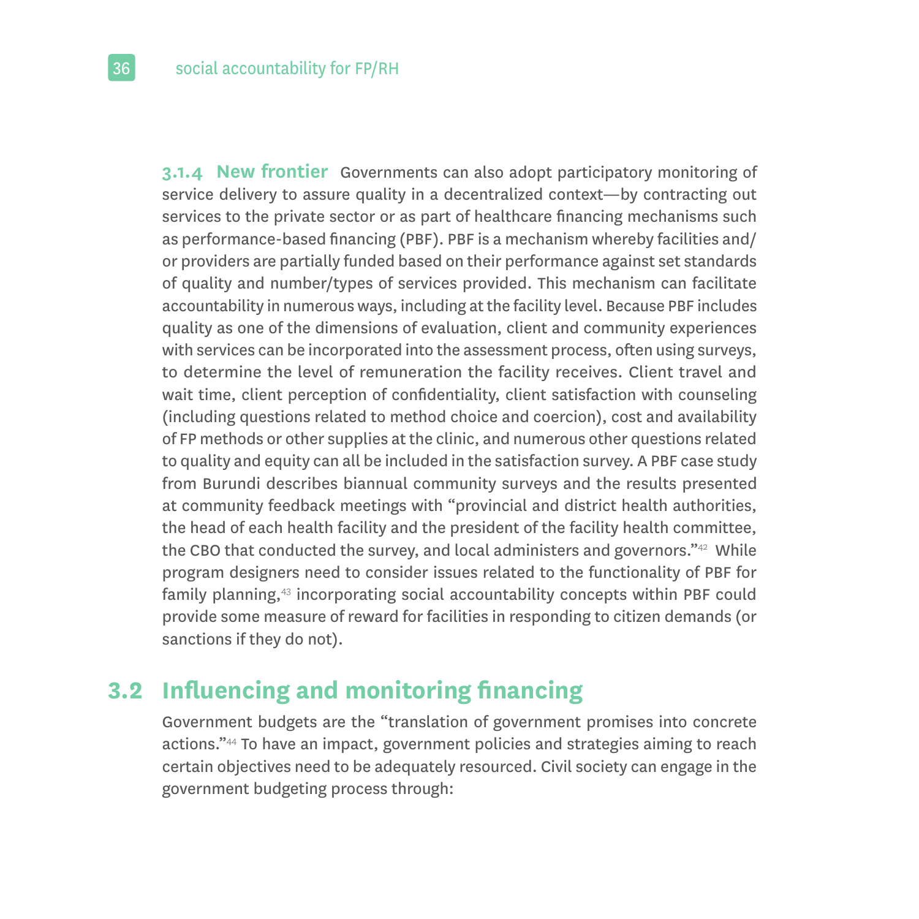**3.1.4 New frontier** Governments can also adopt participatory monitoring of service delivery to assure quality in a decentralized context—by contracting out services to the private sector or as part of healthcare financing mechanisms such as performance-based financing (PBF). PBF is a mechanism whereby facilities and/or providers are partially funded based on their performance against set standards of quality and number/types of services provided. This mechanism can facilitate accountability in numerous ways, including at the facility level. Because PBF includes quality as one of the dimensions of evaluation, client and community experiences with services can be incorporated into the assessment process, often using surveys, to determine the level of remuneration the facility receives. Client travel and wait time, client perception of confidentiality, client satisfaction with counseling (including questions related to method choice and coercion), cost and availability of FP methods or other supplies at the clinic, and numerous other questions related to quality and equity can all be included in the satisfaction survey. A PBF case study from Burundi describes biannual community surveys and the results presented at community feedback meetings with "provincial and district health authorities, the head of each health facility and the president of the facility health committee, the CBO that conducted the survey, and local administers and governors."[42] While program designers need to consider issues related to the functionality of PBF for family planning,[43] incorporating social accountability concepts within PBF could provide some measure of reward for facilities in responding to citizen demands (or sanctions if they do not).

## 3.2 Influencing and monitoring financing

Government budgets are the "translation of government promises into concrete actions."[44] To have an impact, government policies and strategies aiming to reach certain objectives need to be adequately resourced. Civil society can engage in the government budgeting process through: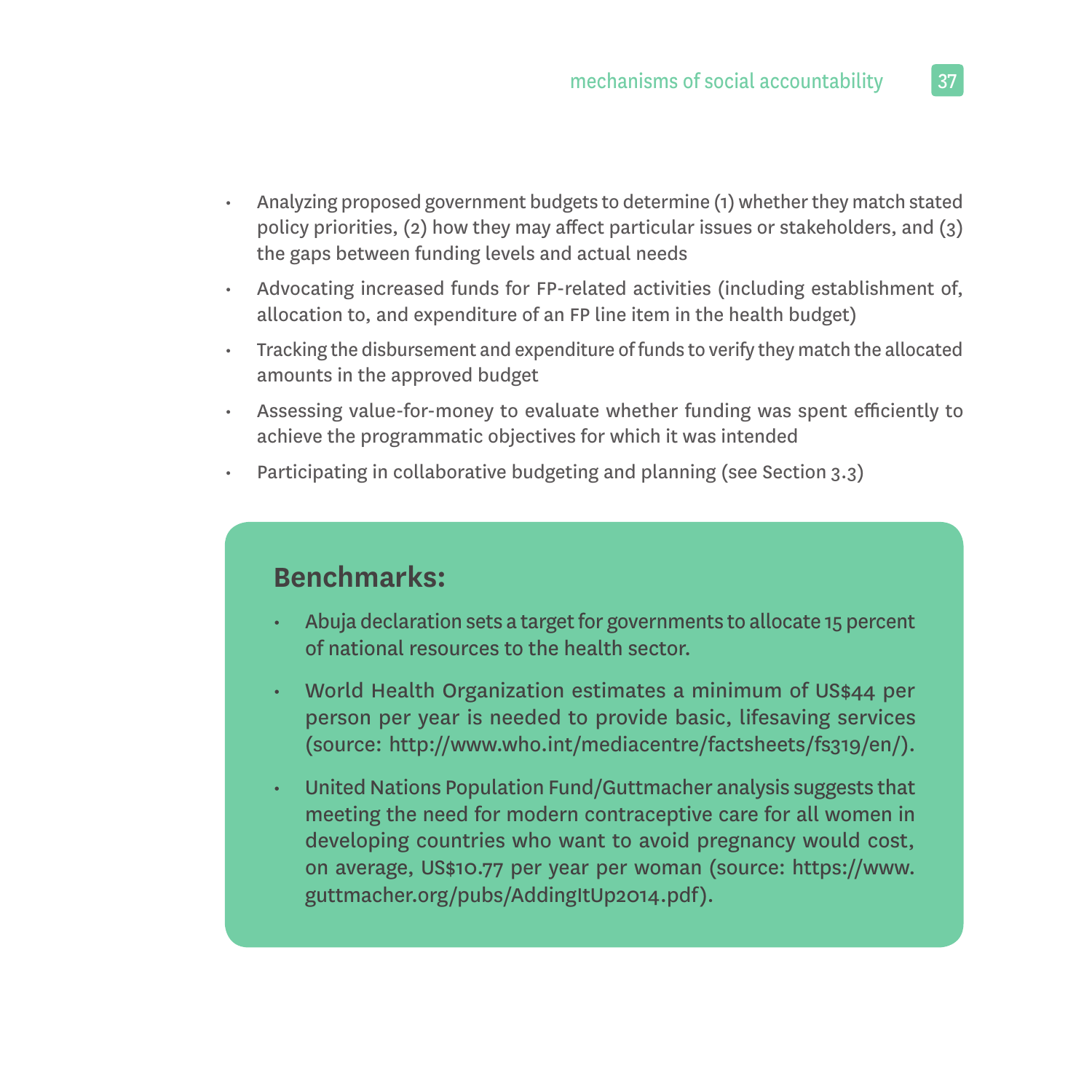- Analyzing proposed government budgets to determine (1) whether they match stated policy priorities, (2) how they may affect particular issues or stakeholders, and (3) the gaps between funding levels and actual needs
- Advocating increased funds for FP-related activities (including establishment of, allocation to, and expenditure of an FP line item in the health budget)
- Tracking the disbursement and expenditure of funds to verify they match the allocated amounts in the approved budget
- Assessing value-for-money to evaluate whether funding was spent efficiently to achieve the programmatic objectives for which it was intended
- Participating in collaborative budgeting and planning (see Section 3.3)

## Benchmarks:

- Abuja declaration sets a target for governments to allocate 15 percent of national resources to the health sector.
- World Health Organization estimates a minimum of US$44 per person per year is needed to provide basic, lifesaving services (source: http://www.who.int/mediacentre/factsheets/fs319/en/).
- United Nations Population Fund/Guttmacher analysis suggests that meeting the need for modern contraceptive care for all women in developing countries who want to avoid pregnancy would cost, on average, US$10.77 per year per woman (source: https://www.guttmacher.org/pubs/AddingItUp2014.pdf).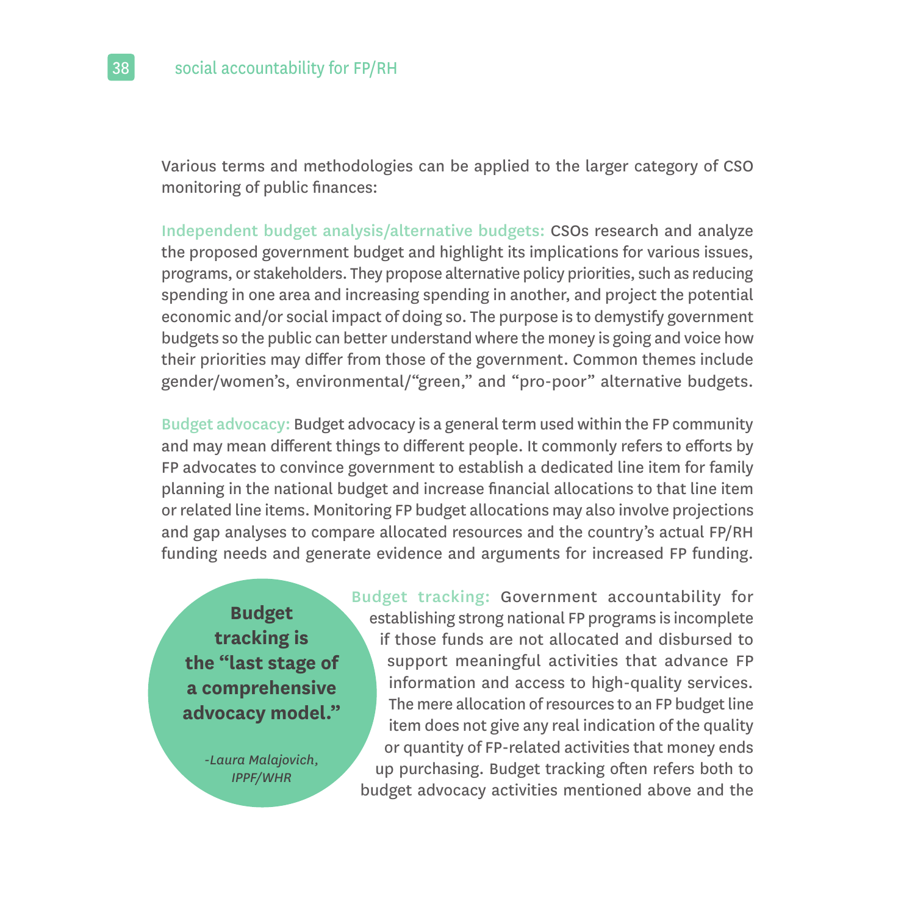Various terms and methodologies can be applied to the larger category of CSO monitoring of public finances:

**Independent budget analysis/alternative budgets:** CSOs research and analyze the proposed government budget and highlight its implications for various issues, programs, or stakeholders. They propose alternative policy priorities, such as reducing spending in one area and increasing spending in another, and project the potential economic and/or social impact of doing so. The purpose is to demystify government budgets so the public can better understand where the money is going and voice how their priorities may differ from those of the government. Common themes include gender/women's, environmental/"green," and "pro-poor" alternative budgets.

**Budget advocacy:** Budget advocacy is a general term used within the FP community and may mean different things to different people. It commonly refers to efforts by FP advocates to convince government to establish a dedicated line item for family planning in the national budget and increase financial allocations to that line item or related line items. Monitoring FP budget allocations may also involve projections and gap analyses to compare allocated resources and the country's actual FP/RH funding needs and generate evidence and arguments for increased FP funding.

> **Budget tracking is the "last stage of a comprehensive advocacy model."**
>
> *-Laura Malajovich, IPPF/WHR*

**Budget tracking:** Government accountability for establishing strong national FP programs is incomplete if those funds are not allocated and disbursed to support meaningful activities that advance FP information and access to high-quality services. The mere allocation of resources to an FP budget line item does not give any real indication of the quality or quantity of FP-related activities that money ends up purchasing. Budget tracking often refers both to budget advocacy activities mentioned above and the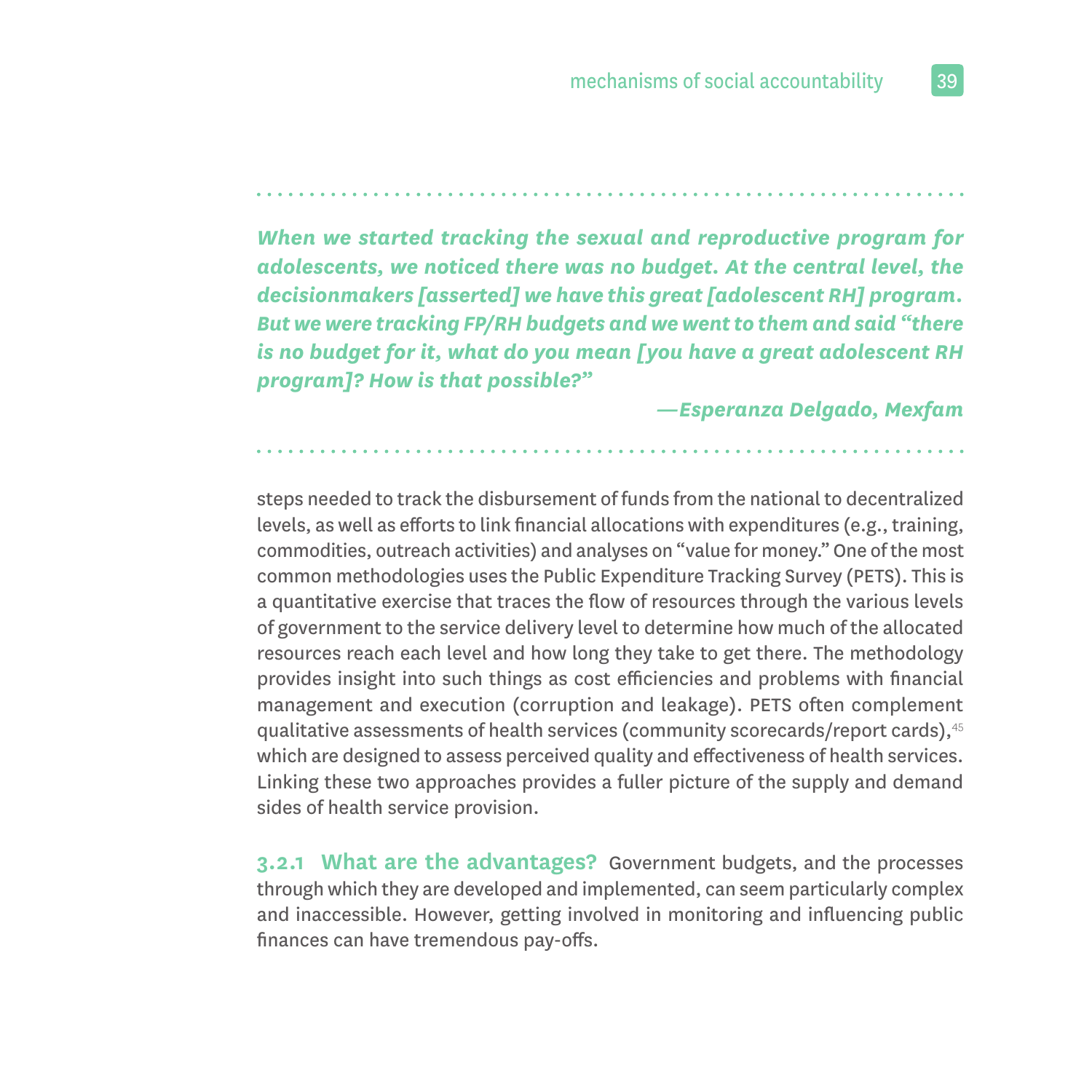*When we started tracking the sexual and reproductive program for adolescents, we noticed there was no budget. At the central level, the decisionmakers [asserted] we have this great [adolescent RH] program. But we were tracking FP/RH budgets and we went to them and said "there is no budget for it, what do you mean [you have a great adolescent RH program]? How is that possible?"*

***—Esperanza Delgado, Mexfam***

steps needed to track the disbursement of funds from the national to decentralized levels, as well as efforts to link financial allocations with expenditures (e.g., training, commodities, outreach activities) and analyses on "value for money." One of the most common methodologies uses the Public Expenditure Tracking Survey (PETS). This is a quantitative exercise that traces the flow of resources through the various levels of government to the service delivery level to determine how much of the allocated resources reach each level and how long they take to get there. The methodology provides insight into such things as cost efficiencies and problems with financial management and execution (corruption and leakage). PETS often complement qualitative assessments of health services (community scorecards/report cards),[45] which are designed to assess perceived quality and effectiveness of health services. Linking these two approaches provides a fuller picture of the supply and demand sides of health service provision.

**3.2.1 What are the advantages?** Government budgets, and the processes through which they are developed and implemented, can seem particularly complex and inaccessible. However, getting involved in monitoring and influencing public finances can have tremendous pay-offs.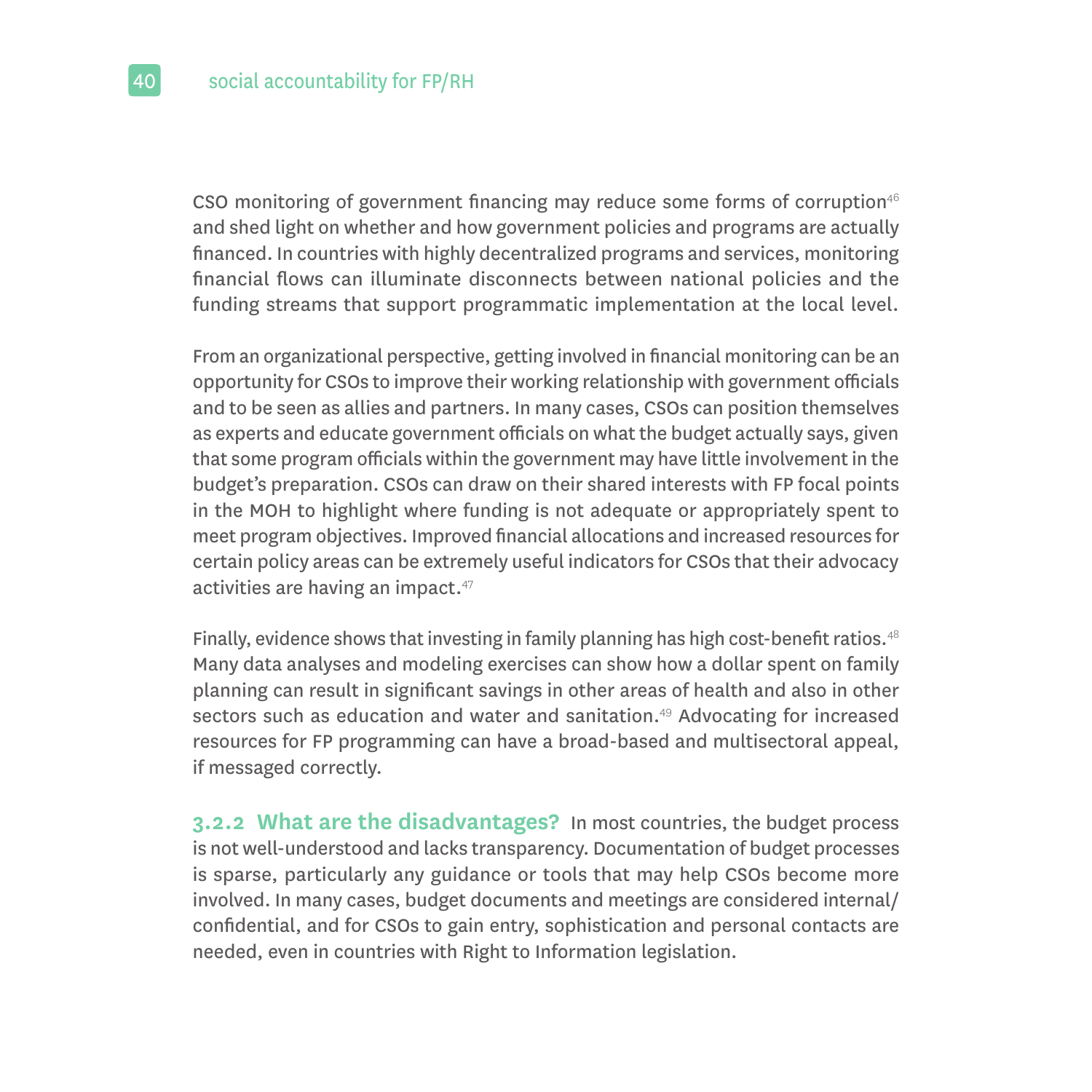CSO monitoring of government financing may reduce some forms of corruption[46] and shed light on whether and how government policies and programs are actually financed. In countries with highly decentralized programs and services, monitoring financial flows can illuminate disconnects between national policies and the funding streams that support programmatic implementation at the local level.

From an organizational perspective, getting involved in financial monitoring can be an opportunity for CSOs to improve their working relationship with government officials and to be seen as allies and partners. In many cases, CSOs can position themselves as experts and educate government officials on what the budget actually says, given that some program officials within the government may have little involvement in the budget's preparation. CSOs can draw on their shared interests with FP focal points in the MOH to highlight where funding is not adequate or appropriately spent to meet program objectives. Improved financial allocations and increased resources for certain policy areas can be extremely useful indicators for CSOs that their advocacy activities are having an impact.[47]

Finally, evidence shows that investing in family planning has high cost-benefit ratios.[48] Many data analyses and modeling exercises can show how a dollar spent on family planning can result in significant savings in other areas of health and also in other sectors such as education and water and sanitation.[49] Advocating for increased resources for FP programming can have a broad-based and multisectoral appeal, if messaged correctly.

**3.2.2 What are the disadvantages?** In most countries, the budget process is not well-understood and lacks transparency. Documentation of budget processes is sparse, particularly any guidance or tools that may help CSOs become more involved. In many cases, budget documents and meetings are considered internal/confidential, and for CSOs to gain entry, sophistication and personal contacts are needed, even in countries with Right to Information legislation.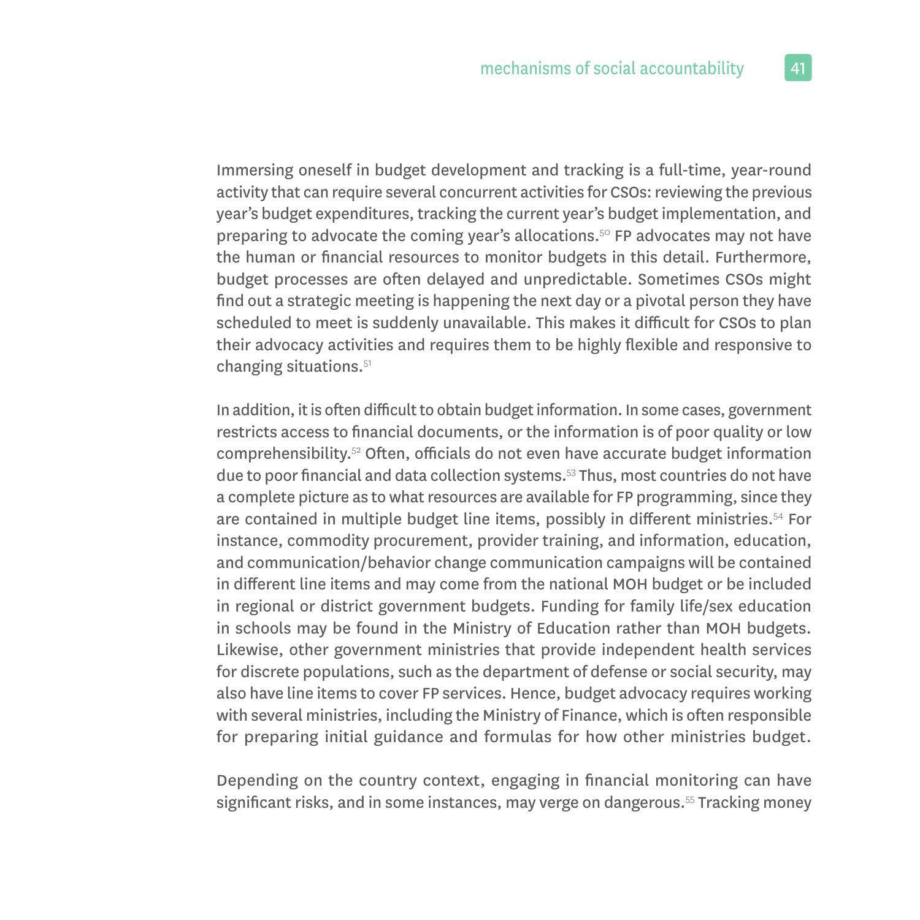Immersing oneself in budget development and tracking is a full-time, year-round activity that can require several concurrent activities for CSOs: reviewing the previous year's budget expenditures, tracking the current year's budget implementation, and preparing to advocate the coming year's allocations.[50] FP advocates may not have the human or financial resources to monitor budgets in this detail. Furthermore, budget processes are often delayed and unpredictable. Sometimes CSOs might find out a strategic meeting is happening the next day or a pivotal person they have scheduled to meet is suddenly unavailable. This makes it difficult for CSOs to plan their advocacy activities and requires them to be highly flexible and responsive to changing situations.[51]

In addition, it is often difficult to obtain budget information. In some cases, government restricts access to financial documents, or the information is of poor quality or low comprehensibility.[52] Often, officials do not even have accurate budget information due to poor financial and data collection systems.[53] Thus, most countries do not have a complete picture as to what resources are available for FP programming, since they are contained in multiple budget line items, possibly in different ministries.[54] For instance, commodity procurement, provider training, and information, education, and communication/behavior change communication campaigns will be contained in different line items and may come from the national MOH budget or be included in regional or district government budgets. Funding for family life/sex education in schools may be found in the Ministry of Education rather than MOH budgets. Likewise, other government ministries that provide independent health services for discrete populations, such as the department of defense or social security, may also have line items to cover FP services. Hence, budget advocacy requires working with several ministries, including the Ministry of Finance, which is often responsible for preparing initial guidance and formulas for how other ministries budget.

Depending on the country context, engaging in financial monitoring can have significant risks, and in some instances, may verge on dangerous.[55] Tracking money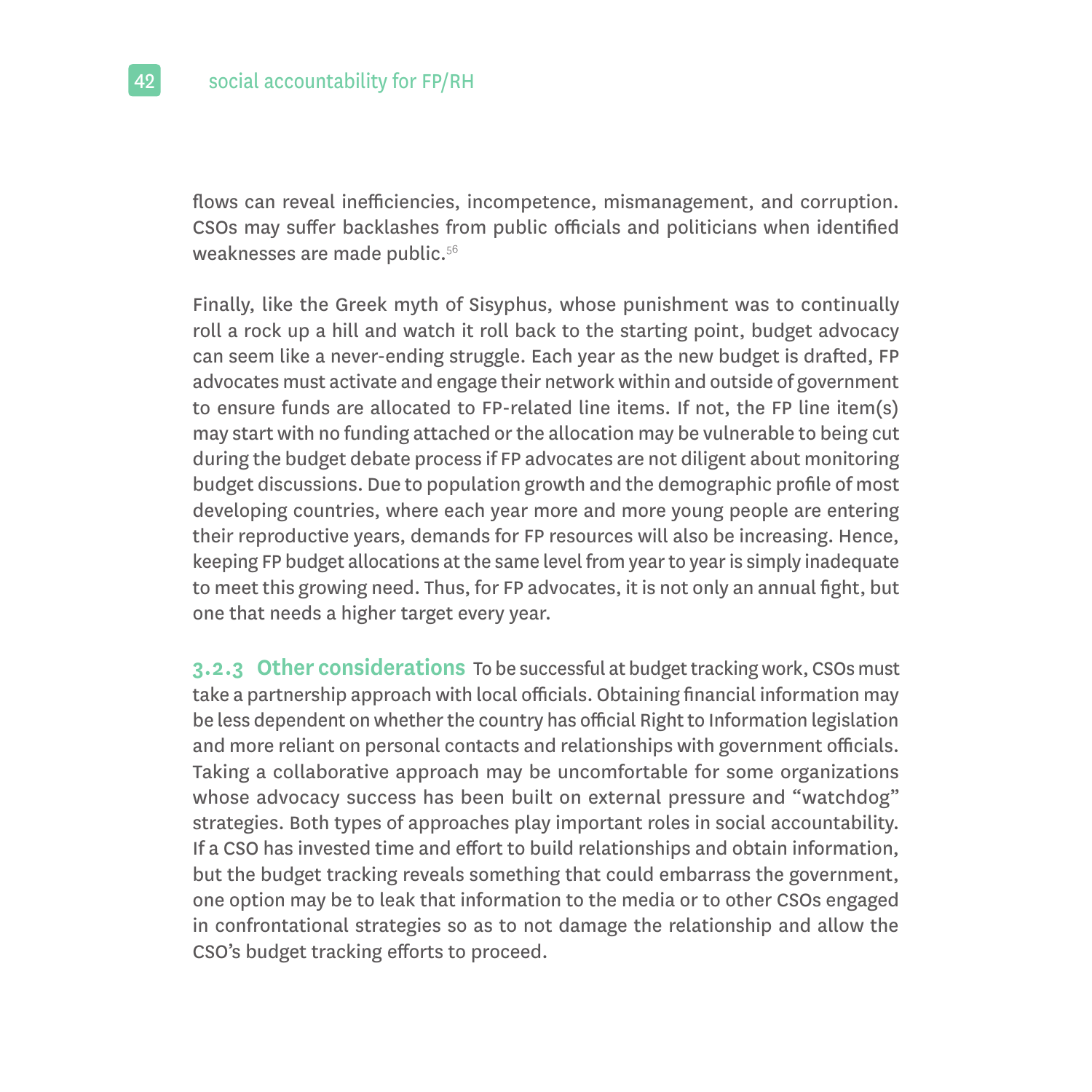flows can reveal inefficiencies, incompetence, mismanagement, and corruption. CSOs may suffer backlashes from public officials and politicians when identified weaknesses are made public.[56]

Finally, like the Greek myth of Sisyphus, whose punishment was to continually roll a rock up a hill and watch it roll back to the starting point, budget advocacy can seem like a never-ending struggle. Each year as the new budget is drafted, FP advocates must activate and engage their network within and outside of government to ensure funds are allocated to FP-related line items. If not, the FP line item(s) may start with no funding attached or the allocation may be vulnerable to being cut during the budget debate process if FP advocates are not diligent about monitoring budget discussions. Due to population growth and the demographic profile of most developing countries, where each year more and more young people are entering their reproductive years, demands for FP resources will also be increasing. Hence, keeping FP budget allocations at the same level from year to year is simply inadequate to meet this growing need. Thus, for FP advocates, it is not only an annual fight, but one that needs a higher target every year.

### 3.2.3 Other considerations

To be successful at budget tracking work, CSOs must take a partnership approach with local officials. Obtaining financial information may be less dependent on whether the country has official Right to Information legislation and more reliant on personal contacts and relationships with government officials. Taking a collaborative approach may be uncomfortable for some organizations whose advocacy success has been built on external pressure and "watchdog" strategies. Both types of approaches play important roles in social accountability. If a CSO has invested time and effort to build relationships and obtain information, but the budget tracking reveals something that could embarrass the government, one option may be to leak that information to the media or to other CSOs engaged in confrontational strategies so as to not damage the relationship and allow the CSO's budget tracking efforts to proceed.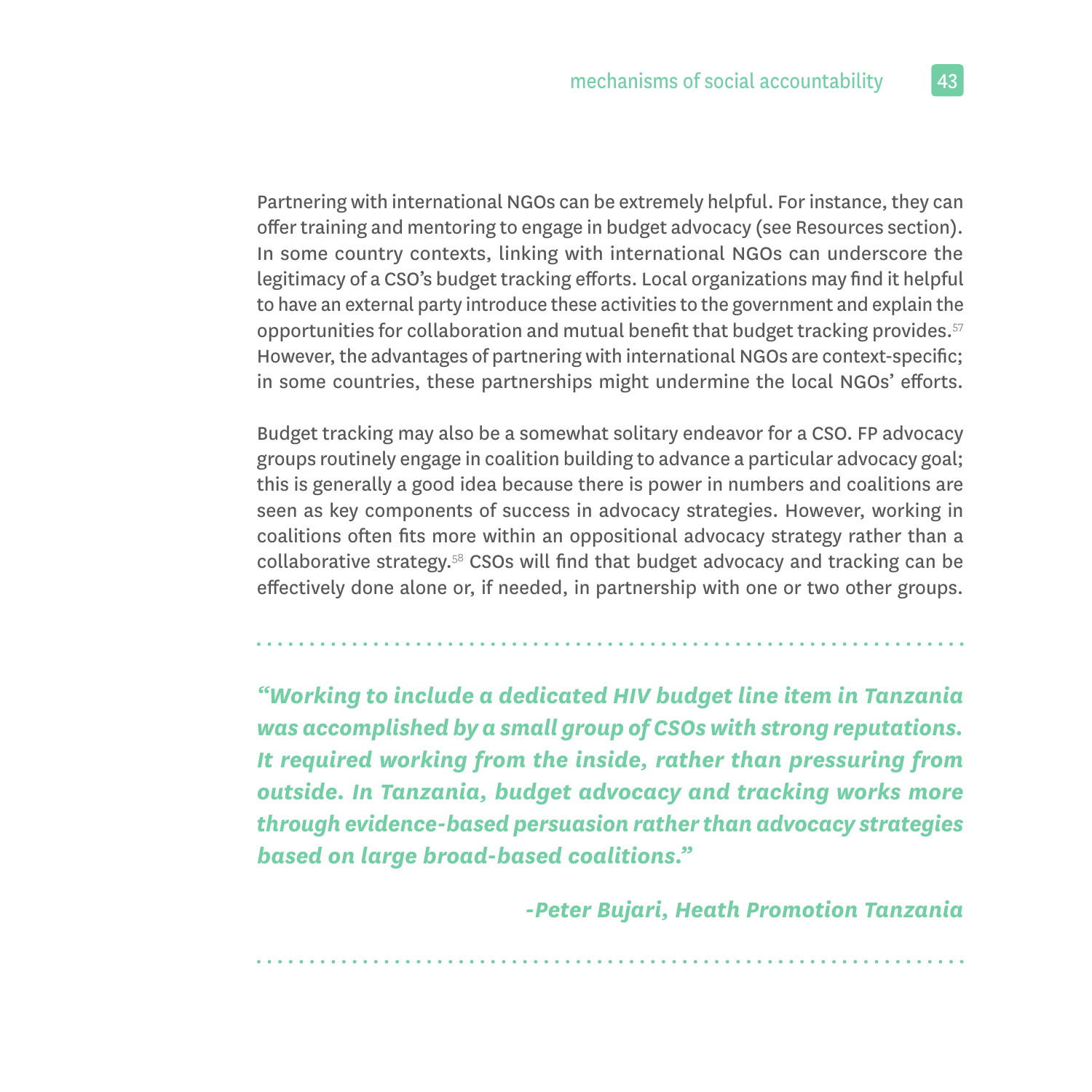Partnering with international NGOs can be extremely helpful. For instance, they can offer training and mentoring to engage in budget advocacy (see Resources section). In some country contexts, linking with international NGOs can underscore the legitimacy of a CSO's budget tracking efforts. Local organizations may find it helpful to have an external party introduce these activities to the government and explain the opportunities for collaboration and mutual benefit that budget tracking provides.[57] However, the advantages of partnering with international NGOs are context-specific; in some countries, these partnerships might undermine the local NGOs' efforts.

Budget tracking may also be a somewhat solitary endeavor for a CSO. FP advocacy groups routinely engage in coalition building to advance a particular advocacy goal; this is generally a good idea because there is power in numbers and coalitions are seen as key components of success in advocacy strategies. However, working in coalitions often fits more within an oppositional advocacy strategy rather than a collaborative strategy.[58] CSOs will find that budget advocacy and tracking can be effectively done alone or, if needed, in partnership with one or two other groups.

---

> ***"Working to include a dedicated HIV budget line item in Tanzania was accomplished by a small group of CSOs with strong reputations. It required working from the inside, rather than pressuring from outside. In Tanzania, budget advocacy and tracking works more through evidence-based persuasion rather than advocacy strategies based on large broad-based coalitions."***
>
> ***-Peter Bujari, Heath Promotion Tanzania***

---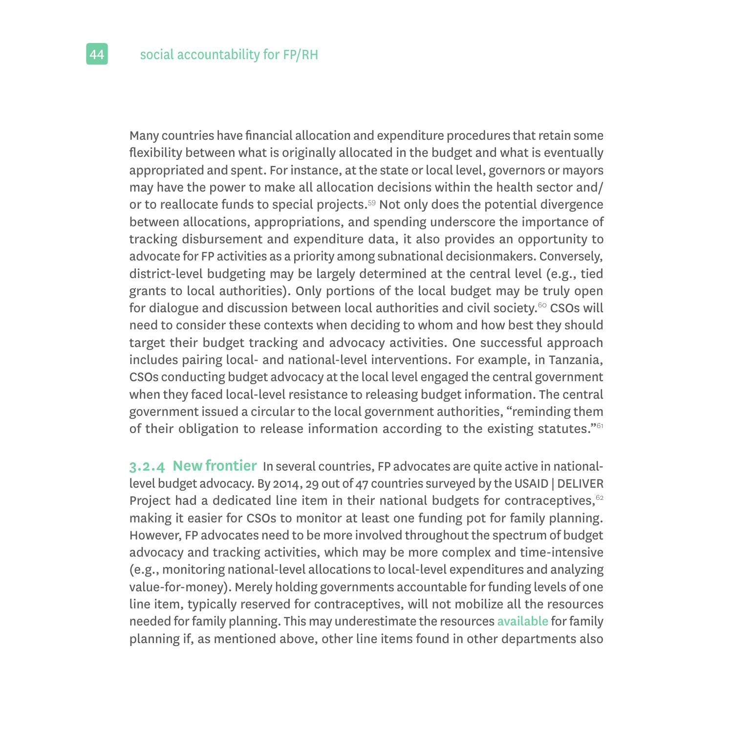Many countries have financial allocation and expenditure procedures that retain some flexibility between what is originally allocated in the budget and what is eventually appropriated and spent. For instance, at the state or local level, governors or mayors may have the power to make all allocation decisions within the health sector and/or to reallocate funds to special projects.[59] Not only does the potential divergence between allocations, appropriations, and spending underscore the importance of tracking disbursement and expenditure data, it also provides an opportunity to advocate for FP activities as a priority among subnational decisionmakers. Conversely, district-level budgeting may be largely determined at the central level (e.g., tied grants to local authorities). Only portions of the local budget may be truly open for dialogue and discussion between local authorities and civil society.[60] CSOs will need to consider these contexts when deciding to whom and how best they should target their budget tracking and advocacy activities. One successful approach includes pairing local- and national-level interventions. For example, in Tanzania, CSOs conducting budget advocacy at the local level engaged the central government when they faced local-level resistance to releasing budget information. The central government issued a circular to the local government authorities, "reminding them of their obligation to release information according to the existing statutes."[61]

**3.2.4 New frontier** In several countries, FP advocates are quite active in national-level budget advocacy. By 2014, 29 out of 47 countries surveyed by the USAID | DELIVER Project had a dedicated line item in their national budgets for contraceptives,[62] making it easier for CSOs to monitor at least one funding pot for family planning. However, FP advocates need to be more involved throughout the spectrum of budget advocacy and tracking activities, which may be more complex and time-intensive (e.g., monitoring national-level allocations to local-level expenditures and analyzing value-for-money). Merely holding governments accountable for funding levels of one line item, typically reserved for contraceptives, will not mobilize all the resources needed for family planning. This may underestimate the resources available for family planning if, as mentioned above, other line items found in other departments also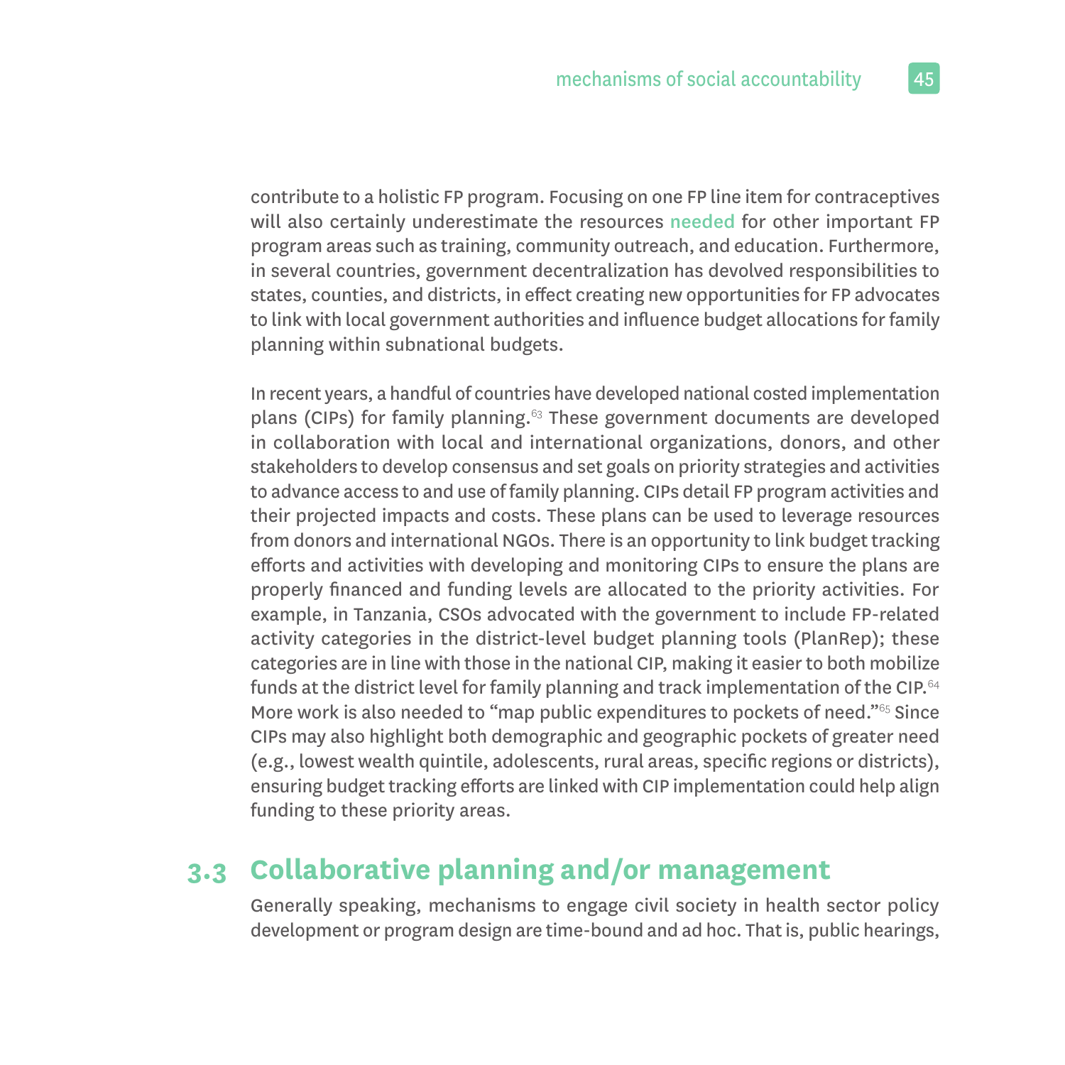contribute to a holistic FP program. Focusing on one FP line item for contraceptives will also certainly underestimate the resources needed for other important FP program areas such as training, community outreach, and education. Furthermore, in several countries, government decentralization has devolved responsibilities to states, counties, and districts, in effect creating new opportunities for FP advocates to link with local government authorities and influence budget allocations for family planning within subnational budgets.

In recent years, a handful of countries have developed national costed implementation plans (CIPs) for family planning.[63] These government documents are developed in collaboration with local and international organizations, donors, and other stakeholders to develop consensus and set goals on priority strategies and activities to advance access to and use of family planning. CIPs detail FP program activities and their projected impacts and costs. These plans can be used to leverage resources from donors and international NGOs. There is an opportunity to link budget tracking efforts and activities with developing and monitoring CIPs to ensure the plans are properly financed and funding levels are allocated to the priority activities. For example, in Tanzania, CSOs advocated with the government to include FP-related activity categories in the district-level budget planning tools (PlanRep); these categories are in line with those in the national CIP, making it easier to both mobilize funds at the district level for family planning and track implementation of the CIP.[64] More work is also needed to "map public expenditures to pockets of need."[65] Since CIPs may also highlight both demographic and geographic pockets of greater need (e.g., lowest wealth quintile, adolescents, rural areas, specific regions or districts), ensuring budget tracking efforts are linked with CIP implementation could help align funding to these priority areas.

## 3.3 Collaborative planning and/or management

Generally speaking, mechanisms to engage civil society in health sector policy development or program design are time-bound and ad hoc. That is, public hearings,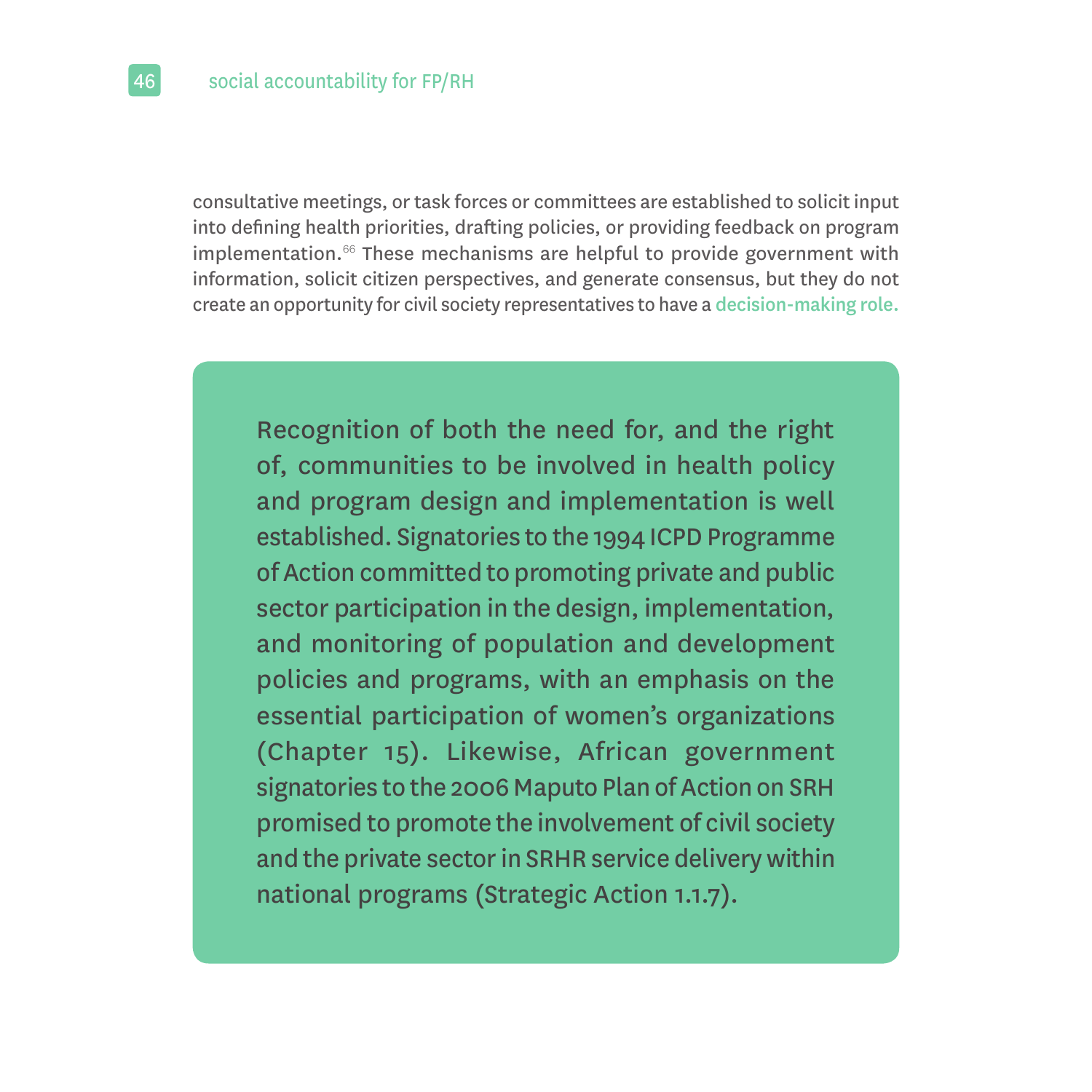consultative meetings, or task forces or committees are established to solicit input into defining health priorities, drafting policies, or providing feedback on program implementation.[66] These mechanisms are helpful to provide government with information, solicit citizen perspectives, and generate consensus, but they do not create an opportunity for civil society representatives to have a **decision-making role.**

> Recognition of both the need for, and the right of, communities to be involved in health policy and program design and implementation is well established. Signatories to the 1994 ICPD Programme of Action committed to promoting private and public sector participation in the design, implementation, and monitoring of population and development policies and programs, with an emphasis on the essential participation of women's organizations (Chapter 15). Likewise, African government signatories to the 2006 Maputo Plan of Action on SRH promised to promote the involvement of civil society and the private sector in SRHR service delivery within national programs (Strategic Action 1.1.7).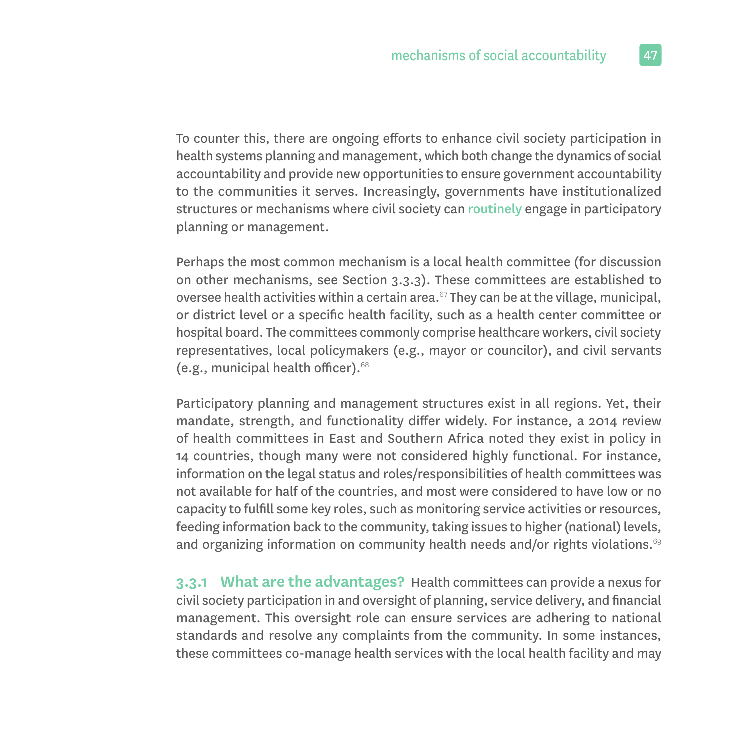To counter this, there are ongoing efforts to enhance civil society participation in health systems planning and management, which both change the dynamics of social accountability and provide new opportunities to ensure government accountability to the communities it serves. Increasingly, governments have institutionalized structures or mechanisms where civil society can routinely engage in participatory planning or management.

Perhaps the most common mechanism is a local health committee (for discussion on other mechanisms, see Section 3.3.3). These committees are established to oversee health activities within a certain area.[67] They can be at the village, municipal, or district level or a specific health facility, such as a health center committee or hospital board. The committees commonly comprise healthcare workers, civil society representatives, local policymakers (e.g., mayor or councilor), and civil servants (e.g., municipal health officer).[68]

Participatory planning and management structures exist in all regions. Yet, their mandate, strength, and functionality differ widely. For instance, a 2014 review of health committees in East and Southern Africa noted they exist in policy in 14 countries, though many were not considered highly functional. For instance, information on the legal status and roles/responsibilities of health committees was not available for half of the countries, and most were considered to have low or no capacity to fulfill some key roles, such as monitoring service activities or resources, feeding information back to the community, taking issues to higher (national) levels, and organizing information on community health needs and/or rights violations.[69]

**3.3.1 What are the advantages?** Health committees can provide a nexus for civil society participation in and oversight of planning, service delivery, and financial management. This oversight role can ensure services are adhering to national standards and resolve any complaints from the community. In some instances, these committees co-manage health services with the local health facility and may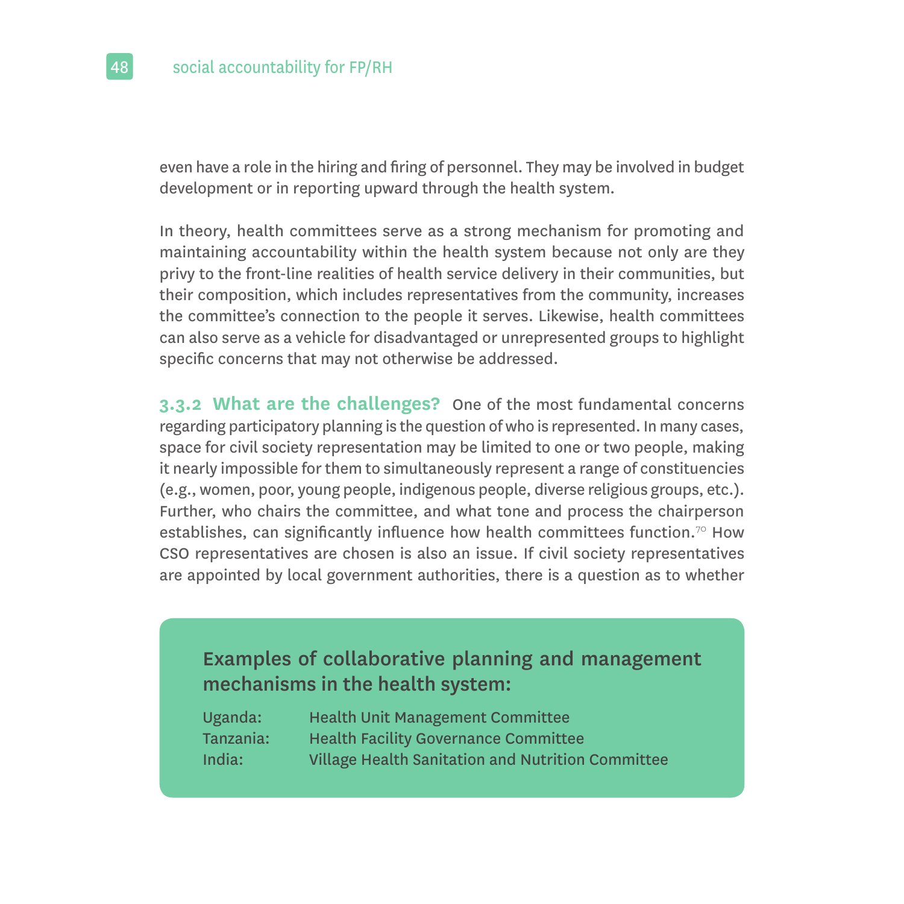even have a role in the hiring and firing of personnel. They may be involved in budget development or in reporting upward through the health system.

In theory, health committees serve as a strong mechanism for promoting and maintaining accountability within the health system because not only are they privy to the front-line realities of health service delivery in their communities, but their composition, which includes representatives from the community, increases the committee's connection to the people it serves. Likewise, health committees can also serve as a vehicle for disadvantaged or unrepresented groups to highlight specific concerns that may not otherwise be addressed.

**3.3.2 What are the challenges?** One of the most fundamental concerns regarding participatory planning is the question of who is represented. In many cases, space for civil society representation may be limited to one or two people, making it nearly impossible for them to simultaneously represent a range of constituencies (e.g., women, poor, young people, indigenous people, diverse religious groups, etc.). Further, who chairs the committee, and what tone and process the chairperson establishes, can significantly influence how health committees function.[70] How CSO representatives are chosen is also an issue. If civil society representatives are appointed by local government authorities, there is a question as to whether

**Examples of collaborative planning and management mechanisms in the health system:**

| | |
|---|---|
| Uganda: | Health Unit Management Committee |
| Tanzania: | Health Facility Governance Committee |
| India: | Village Health Sanitation and Nutrition Committee |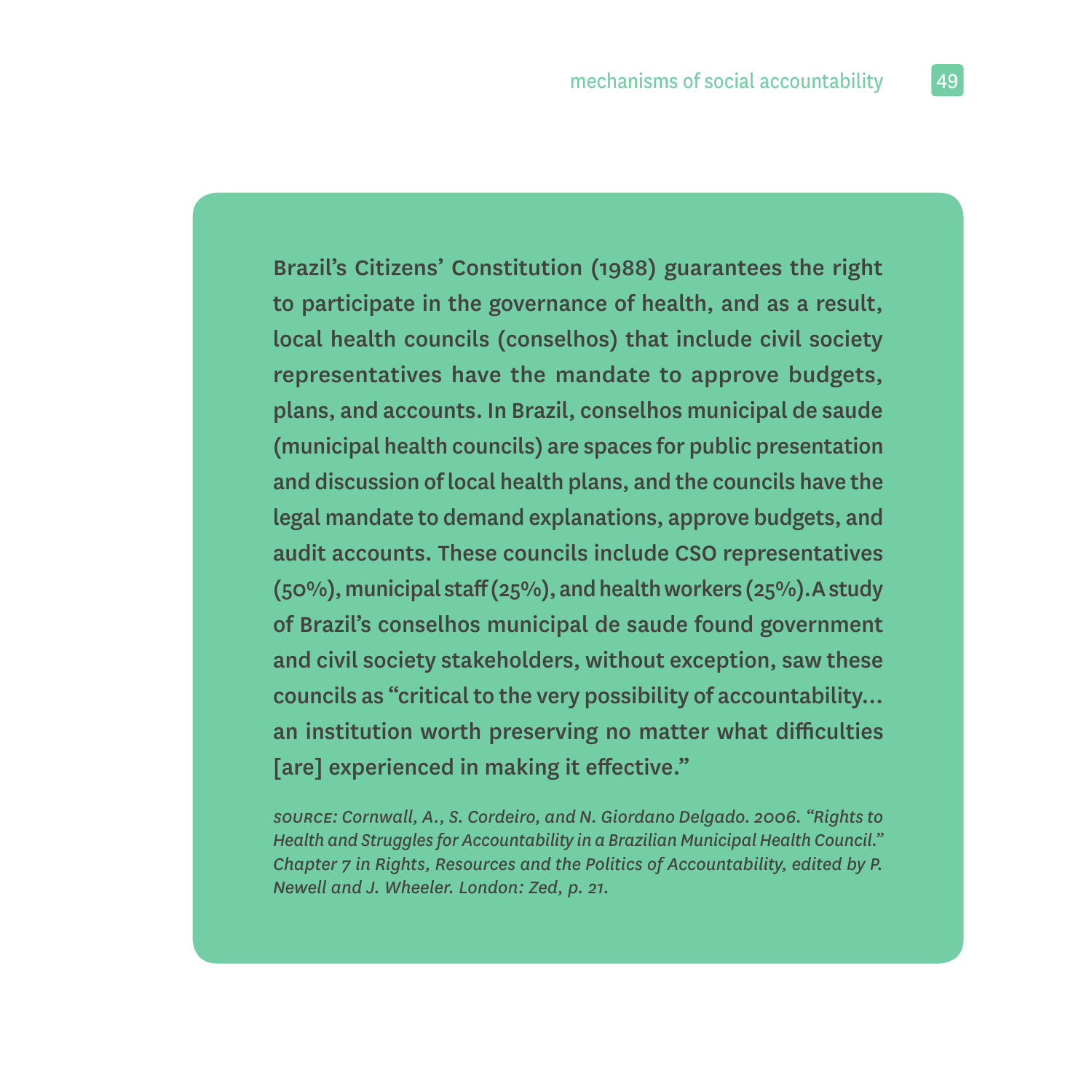**Brazil's Citizens' Constitution (1988) guarantees the right to participate in the governance of health, and as a result, local health councils (conselhos) that include civil society representatives have the mandate to approve budgets, plans, and accounts. In Brazil, conselhos municipal de saude (municipal health councils) are spaces for public presentation and discussion of local health plans, and the councils have the legal mandate to demand explanations, approve budgets, and audit accounts. These councils include CSO representatives (50%), municipal staff (25%), and health workers (25%). A study of Brazil's conselhos municipal de saude found government and civil society stakeholders, without exception, saw these councils as "critical to the very possibility of accountability... an institution worth preserving no matter what difficulties [are] experienced in making it effective."**

*SOURCE: Cornwall, A., S. Cordeiro, and N. Giordano Delgado. 2006. "Rights to Health and Struggles for Accountability in a Brazilian Municipal Health Council." Chapter 7 in Rights, Resources and the Politics of Accountability, edited by P. Newell and J. Wheeler. London: Zed, p. 21.*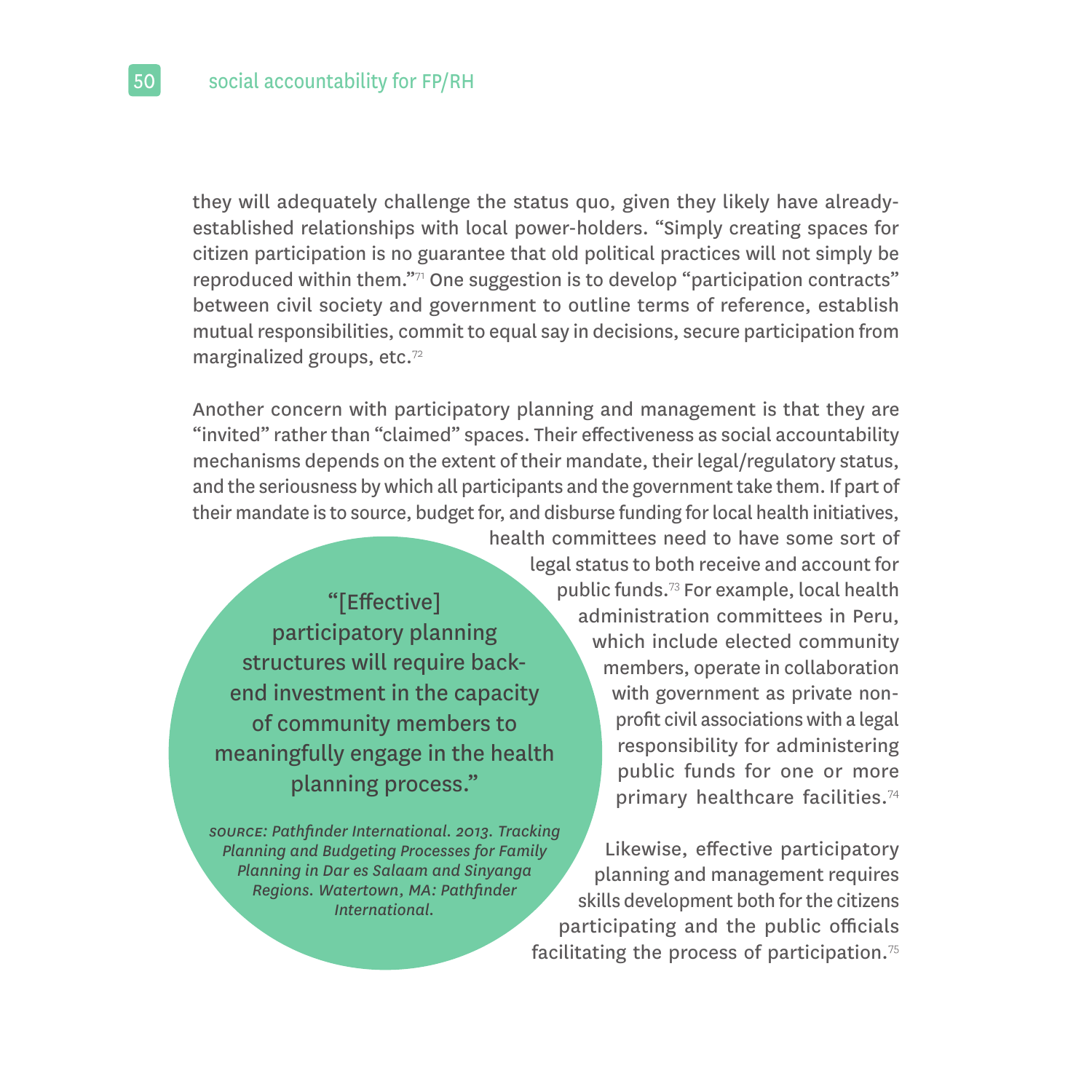they will adequately challenge the status quo, given they likely have already-established relationships with local power-holders. "Simply creating spaces for citizen participation is no guarantee that old political practices will not simply be reproduced within them."[71] One suggestion is to develop "participation contracts" between civil society and government to outline terms of reference, establish mutual responsibilities, commit to equal say in decisions, secure participation from marginalized groups, etc.[72]

Another concern with participatory planning and management is that they are "invited" rather than "claimed" spaces. Their effectiveness as social accountability mechanisms depends on the extent of their mandate, their legal/regulatory status, and the seriousness by which all participants and the government take them. If part of their mandate is to source, budget for, and disburse funding for local health initiatives, health committees need to have some sort of legal status to both receive and account for public funds.[73] For example, local health administration committees in Peru, which include elected community members, operate in collaboration with government as private non-profit civil associations with a legal responsibility for administering public funds for one or more primary healthcare facilities.[74]

> "[Effective] participatory planning structures will require back-end investment in the capacity of community members to meaningfully engage in the health planning process."
>
> *SOURCE: Pathfinder International. 2013. Tracking Planning and Budgeting Processes for Family Planning in Dar es Salaam and Sinyanga Regions. Watertown, MA: Pathfinder International.*

Likewise, effective participatory planning and management requires skills development both for the citizens participating and the public officials facilitating the process of participation.[75]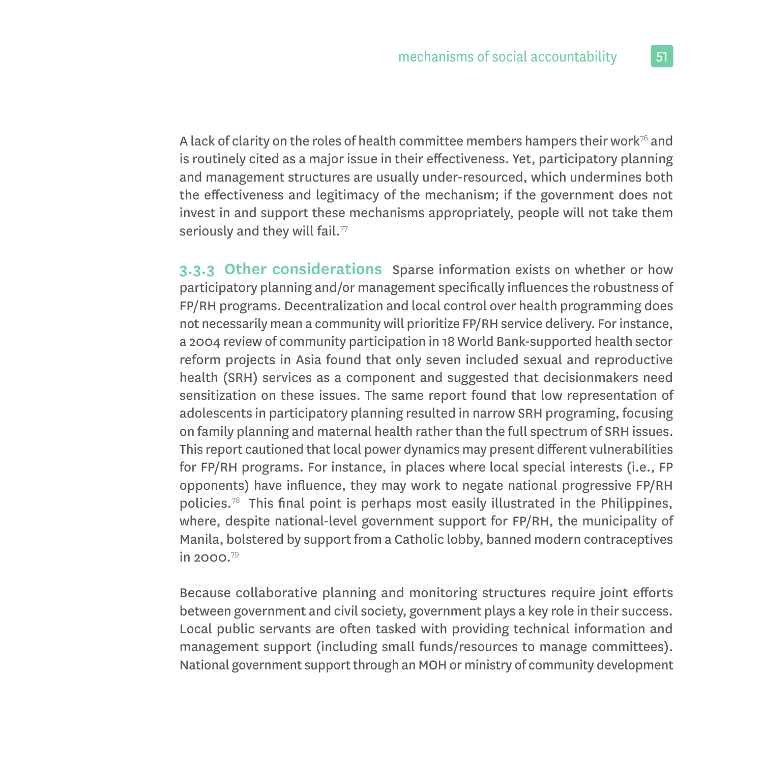A lack of clarity on the roles of health committee members hampers their work[76] and is routinely cited as a major issue in their effectiveness. Yet, participatory planning and management structures are usually under-resourced, which undermines both the effectiveness and legitimacy of the mechanism; if the government does not invest in and support these mechanisms appropriately, people will not take them seriously and they will fail.[77]

### 3.3.3 Other considerations

Sparse information exists on whether or how participatory planning and/or management specifically influences the robustness of FP/RH programs. Decentralization and local control over health programming does not necessarily mean a community will prioritize FP/RH service delivery. For instance, a 2004 review of community participation in 18 World Bank-supported health sector reform projects in Asia found that only seven included sexual and reproductive health (SRH) services as a component and suggested that decisionmakers need sensitization on these issues. The same report found that low representation of adolescents in participatory planning resulted in narrow SRH programing, focusing on family planning and maternal health rather than the full spectrum of SRH issues. This report cautioned that local power dynamics may present different vulnerabilities for FP/RH programs. For instance, in places where local special interests (i.e., FP opponents) have influence, they may work to negate national progressive FP/RH policies.[78] This final point is perhaps most easily illustrated in the Philippines, where, despite national-level government support for FP/RH, the municipality of Manila, bolstered by support from a Catholic lobby, banned modern contraceptives in 2000.[79]

Because collaborative planning and monitoring structures require joint efforts between government and civil society, government plays a key role in their success. Local public servants are often tasked with providing technical information and management support (including small funds/resources to manage committees). National government support through an MOH or ministry of community development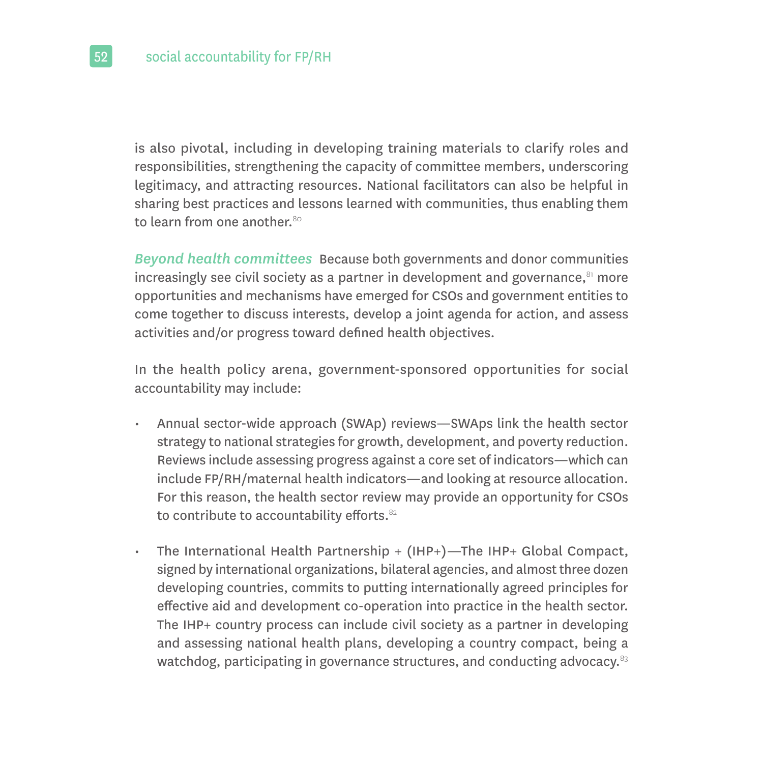is also pivotal, including in developing training materials to clarify roles and responsibilities, strengthening the capacity of committee members, underscoring legitimacy, and attracting resources. National facilitators can also be helpful in sharing best practices and lessons learned with communities, thus enabling them to learn from one another.[80]

***Beyond health committees*** Because both governments and donor communities increasingly see civil society as a partner in development and governance,[81] more opportunities and mechanisms have emerged for CSOs and government entities to come together to discuss interests, develop a joint agenda for action, and assess activities and/or progress toward defined health objectives.

In the health policy arena, government-sponsored opportunities for social accountability may include:

- Annual sector-wide approach (SWAp) reviews—SWAps link the health sector strategy to national strategies for growth, development, and poverty reduction. Reviews include assessing progress against a core set of indicators—which can include FP/RH/maternal health indicators—and looking at resource allocation. For this reason, the health sector review may provide an opportunity for CSOs to contribute to accountability efforts.[82]

- The International Health Partnership + (IHP+)—The IHP+ Global Compact, signed by international organizations, bilateral agencies, and almost three dozen developing countries, commits to putting internationally agreed principles for effective aid and development co-operation into practice in the health sector. The IHP+ country process can include civil society as a partner in developing and assessing national health plans, developing a country compact, being a watchdog, participating in governance structures, and conducting advocacy.[83]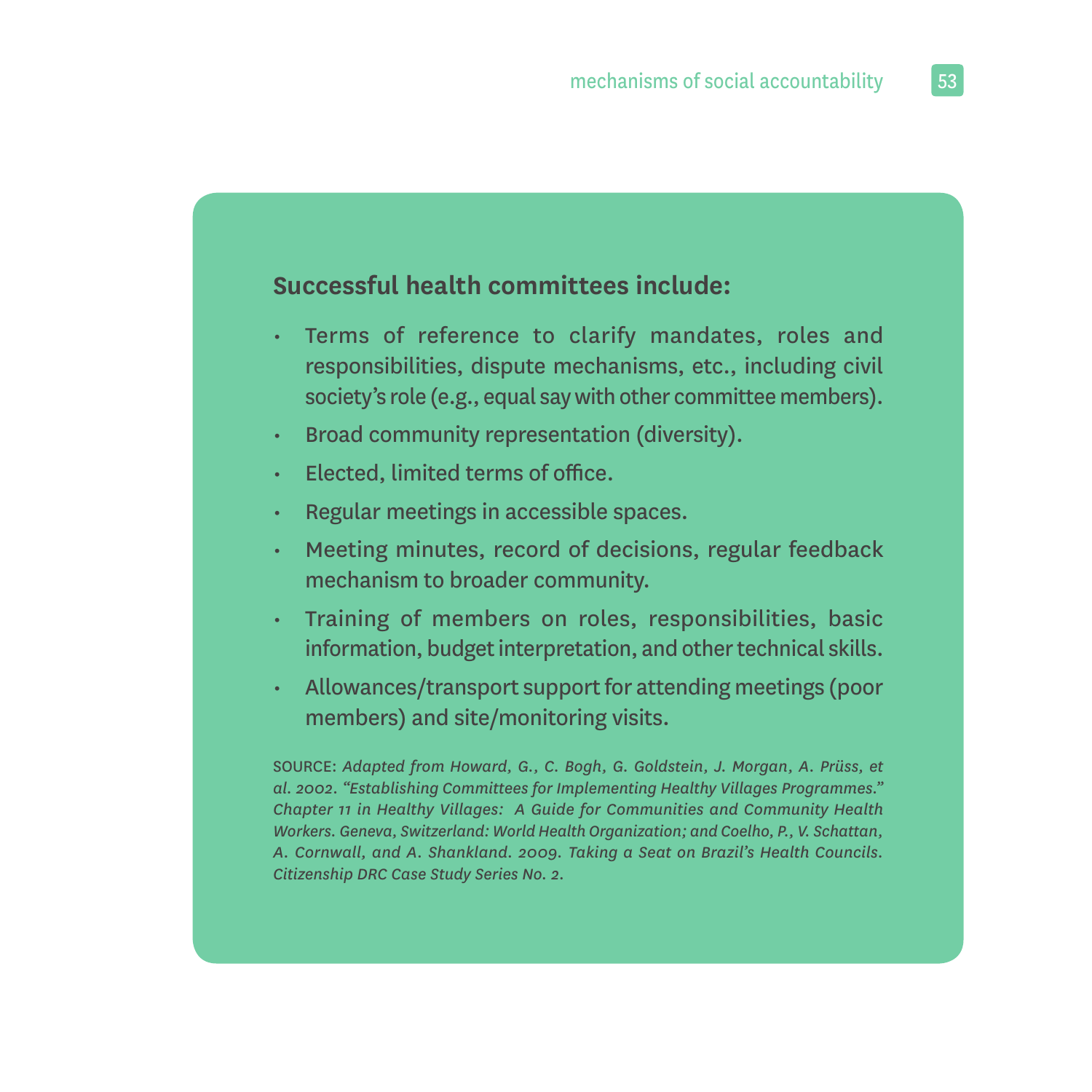**Successful health committees include:**

- Terms of reference to clarify mandates, roles and responsibilities, dispute mechanisms, etc., including civil society's role (e.g., equal say with other committee members).
- Broad community representation (diversity).
- Elected, limited terms of office.
- Regular meetings in accessible spaces.
- Meeting minutes, record of decisions, regular feedback mechanism to broader community.
- Training of members on roles, responsibilities, basic information, budget interpretation, and other technical skills.
- Allowances/transport support for attending meetings (poor members) and site/monitoring visits.

SOURCE: *Adapted from Howard, G., C. Bogh, G. Goldstein, J. Morgan, A. Prüss, et al. 2002. "Establishing Committees for Implementing Healthy Villages Programmes." Chapter 11 in Healthy Villages: A Guide for Communities and Community Health Workers. Geneva, Switzerland: World Health Organization; and Coelho, P., V. Schattan, A. Cornwall, and A. Shankland. 2009. Taking a Seat on Brazil's Health Councils. Citizenship DRC Case Study Series No. 2.*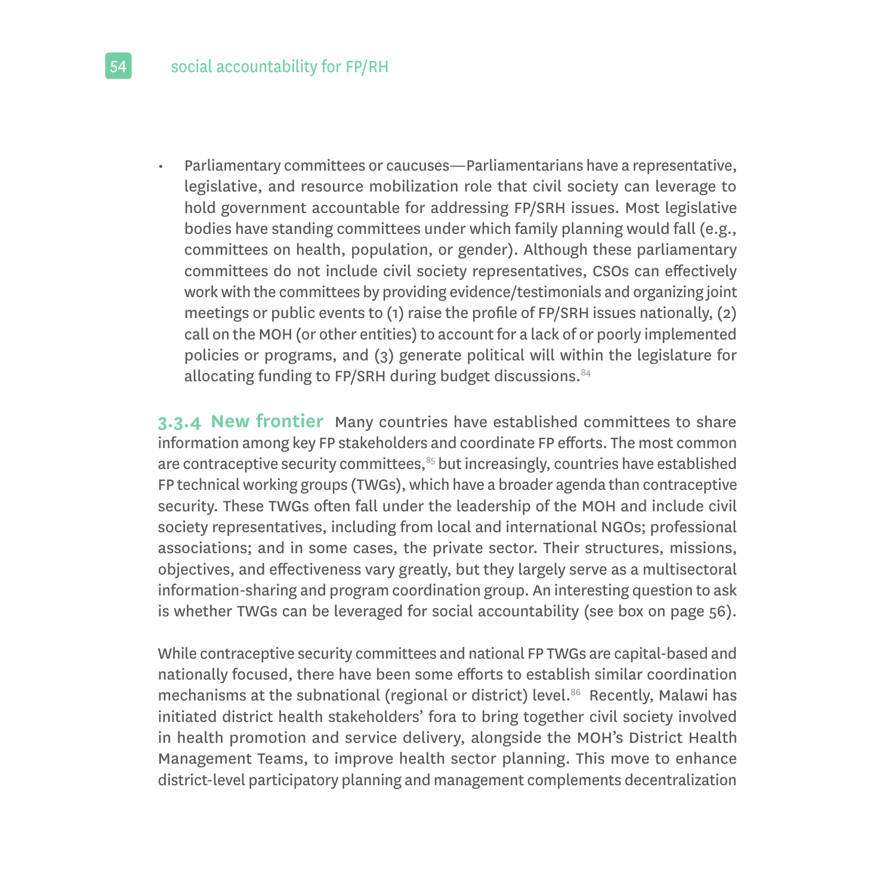- Parliamentary committees or caucuses—Parliamentarians have a representative, legislative, and resource mobilization role that civil society can leverage to hold government accountable for addressing FP/SRH issues. Most legislative bodies have standing committees under which family planning would fall (e.g., committees on health, population, or gender). Although these parliamentary committees do not include civil society representatives, CSOs can effectively work with the committees by providing evidence/testimonials and organizing joint meetings or public events to (1) raise the profile of FP/SRH issues nationally, (2) call on the MOH (or other entities) to account for a lack of or poorly implemented policies or programs, and (3) generate political will within the legislature for allocating funding to FP/SRH during budget discussions.[84]

**3.3.4 New frontier** Many countries have established committees to share information among key FP stakeholders and coordinate FP efforts. The most common are contraceptive security committees,[85] but increasingly, countries have established FP technical working groups (TWGs), which have a broader agenda than contraceptive security. These TWGs often fall under the leadership of the MOH and include civil society representatives, including from local and international NGOs; professional associations; and in some cases, the private sector. Their structures, missions, objectives, and effectiveness vary greatly, but they largely serve as a multisectoral information-sharing and program coordination group. An interesting question to ask is whether TWGs can be leveraged for social accountability (see box on page 56).

While contraceptive security committees and national FP TWGs are capital-based and nationally focused, there have been some efforts to establish similar coordination mechanisms at the subnational (regional or district) level.[86] Recently, Malawi has initiated district health stakeholders' fora to bring together civil society involved in health promotion and service delivery, alongside the MOH's District Health Management Teams, to improve health sector planning. This move to enhance district-level participatory planning and management complements decentralization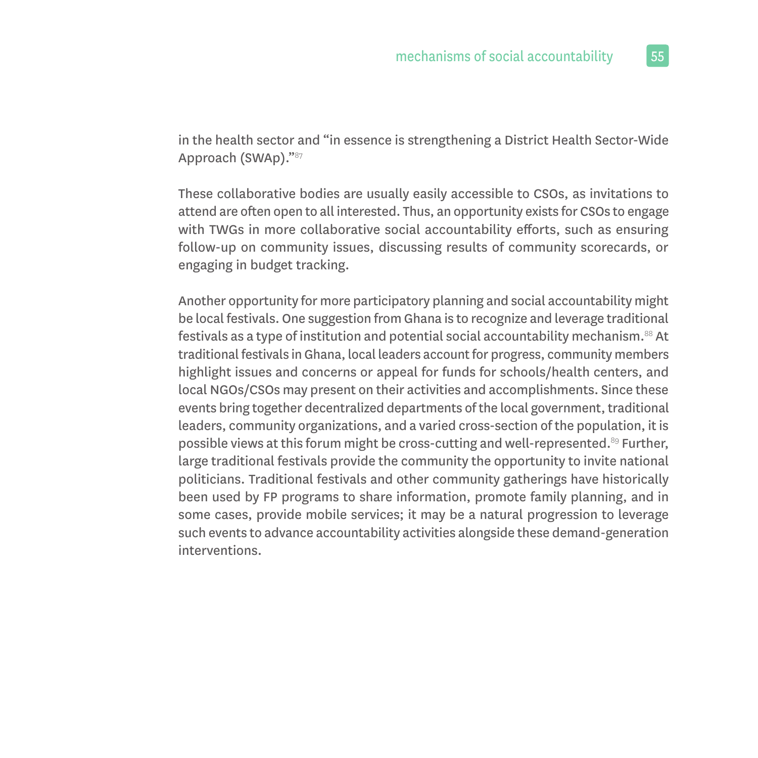in the health sector and "in essence is strengthening a District Health Sector-Wide Approach (SWAp)."[87]

These collaborative bodies are usually easily accessible to CSOs, as invitations to attend are often open to all interested. Thus, an opportunity exists for CSOs to engage with TWGs in more collaborative social accountability efforts, such as ensuring follow-up on community issues, discussing results of community scorecards, or engaging in budget tracking.

Another opportunity for more participatory planning and social accountability might be local festivals. One suggestion from Ghana is to recognize and leverage traditional festivals as a type of institution and potential social accountability mechanism.[88] At traditional festivals in Ghana, local leaders account for progress, community members highlight issues and concerns or appeal for funds for schools/health centers, and local NGOs/CSOs may present on their activities and accomplishments. Since these events bring together decentralized departments of the local government, traditional leaders, community organizations, and a varied cross-section of the population, it is possible views at this forum might be cross-cutting and well-represented.[89] Further, large traditional festivals provide the community the opportunity to invite national politicians. Traditional festivals and other community gatherings have historically been used by FP programs to share information, promote family planning, and in some cases, provide mobile services; it may be a natural progression to leverage such events to advance accountability activities alongside these demand-generation interventions.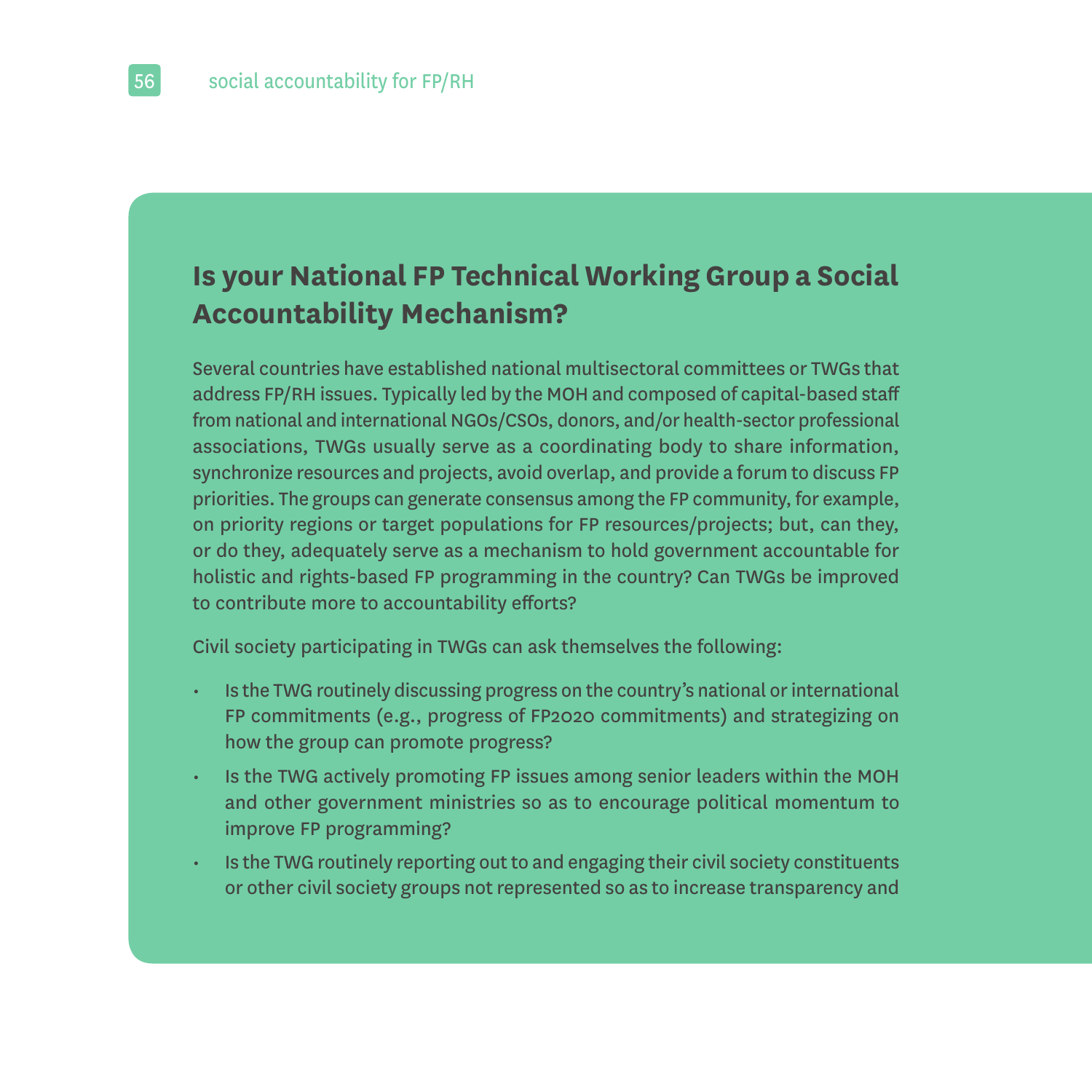## Is your National FP Technical Working Group a Social Accountability Mechanism?

Several countries have established national multisectoral committees or TWGs that address FP/RH issues. Typically led by the MOH and composed of capital-based staff from national and international NGOs/CSOs, donors, and/or health-sector professional associations, TWGs usually serve as a coordinating body to share information, synchronize resources and projects, avoid overlap, and provide a forum to discuss FP priorities. The groups can generate consensus among the FP community, for example, on priority regions or target populations for FP resources/projects; but, can they, or do they, adequately serve as a mechanism to hold government accountable for holistic and rights-based FP programming in the country? Can TWGs be improved to contribute more to accountability efforts?

Civil society participating in TWGs can ask themselves the following:

- Is the TWG routinely discussing progress on the country's national or international FP commitments (e.g., progress of FP2020 commitments) and strategizing on how the group can promote progress?
- Is the TWG actively promoting FP issues among senior leaders within the MOH and other government ministries so as to encourage political momentum to improve FP programming?
- Is the TWG routinely reporting out to and engaging their civil society constituents or other civil society groups not represented so as to increase transparency and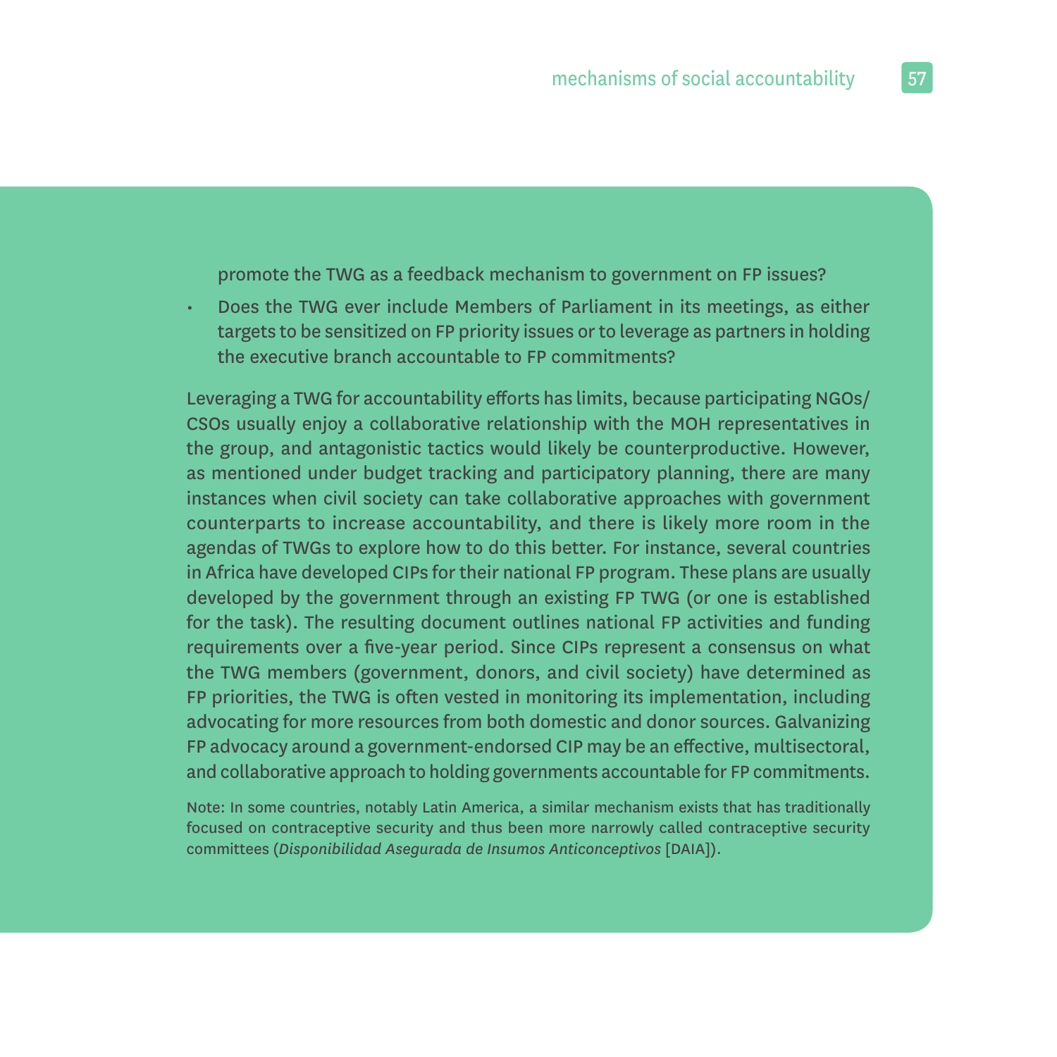promote the TWG as a feedback mechanism to government on FP issues?

- Does the TWG ever include Members of Parliament in its meetings, as either targets to be sensitized on FP priority issues or to leverage as partners in holding the executive branch accountable to FP commitments?

Leveraging a TWG for accountability efforts has limits, because participating NGOs/CSOs usually enjoy a collaborative relationship with the MOH representatives in the group, and antagonistic tactics would likely be counterproductive. However, as mentioned under budget tracking and participatory planning, there are many instances when civil society can take collaborative approaches with government counterparts to increase accountability, and there is likely more room in the agendas of TWGs to explore how to do this better. For instance, several countries in Africa have developed CIPs for their national FP program. These plans are usually developed by the government through an existing FP TWG (or one is established for the task). The resulting document outlines national FP activities and funding requirements over a five-year period. Since CIPs represent a consensus on what the TWG members (government, donors, and civil society) have determined as FP priorities, the TWG is often vested in monitoring its implementation, including advocating for more resources from both domestic and donor sources. Galvanizing FP advocacy around a government-endorsed CIP may be an effective, multisectoral, and collaborative approach to holding governments accountable for FP commitments.

Note: In some countries, notably Latin America, a similar mechanism exists that has traditionally focused on contraceptive security and thus been more narrowly called contraceptive security committees (*Disponibilidad Asegurada de Insumos Anticonceptivos* [DAIA]).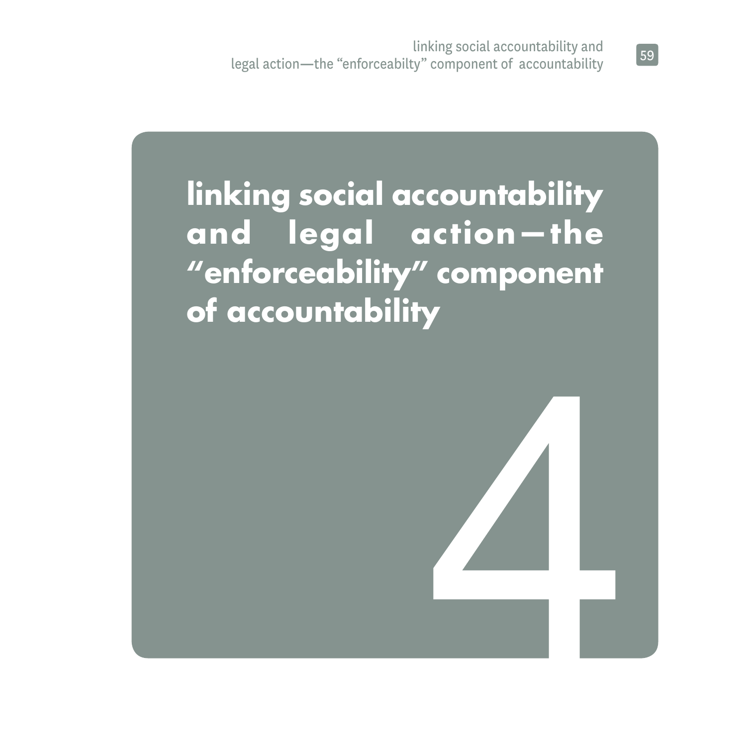# linking social accountability and legal action—the "enforceability" component of accountability

4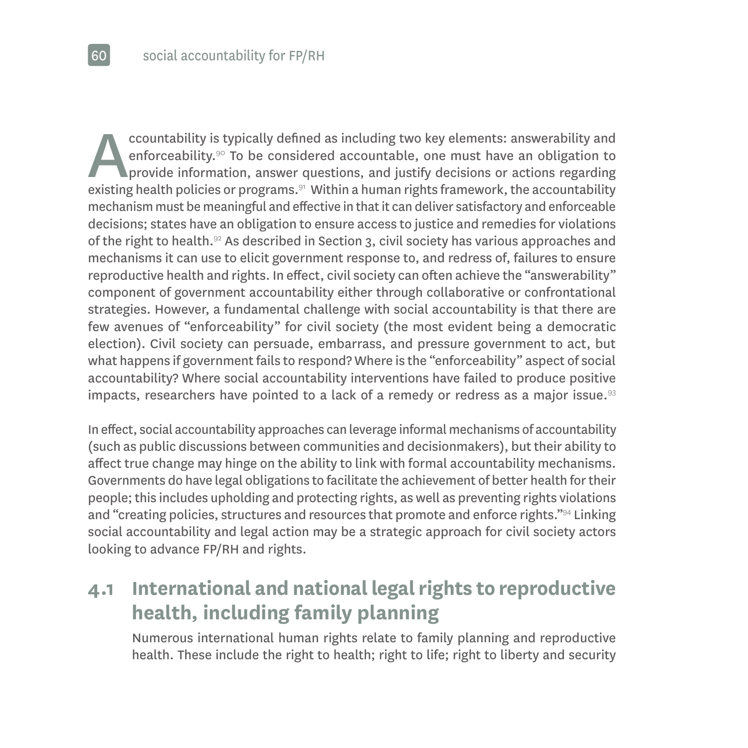Accountability is typically defined as including two key elements: answerability and enforceability.[90] To be considered accountable, one must have an obligation to provide information, answer questions, and justify decisions or actions regarding existing health policies or programs.[91] Within a human rights framework, the accountability mechanism must be meaningful and effective in that it can deliver satisfactory and enforceable decisions; states have an obligation to ensure access to justice and remedies for violations of the right to health.[92] As described in Section 3, civil society has various approaches and mechanisms it can use to elicit government response to, and redress of, failures to ensure reproductive health and rights. In effect, civil society can often achieve the "answerability" component of government accountability either through collaborative or confrontational strategies. However, a fundamental challenge with social accountability is that there are few avenues of "enforceability" for civil society (the most evident being a democratic election). Civil society can persuade, embarrass, and pressure government to act, but what happens if government fails to respond? Where is the "enforceability" aspect of social accountability? Where social accountability interventions have failed to produce positive impacts, researchers have pointed to a lack of a remedy or redress as a major issue.[93]

In effect, social accountability approaches can leverage informal mechanisms of accountability (such as public discussions between communities and decisionmakers), but their ability to affect true change may hinge on the ability to link with formal accountability mechanisms. Governments do have legal obligations to facilitate the achievement of better health for their people; this includes upholding and protecting rights, as well as preventing rights violations and "creating policies, structures and resources that promote and enforce rights."[94] Linking social accountability and legal action may be a strategic approach for civil society actors looking to advance FP/RH and rights.

## 4.1 International and national legal rights to reproductive health, including family planning

Numerous international human rights relate to family planning and reproductive health. These include the right to health; right to life; right to liberty and security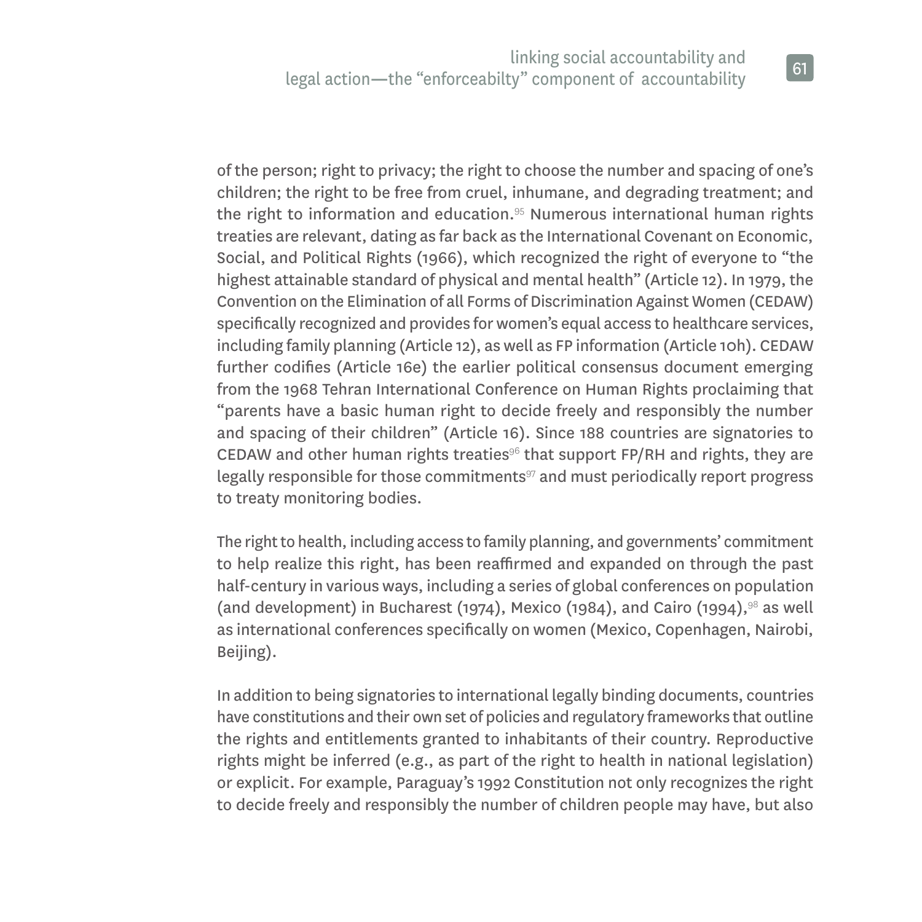of the person; right to privacy; the right to choose the number and spacing of one's children; the right to be free from cruel, inhumane, and degrading treatment; and the right to information and education.[95] Numerous international human rights treaties are relevant, dating as far back as the International Covenant on Economic, Social, and Political Rights (1966), which recognized the right of everyone to "the highest attainable standard of physical and mental health" (Article 12). In 1979, the Convention on the Elimination of all Forms of Discrimination Against Women (CEDAW) specifically recognized and provides for women's equal access to healthcare services, including family planning (Article 12), as well as FP information (Article 10h). CEDAW further codifies (Article 16e) the earlier political consensus document emerging from the 1968 Tehran International Conference on Human Rights proclaiming that "parents have a basic human right to decide freely and responsibly the number and spacing of their children" (Article 16). Since 188 countries are signatories to CEDAW and other human rights treaties[96] that support FP/RH and rights, they are legally responsible for those commitments[97] and must periodically report progress to treaty monitoring bodies.

The right to health, including access to family planning, and governments' commitment to help realize this right, has been reaffirmed and expanded on through the past half-century in various ways, including a series of global conferences on population (and development) in Bucharest (1974), Mexico (1984), and Cairo (1994),[98] as well as international conferences specifically on women (Mexico, Copenhagen, Nairobi, Beijing).

In addition to being signatories to international legally binding documents, countries have constitutions and their own set of policies and regulatory frameworks that outline the rights and entitlements granted to inhabitants of their country. Reproductive rights might be inferred (e.g., as part of the right to health in national legislation) or explicit. For example, Paraguay's 1992 Constitution not only recognizes the right to decide freely and responsibly the number of children people may have, but also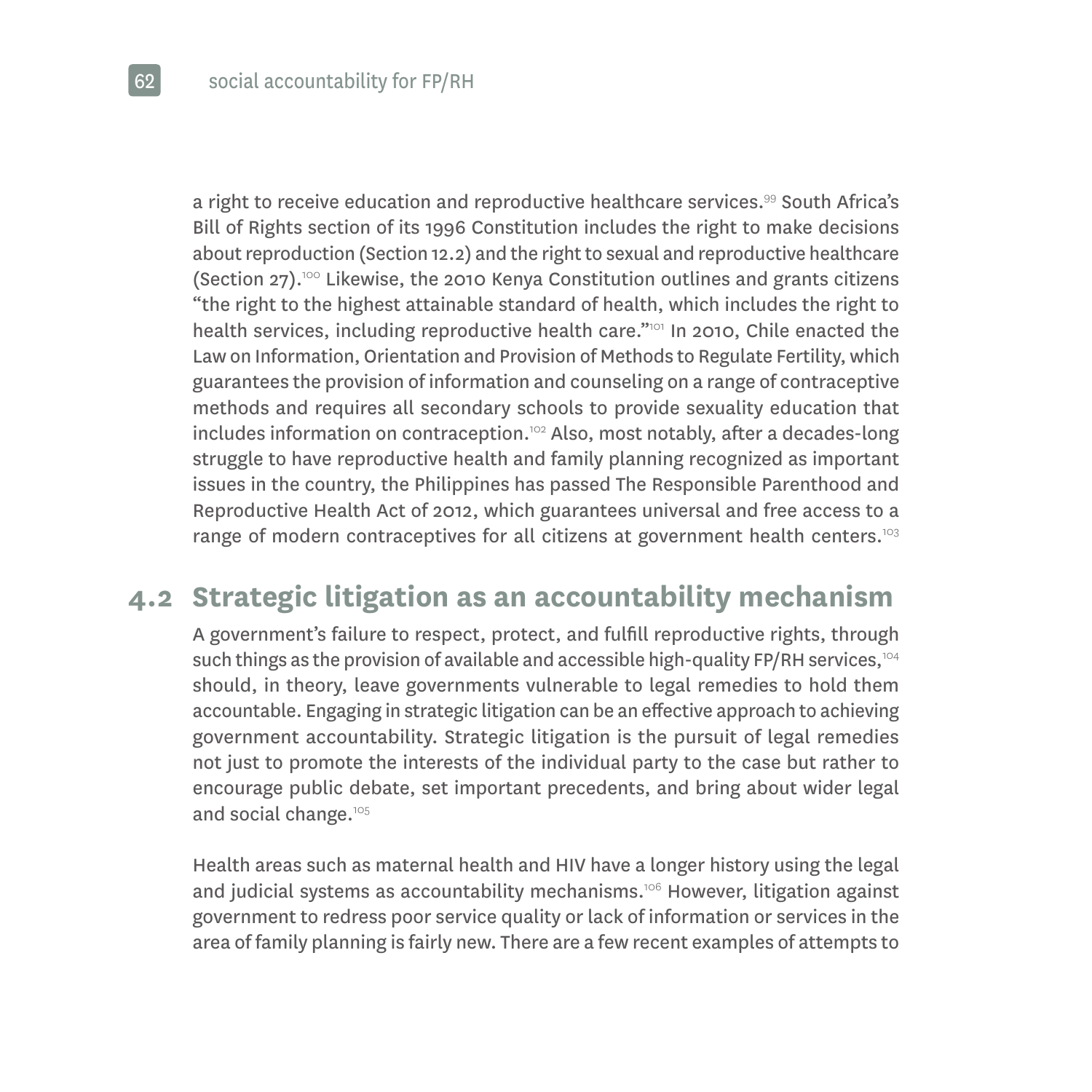a right to receive education and reproductive healthcare services.[99] South Africa's Bill of Rights section of its 1996 Constitution includes the right to make decisions about reproduction (Section 12.2) and the right to sexual and reproductive healthcare (Section 27).[100] Likewise, the 2010 Kenya Constitution outlines and grants citizens "the right to the highest attainable standard of health, which includes the right to health services, including reproductive health care."[101] In 2010, Chile enacted the Law on Information, Orientation and Provision of Methods to Regulate Fertility, which guarantees the provision of information and counseling on a range of contraceptive methods and requires all secondary schools to provide sexuality education that includes information on contraception.[102] Also, most notably, after a decades-long struggle to have reproductive health and family planning recognized as important issues in the country, the Philippines has passed The Responsible Parenthood and Reproductive Health Act of 2012, which guarantees universal and free access to a range of modern contraceptives for all citizens at government health centers.[103]

## 4.2 Strategic litigation as an accountability mechanism

A government's failure to respect, protect, and fulfill reproductive rights, through such things as the provision of available and accessible high-quality FP/RH services,[104] should, in theory, leave governments vulnerable to legal remedies to hold them accountable. Engaging in strategic litigation can be an effective approach to achieving government accountability. Strategic litigation is the pursuit of legal remedies not just to promote the interests of the individual party to the case but rather to encourage public debate, set important precedents, and bring about wider legal and social change.[105]

Health areas such as maternal health and HIV have a longer history using the legal and judicial systems as accountability mechanisms.[106] However, litigation against government to redress poor service quality or lack of information or services in the area of family planning is fairly new. There are a few recent examples of attempts to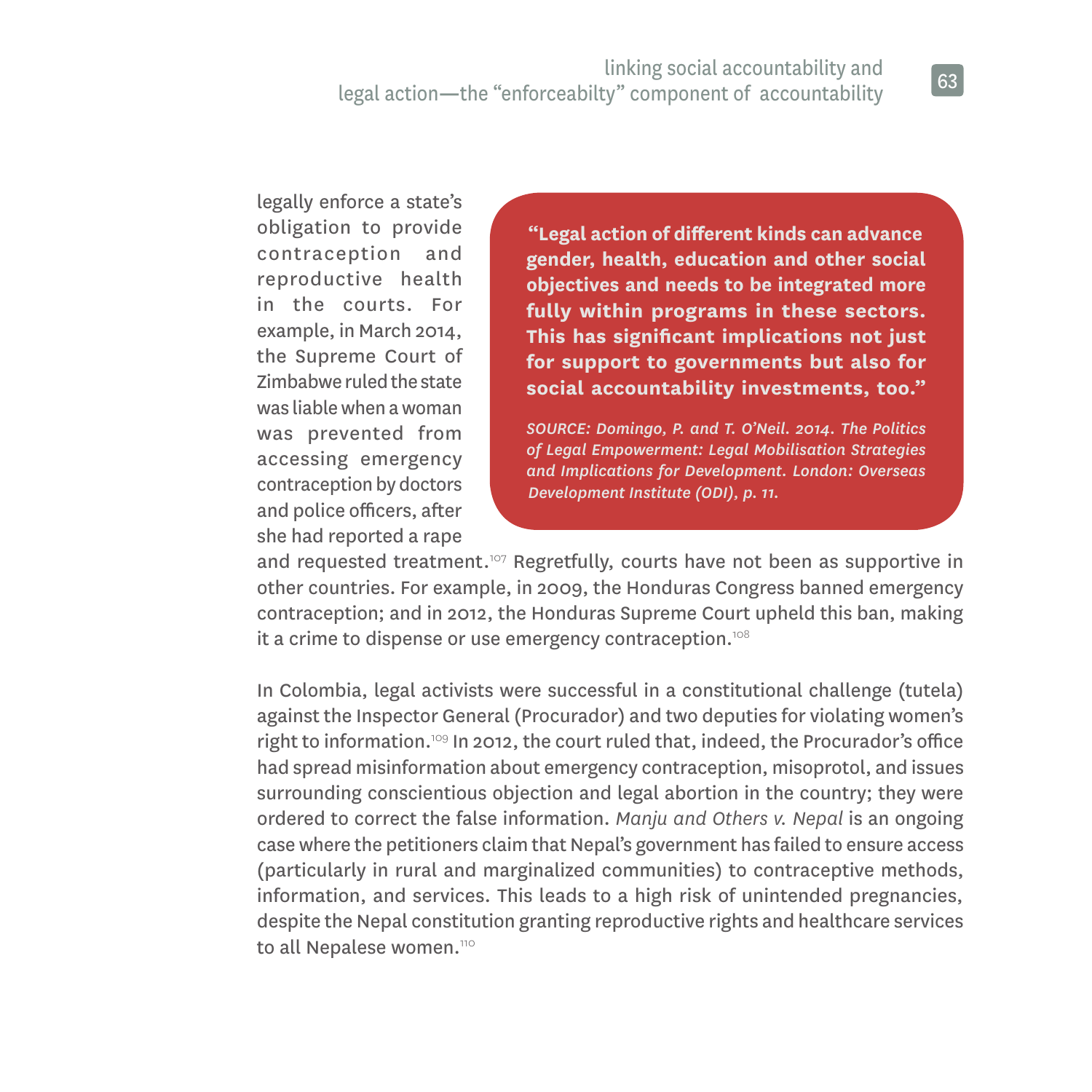legally enforce a state's obligation to provide contraception and reproductive health in the courts. For example, in March 2014, the Supreme Court of Zimbabwe ruled the state was liable when a woman was prevented from accessing emergency contraception by doctors and police officers, after she had reported a rape and requested treatment.[107] Regretfully, courts have not been as supportive in other countries. For example, in 2009, the Honduras Congress banned emergency contraception; and in 2012, the Honduras Supreme Court upheld this ban, making it a crime to dispense or use emergency contraception.[108]

> **"Legal action of different kinds can advance gender, health, education and other social objectives and needs to be integrated more fully within programs in these sectors. This has significant implications not just for support to governments but also for social accountability investments, too."**
>
> ***SOURCE: Domingo, P. and T. O'Neil. 2014. The Politics of Legal Empowerment: Legal Mobilisation Strategies and Implications for Development. London: Overseas Development Institute (ODI), p. 11.***

In Colombia, legal activists were successful in a constitutional challenge (tutela) against the Inspector General (Procurador) and two deputies for violating women's right to information.[109] In 2012, the court ruled that, indeed, the Procurador's office had spread misinformation about emergency contraception, misoprotol, and issues surrounding conscientious objection and legal abortion in the country; they were ordered to correct the false information. *Manju and Others v. Nepal* is an ongoing case where the petitioners claim that Nepal's government has failed to ensure access (particularly in rural and marginalized communities) to contraceptive methods, information, and services. This leads to a high risk of unintended pregnancies, despite the Nepal constitution granting reproductive rights and healthcare services to all Nepalese women.[110]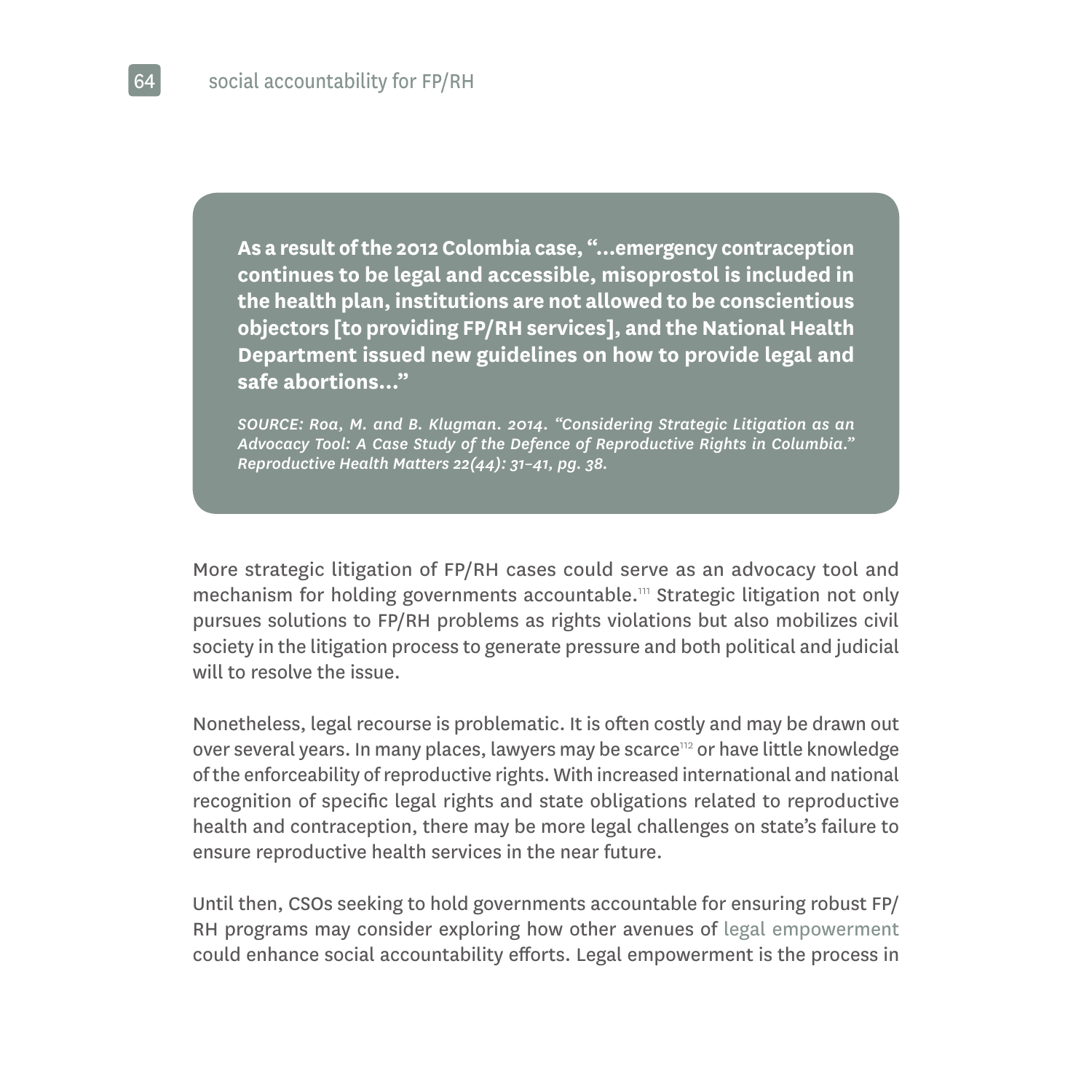**As a result of the 2012 Colombia case, "...emergency contraception continues to be legal and accessible, misoprostol is included in the health plan, institutions are not allowed to be conscientious objectors [to providing FP/RH services], and the National Health Department issued new guidelines on how to provide legal and safe abortions..."**

*SOURCE: Roa, M. and B. Klugman. 2014. "Considering Strategic Litigation as an Advocacy Tool: A Case Study of the Defence of Reproductive Rights in Columbia." Reproductive Health Matters 22(44): 31–41, pg. 38.*

More strategic litigation of FP/RH cases could serve as an advocacy tool and mechanism for holding governments accountable.[111] Strategic litigation not only pursues solutions to FP/RH problems as rights violations but also mobilizes civil society in the litigation process to generate pressure and both political and judicial will to resolve the issue.

Nonetheless, legal recourse is problematic. It is often costly and may be drawn out over several years. In many places, lawyers may be scarce[112] or have little knowledge of the enforceability of reproductive rights. With increased international and national recognition of specific legal rights and state obligations related to reproductive health and contraception, there may be more legal challenges on state's failure to ensure reproductive health services in the near future.

Until then, CSOs seeking to hold governments accountable for ensuring robust FP/RH programs may consider exploring how other avenues of legal empowerment could enhance social accountability efforts. Legal empowerment is the process in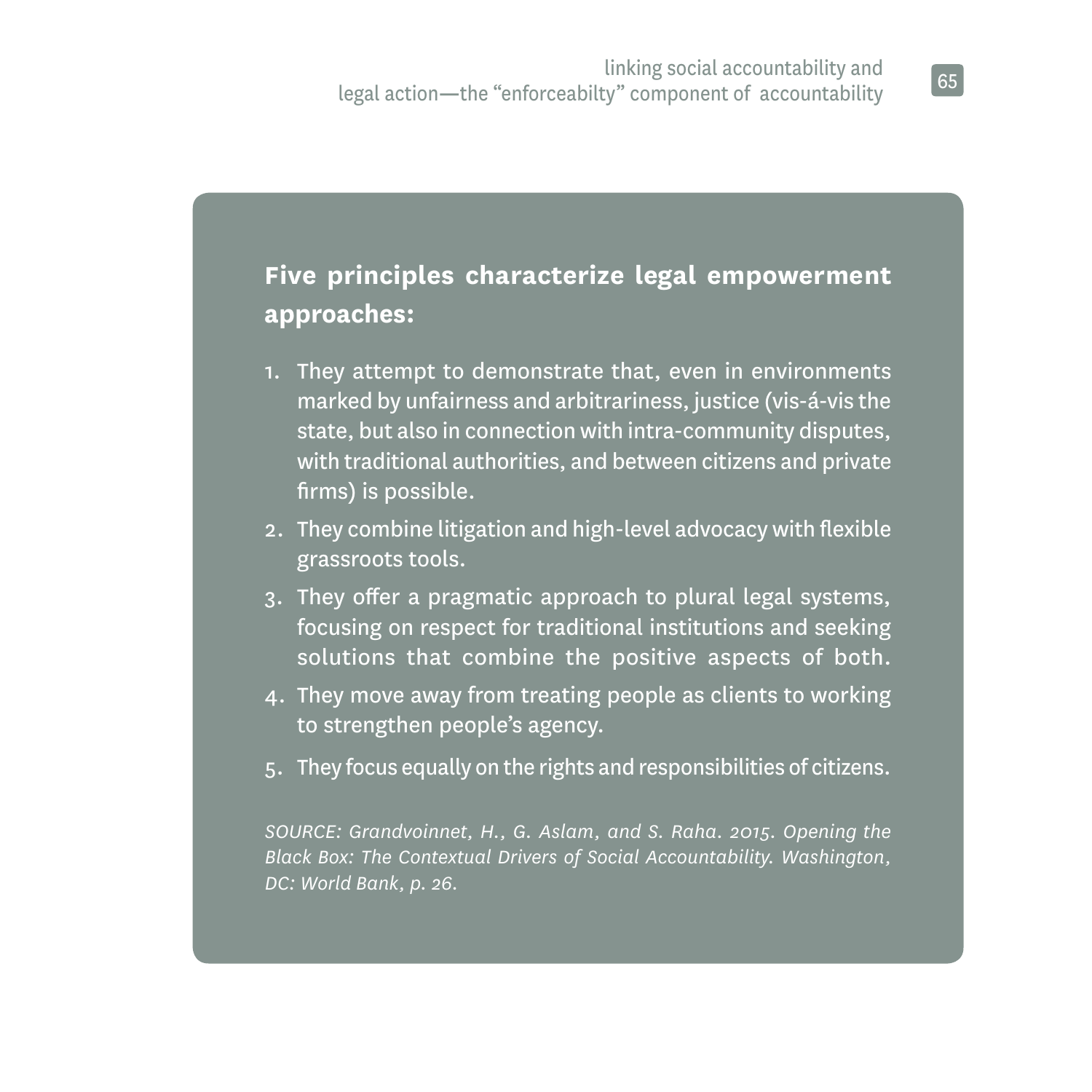**Five principles characterize legal empowerment approaches:**

1. They attempt to demonstrate that, even in environments marked by unfairness and arbitrariness, justice (vis-á-vis the state, but also in connection with intra-community disputes, with traditional authorities, and between citizens and private firms) is possible.
2. They combine litigation and high-level advocacy with flexible grassroots tools.
3. They offer a pragmatic approach to plural legal systems, focusing on respect for traditional institutions and seeking solutions that combine the positive aspects of both.
4. They move away from treating people as clients to working to strengthen people's agency.
5. They focus equally on the rights and responsibilities of citizens.

*SOURCE: Grandvoinnet, H., G. Aslam, and S. Raha. 2015. Opening the Black Box: The Contextual Drivers of Social Accountability. Washington, DC: World Bank, p. 26.*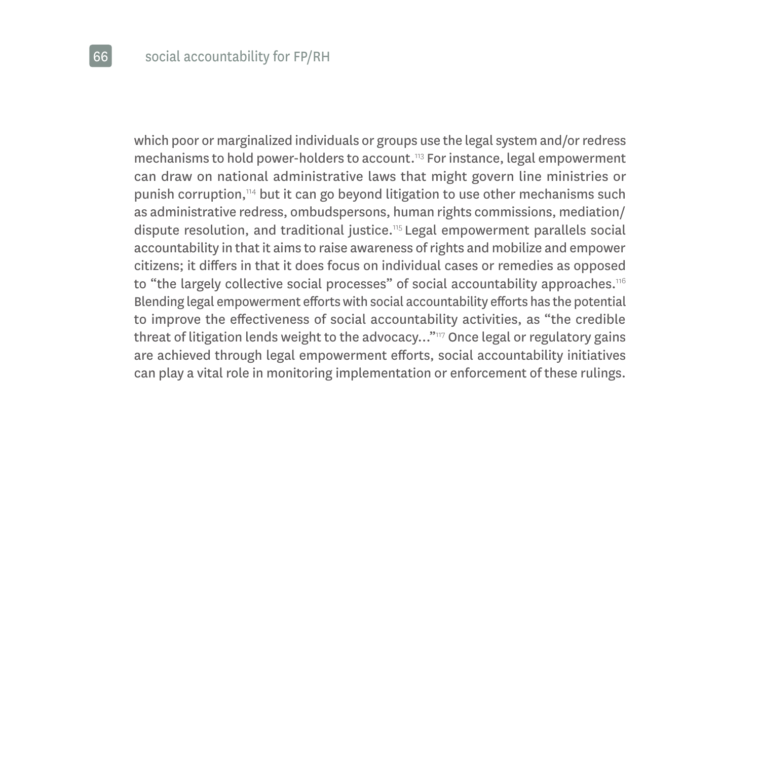which poor or marginalized individuals or groups use the legal system and/or redress mechanisms to hold power-holders to account.[113] For instance, legal empowerment can draw on national administrative laws that might govern line ministries or punish corruption,[114] but it can go beyond litigation to use other mechanisms such as administrative redress, ombudspersons, human rights commissions, mediation/dispute resolution, and traditional justice.[115] Legal empowerment parallels social accountability in that it aims to raise awareness of rights and mobilize and empower citizens; it differs in that it does focus on individual cases or remedies as opposed to "the largely collective social processes" of social accountability approaches.[116] Blending legal empowerment efforts with social accountability efforts has the potential to improve the effectiveness of social accountability activities, as "the credible threat of litigation lends weight to the advocacy..."[117] Once legal or regulatory gains are achieved through legal empowerment efforts, social accountability initiatives can play a vital role in monitoring implementation or enforcement of these rulings.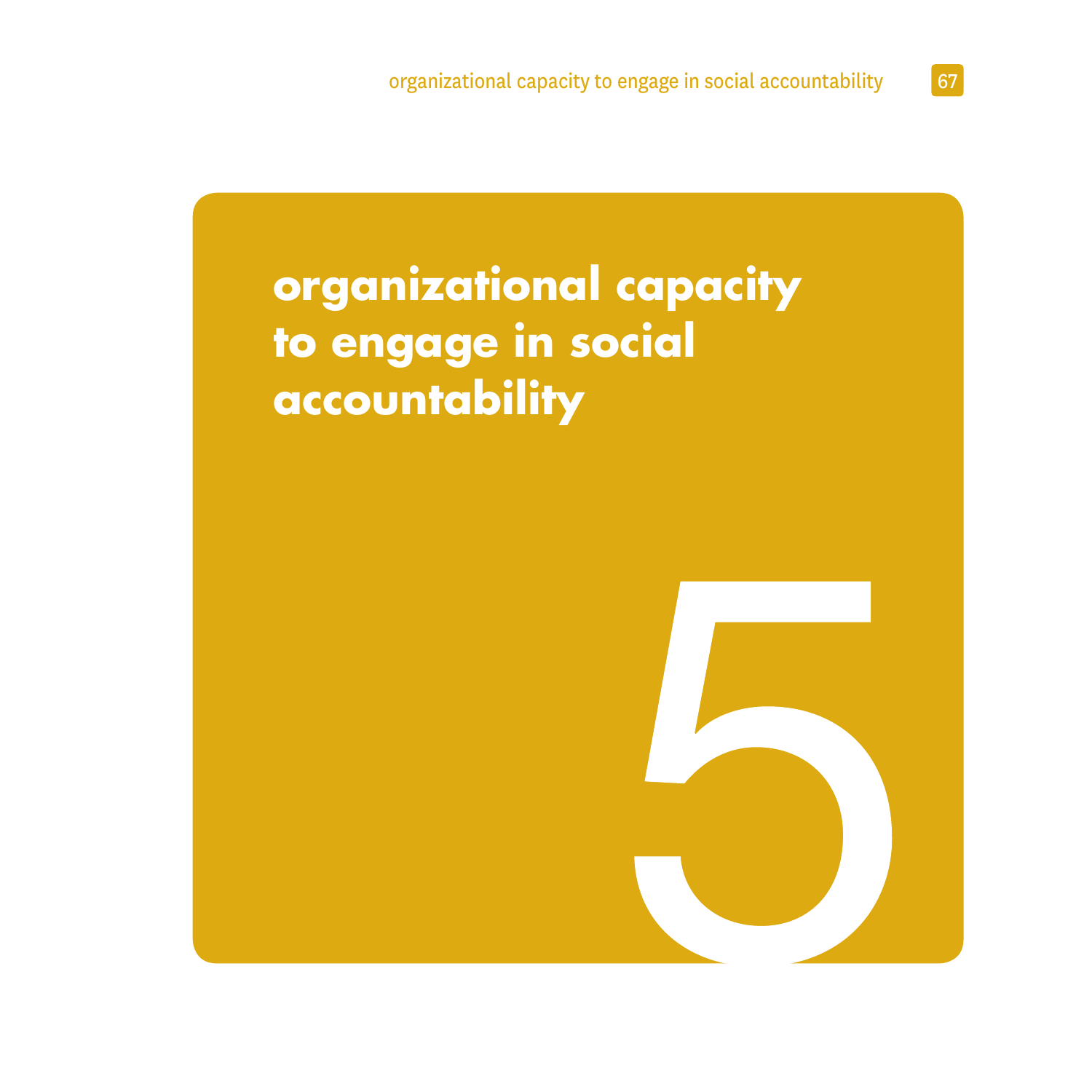# organizational capacity to engage in social accountability

# 5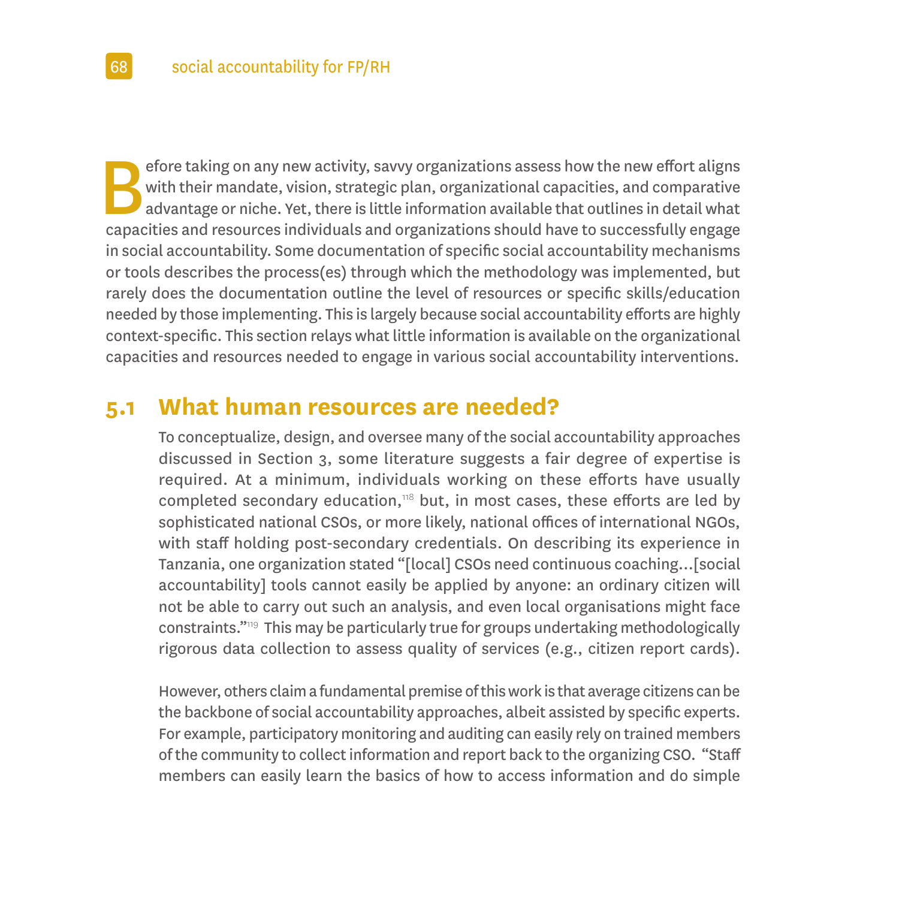Before taking on any new activity, savvy organizations assess how the new effort aligns with their mandate, vision, strategic plan, organizational capacities, and comparative advantage or niche. Yet, there is little information available that outlines in detail what capacities and resources individuals and organizations should have to successfully engage in social accountability. Some documentation of specific social accountability mechanisms or tools describes the process(es) through which the methodology was implemented, but rarely does the documentation outline the level of resources or specific skills/education needed by those implementing. This is largely because social accountability efforts are highly context-specific. This section relays what little information is available on the organizational capacities and resources needed to engage in various social accountability interventions.

## 5.1 What human resources are needed?

To conceptualize, design, and oversee many of the social accountability approaches discussed in Section 3, some literature suggests a fair degree of expertise is required. At a minimum, individuals working on these efforts have usually completed secondary education,[118] but, in most cases, these efforts are led by sophisticated national CSOs, or more likely, national offices of international NGOs, with staff holding post-secondary credentials. On describing its experience in Tanzania, one organization stated "[local] CSOs need continuous coaching…[social accountability] tools cannot easily be applied by anyone: an ordinary citizen will not be able to carry out such an analysis, and even local organisations might face constraints."[119] This may be particularly true for groups undertaking methodologically rigorous data collection to assess quality of services (e.g., citizen report cards).

However, others claim a fundamental premise of this work is that average citizens can be the backbone of social accountability approaches, albeit assisted by specific experts. For example, participatory monitoring and auditing can easily rely on trained members of the community to collect information and report back to the organizing CSO. "Staff members can easily learn the basics of how to access information and do simple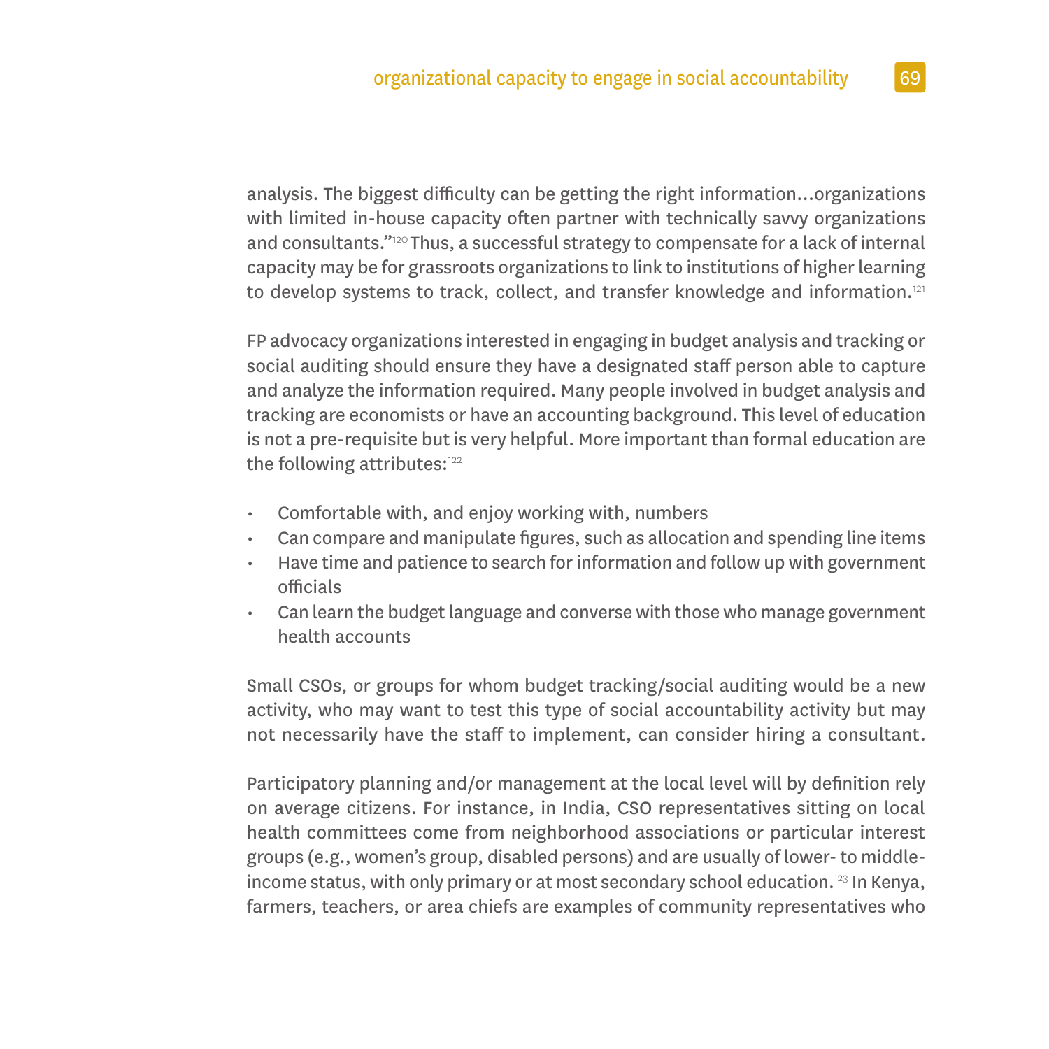analysis. The biggest difficulty can be getting the right information…organizations with limited in-house capacity often partner with technically savvy organizations and consultants."[120] Thus, a successful strategy to compensate for a lack of internal capacity may be for grassroots organizations to link to institutions of higher learning to develop systems to track, collect, and transfer knowledge and information.[121]

FP advocacy organizations interested in engaging in budget analysis and tracking or social auditing should ensure they have a designated staff person able to capture and analyze the information required. Many people involved in budget analysis and tracking are economists or have an accounting background. This level of education is not a pre-requisite but is very helpful. More important than formal education are the following attributes:[122]

- Comfortable with, and enjoy working with, numbers
- Can compare and manipulate figures, such as allocation and spending line items
- Have time and patience to search for information and follow up with government officials
- Can learn the budget language and converse with those who manage government health accounts

Small CSOs, or groups for whom budget tracking/social auditing would be a new activity, who may want to test this type of social accountability activity but may not necessarily have the staff to implement, can consider hiring a consultant.

Participatory planning and/or management at the local level will by definition rely on average citizens. For instance, in India, CSO representatives sitting on local health committees come from neighborhood associations or particular interest groups (e.g., women's group, disabled persons) and are usually of lower- to middle-income status, with only primary or at most secondary school education.[123] In Kenya, farmers, teachers, or area chiefs are examples of community representatives who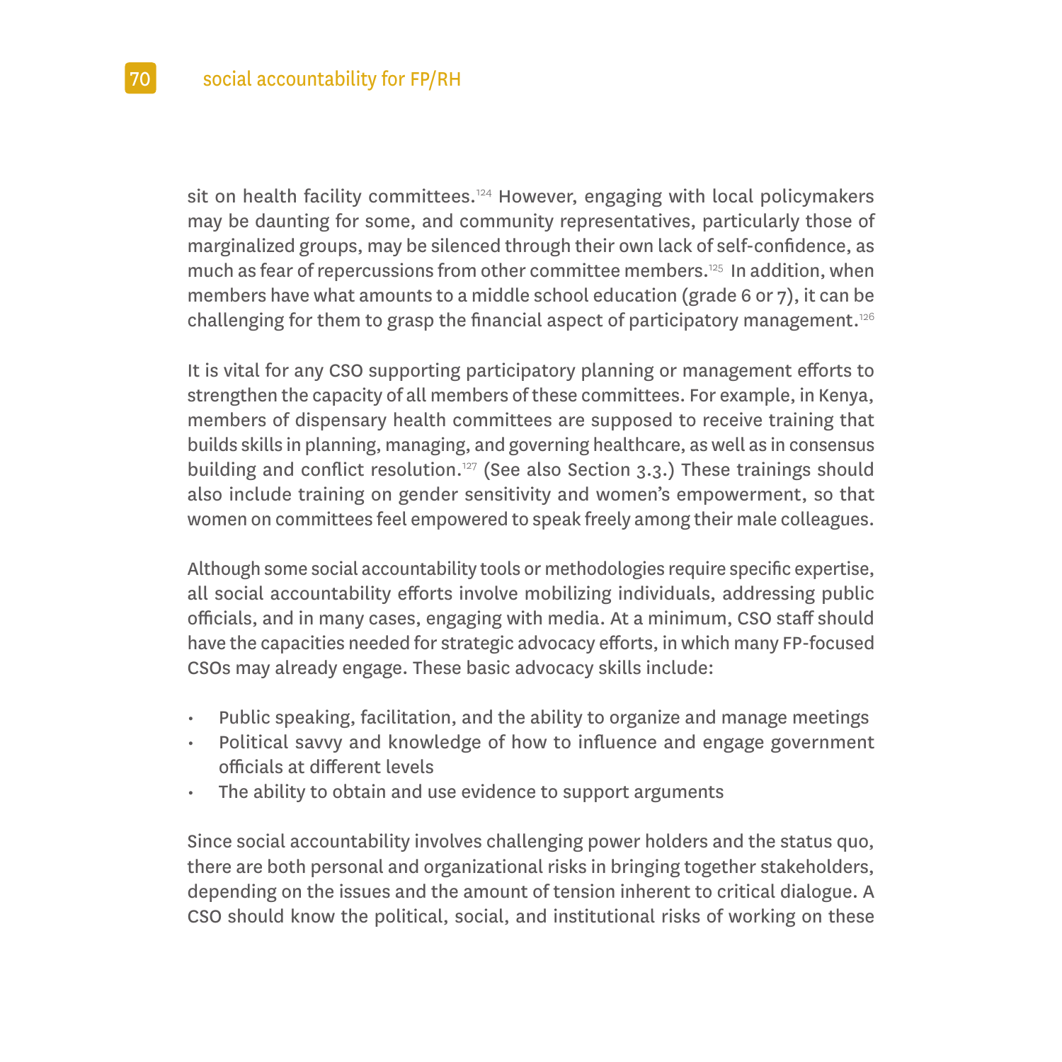sit on health facility committees.[124] However, engaging with local policymakers may be daunting for some, and community representatives, particularly those of marginalized groups, may be silenced through their own lack of self-confidence, as much as fear of repercussions from other committee members.[125] In addition, when members have what amounts to a middle school education (grade 6 or 7), it can be challenging for them to grasp the financial aspect of participatory management.[126]

It is vital for any CSO supporting participatory planning or management efforts to strengthen the capacity of all members of these committees. For example, in Kenya, members of dispensary health committees are supposed to receive training that builds skills in planning, managing, and governing healthcare, as well as in consensus building and conflict resolution.[127] (See also Section 3.3.) These trainings should also include training on gender sensitivity and women's empowerment, so that women on committees feel empowered to speak freely among their male colleagues.

Although some social accountability tools or methodologies require specific expertise, all social accountability efforts involve mobilizing individuals, addressing public officials, and in many cases, engaging with media. At a minimum, CSO staff should have the capacities needed for strategic advocacy efforts, in which many FP-focused CSOs may already engage. These basic advocacy skills include:

- Public speaking, facilitation, and the ability to organize and manage meetings
- Political savvy and knowledge of how to influence and engage government officials at different levels
- The ability to obtain and use evidence to support arguments

Since social accountability involves challenging power holders and the status quo, there are both personal and organizational risks in bringing together stakeholders, depending on the issues and the amount of tension inherent to critical dialogue. A CSO should know the political, social, and institutional risks of working on these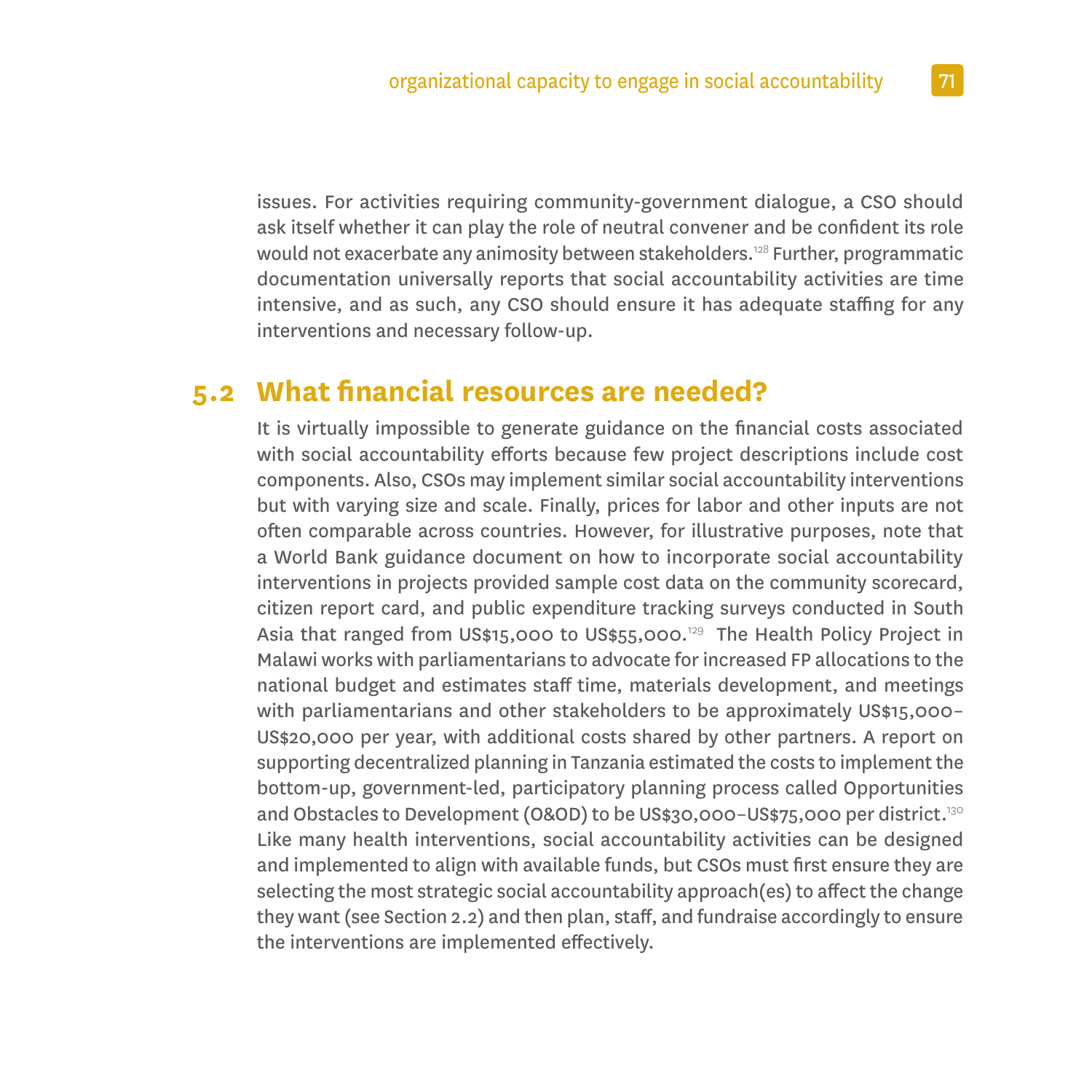issues. For activities requiring community-government dialogue, a CSO should ask itself whether it can play the role of neutral convener and be confident its role would not exacerbate any animosity between stakeholders.[128] Further, programmatic documentation universally reports that social accountability activities are time intensive, and as such, any CSO should ensure it has adequate staffing for any interventions and necessary follow-up.

## 5.2 What financial resources are needed?

It is virtually impossible to generate guidance on the financial costs associated with social accountability efforts because few project descriptions include cost components. Also, CSOs may implement similar social accountability interventions but with varying size and scale. Finally, prices for labor and other inputs are not often comparable across countries. However, for illustrative purposes, note that a World Bank guidance document on how to incorporate social accountability interventions in projects provided sample cost data on the community scorecard, citizen report card, and public expenditure tracking surveys conducted in South Asia that ranged from US$15,000 to US$55,000.[129] The Health Policy Project in Malawi works with parliamentarians to advocate for increased FP allocations to the national budget and estimates staff time, materials development, and meetings with parliamentarians and other stakeholders to be approximately US$15,000–US$20,000 per year, with additional costs shared by other partners. A report on supporting decentralized planning in Tanzania estimated the costs to implement the bottom-up, government-led, participatory planning process called Opportunities and Obstacles to Development (O&OD) to be US$30,000–US$75,000 per district.[130] Like many health interventions, social accountability activities can be designed and implemented to align with available funds, but CSOs must first ensure they are selecting the most strategic social accountability approach(es) to affect the change they want (see Section 2.2) and then plan, staff, and fundraise accordingly to ensure the interventions are implemented effectively.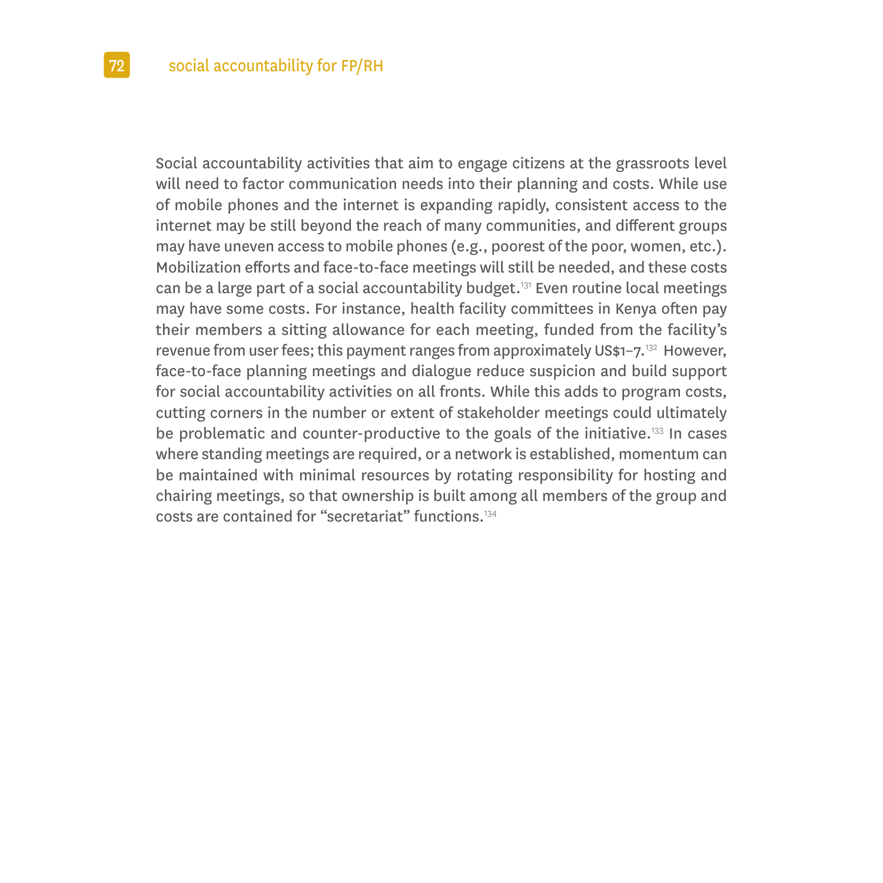Social accountability activities that aim to engage citizens at the grassroots level will need to factor communication needs into their planning and costs. While use of mobile phones and the internet is expanding rapidly, consistent access to the internet may be still beyond the reach of many communities, and different groups may have uneven access to mobile phones (e.g., poorest of the poor, women, etc.). Mobilization efforts and face-to-face meetings will still be needed, and these costs can be a large part of a social accountability budget.[131] Even routine local meetings may have some costs. For instance, health facility committees in Kenya often pay their members a sitting allowance for each meeting, funded from the facility's revenue from user fees; this payment ranges from approximately US$1–7.[132] However, face-to-face planning meetings and dialogue reduce suspicion and build support for social accountability activities on all fronts. While this adds to program costs, cutting corners in the number or extent of stakeholder meetings could ultimately be problematic and counter-productive to the goals of the initiative.[133] In cases where standing meetings are required, or a network is established, momentum can be maintained with minimal resources by rotating responsibility for hosting and chairing meetings, so that ownership is built among all members of the group and costs are contained for "secretariat" functions.[134]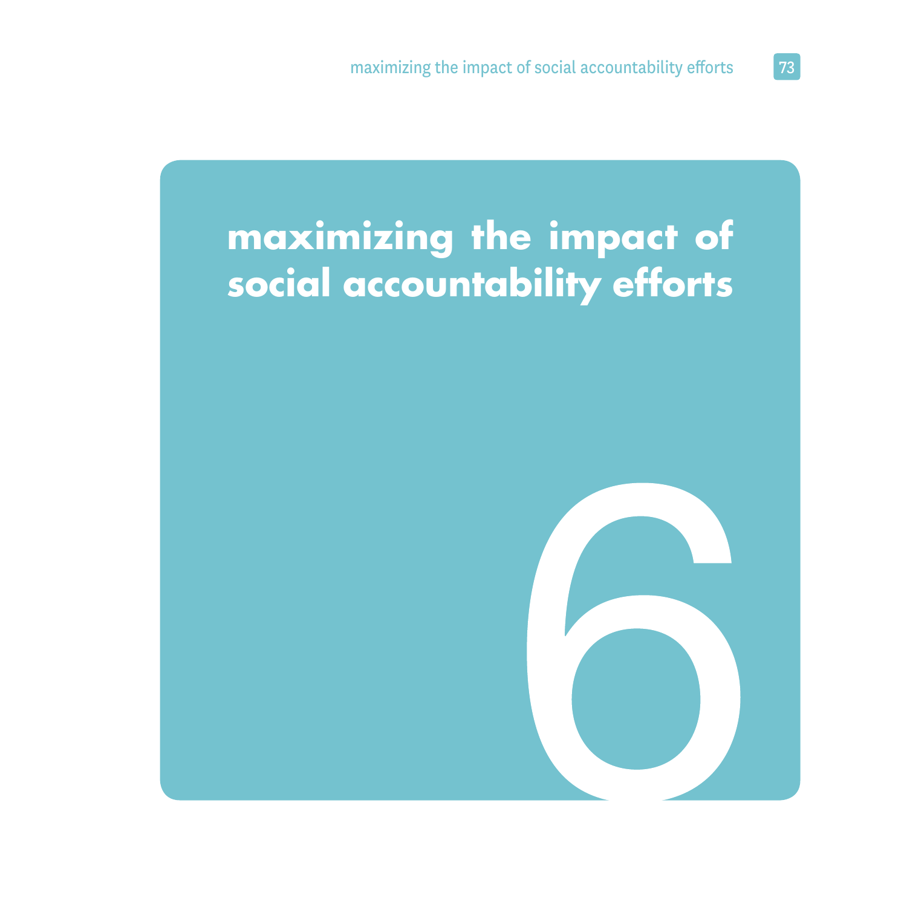# maximizing the impact of social accountability efforts

6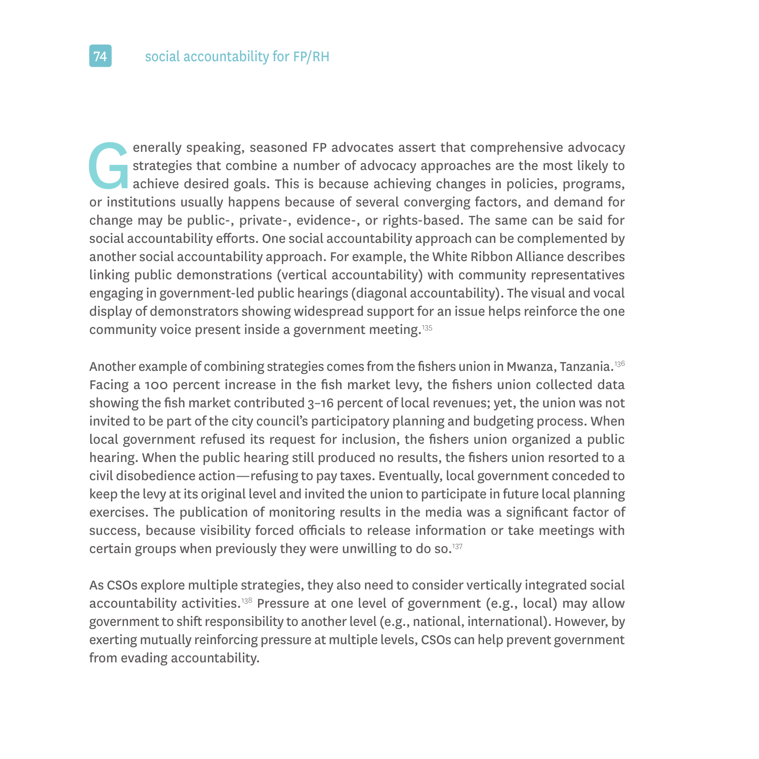Generally speaking, seasoned FP advocates assert that comprehensive advocacy strategies that combine a number of advocacy approaches are the most likely to achieve desired goals. This is because achieving changes in policies, programs, or institutions usually happens because of several converging factors, and demand for change may be public-, private-, evidence-, or rights-based. The same can be said for social accountability efforts. One social accountability approach can be complemented by another social accountability approach. For example, the White Ribbon Alliance describes linking public demonstrations (vertical accountability) with community representatives engaging in government-led public hearings (diagonal accountability). The visual and vocal display of demonstrators showing widespread support for an issue helps reinforce the one community voice present inside a government meeting.[135]

Another example of combining strategies comes from the fishers union in Mwanza, Tanzania.[136] Facing a 100 percent increase in the fish market levy, the fishers union collected data showing the fish market contributed 3–16 percent of local revenues; yet, the union was not invited to be part of the city council's participatory planning and budgeting process. When local government refused its request for inclusion, the fishers union organized a public hearing. When the public hearing still produced no results, the fishers union resorted to a civil disobedience action—refusing to pay taxes. Eventually, local government conceded to keep the levy at its original level and invited the union to participate in future local planning exercises. The publication of monitoring results in the media was a significant factor of success, because visibility forced officials to release information or take meetings with certain groups when previously they were unwilling to do so.[137]

As CSOs explore multiple strategies, they also need to consider vertically integrated social accountability activities.[138] Pressure at one level of government (e.g., local) may allow government to shift responsibility to another level (e.g., national, international). However, by exerting mutually reinforcing pressure at multiple levels, CSOs can help prevent government from evading accountability.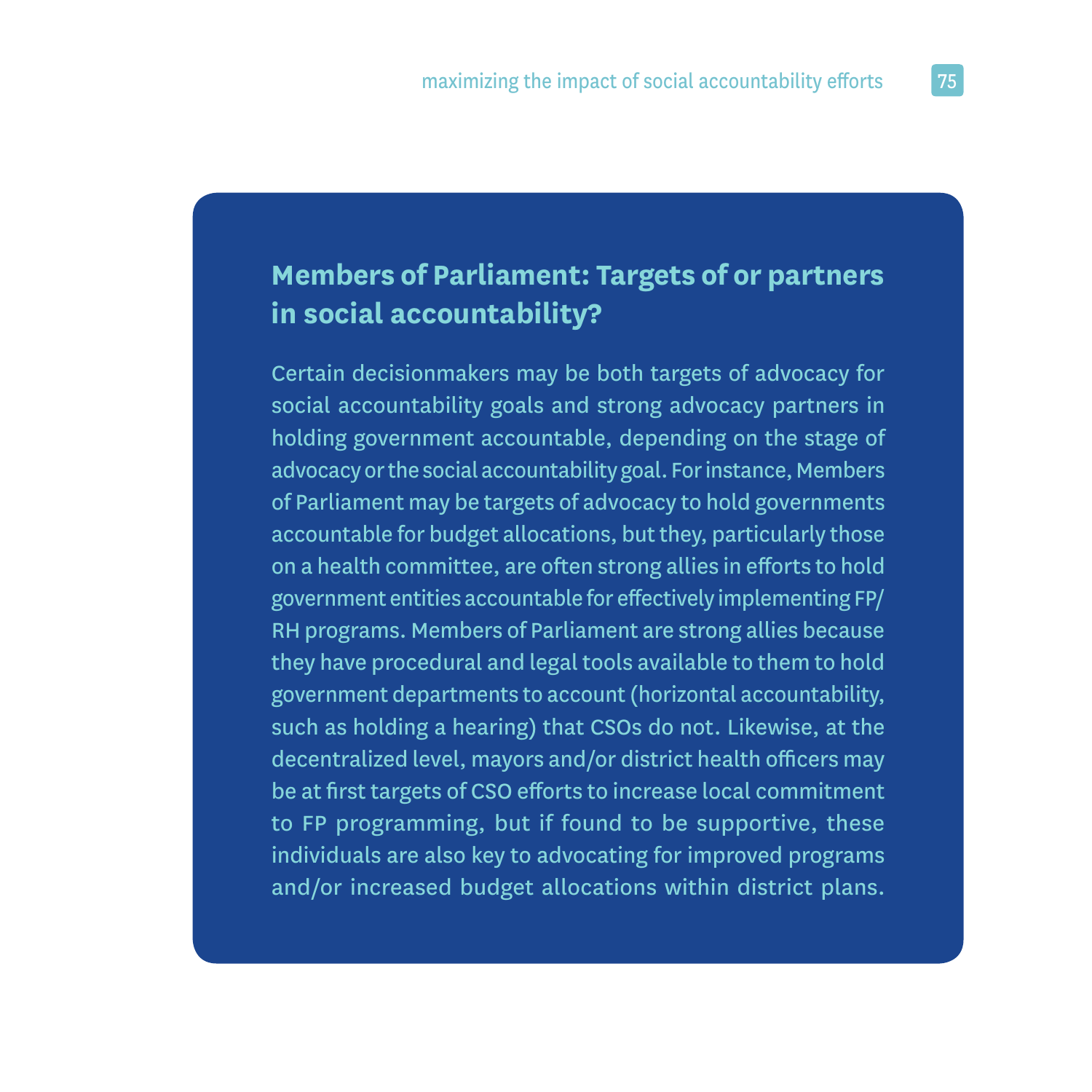## Members of Parliament: Targets of or partners in social accountability?

Certain decisionmakers may be both targets of advocacy for social accountability goals and strong advocacy partners in holding government accountable, depending on the stage of advocacy or the social accountability goal. For instance, Members of Parliament may be targets of advocacy to hold governments accountable for budget allocations, but they, particularly those on a health committee, are often strong allies in efforts to hold government entities accountable for effectively implementing FP/RH programs. Members of Parliament are strong allies because they have procedural and legal tools available to them to hold government departments to account (horizontal accountability, such as holding a hearing) that CSOs do not. Likewise, at the decentralized level, mayors and/or district health officers may be at first targets of CSO efforts to increase local commitment to FP programming, but if found to be supportive, these individuals are also key to advocating for improved programs and/or increased budget allocations within district plans.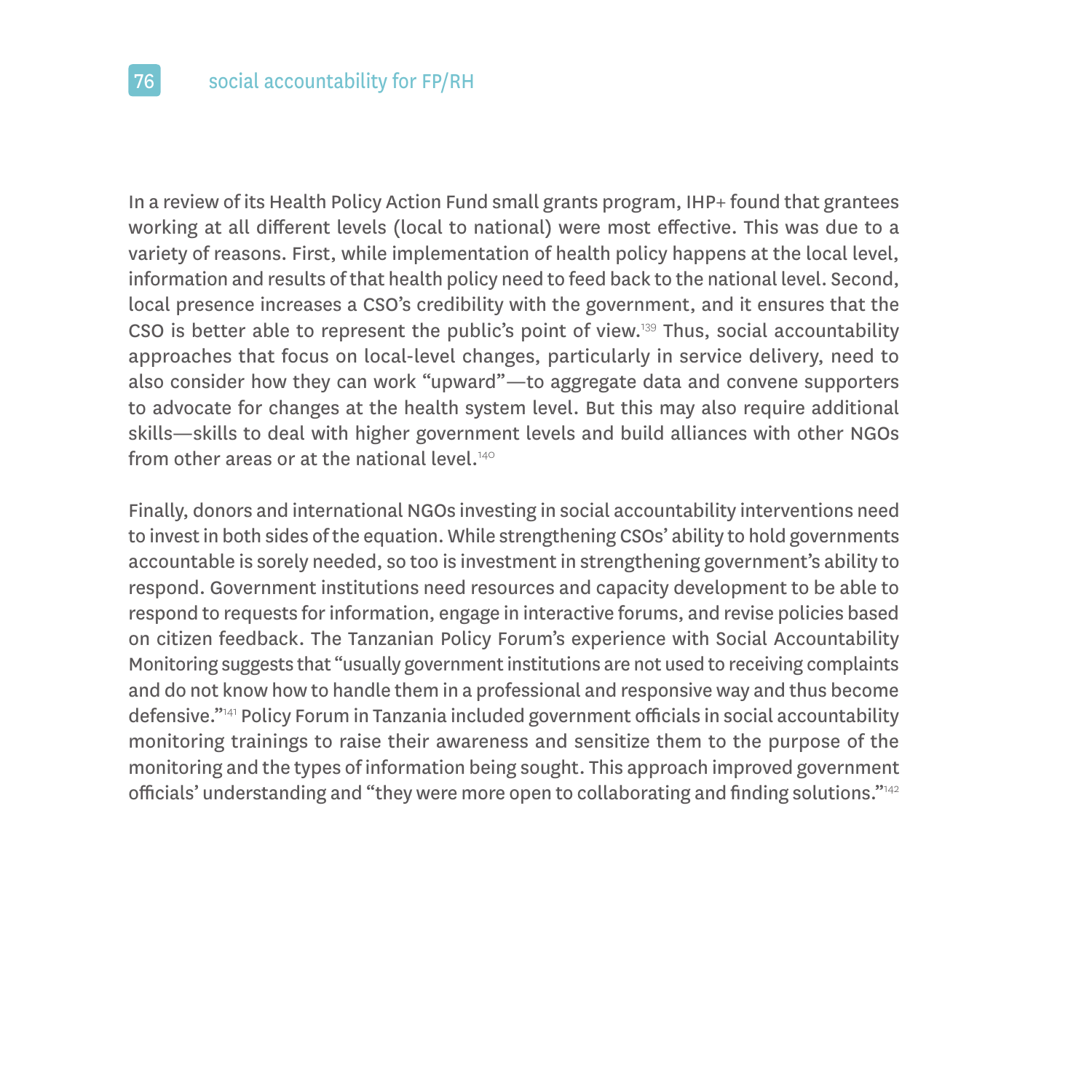In a review of its Health Policy Action Fund small grants program, IHP+ found that grantees working at all different levels (local to national) were most effective. This was due to a variety of reasons. First, while implementation of health policy happens at the local level, information and results of that health policy need to feed back to the national level. Second, local presence increases a CSO's credibility with the government, and it ensures that the CSO is better able to represent the public's point of view.[139] Thus, social accountability approaches that focus on local-level changes, particularly in service delivery, need to also consider how they can work "upward"—to aggregate data and convene supporters to advocate for changes at the health system level. But this may also require additional skills—skills to deal with higher government levels and build alliances with other NGOs from other areas or at the national level.[140]

Finally, donors and international NGOs investing in social accountability interventions need to invest in both sides of the equation. While strengthening CSOs' ability to hold governments accountable is sorely needed, so too is investment in strengthening government's ability to respond. Government institutions need resources and capacity development to be able to respond to requests for information, engage in interactive forums, and revise policies based on citizen feedback. The Tanzanian Policy Forum's experience with Social Accountability Monitoring suggests that "usually government institutions are not used to receiving complaints and do not know how to handle them in a professional and responsive way and thus become defensive."[141] Policy Forum in Tanzania included government officials in social accountability monitoring trainings to raise their awareness and sensitize them to the purpose of the monitoring and the types of information being sought. This approach improved government officials' understanding and "they were more open to collaborating and finding solutions."[142]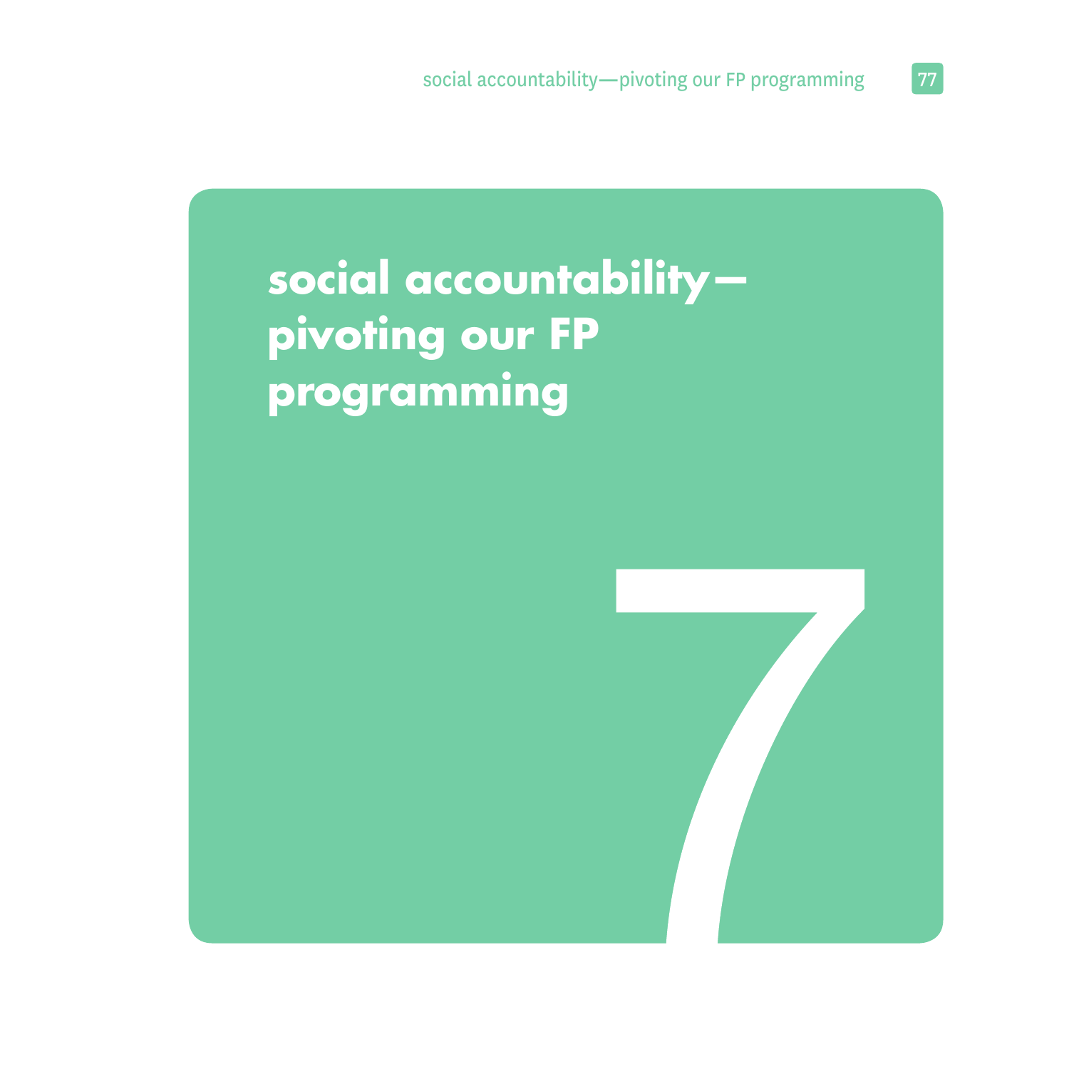# social accountability—pivoting our FP programming

7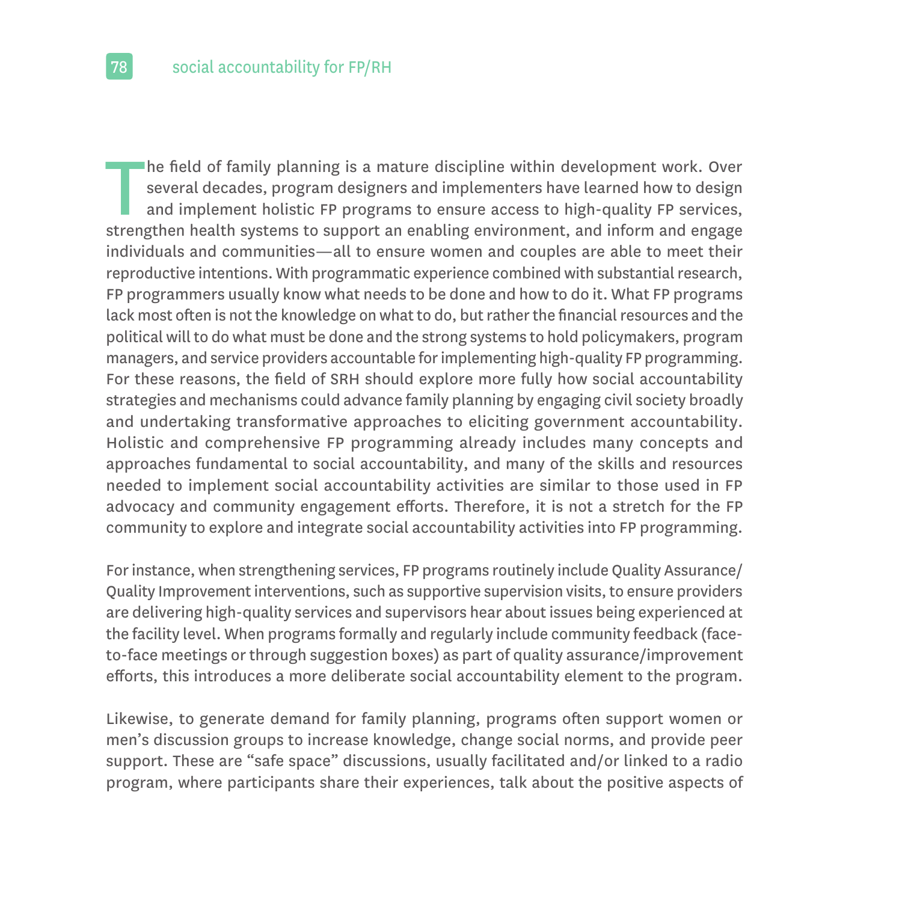The field of family planning is a mature discipline within development work. Over several decades, program designers and implementers have learned how to design and implement holistic FP programs to ensure access to high-quality FP services, strengthen health systems to support an enabling environment, and inform and engage individuals and communities—all to ensure women and couples are able to meet their reproductive intentions. With programmatic experience combined with substantial research, FP programmers usually know what needs to be done and how to do it. What FP programs lack most often is not the knowledge on what to do, but rather the financial resources and the political will to do what must be done and the strong systems to hold policymakers, program managers, and service providers accountable for implementing high-quality FP programming. For these reasons, the field of SRH should explore more fully how social accountability strategies and mechanisms could advance family planning by engaging civil society broadly and undertaking transformative approaches to eliciting government accountability. Holistic and comprehensive FP programming already includes many concepts and approaches fundamental to social accountability, and many of the skills and resources needed to implement social accountability activities are similar to those used in FP advocacy and community engagement efforts. Therefore, it is not a stretch for the FP community to explore and integrate social accountability activities into FP programming.

For instance, when strengthening services, FP programs routinely include Quality Assurance/Quality Improvement interventions, such as supportive supervision visits, to ensure providers are delivering high-quality services and supervisors hear about issues being experienced at the facility level. When programs formally and regularly include community feedback (face-to-face meetings or through suggestion boxes) as part of quality assurance/improvement efforts, this introduces a more deliberate social accountability element to the program.

Likewise, to generate demand for family planning, programs often support women or men's discussion groups to increase knowledge, change social norms, and provide peer support. These are "safe space" discussions, usually facilitated and/or linked to a radio program, where participants share their experiences, talk about the positive aspects of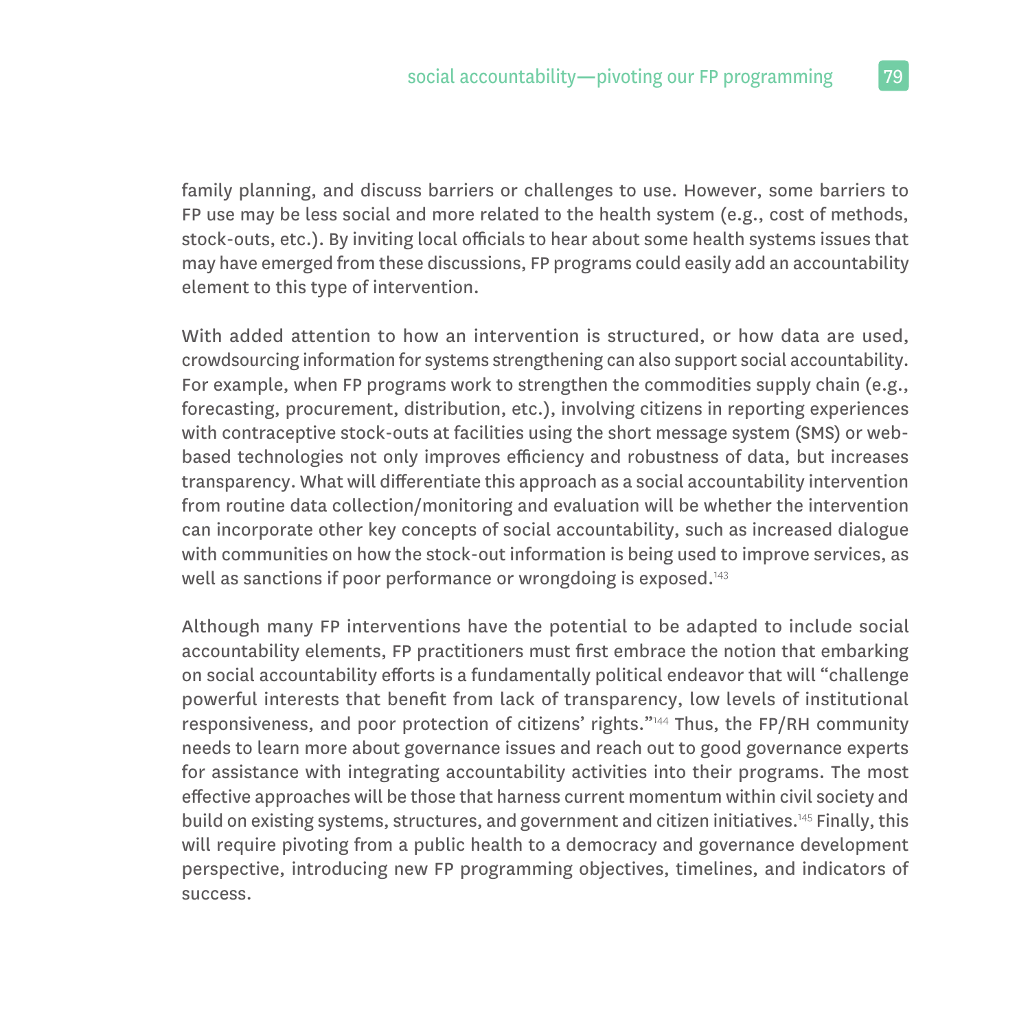family planning, and discuss barriers or challenges to use. However, some barriers to FP use may be less social and more related to the health system (e.g., cost of methods, stock-outs, etc.). By inviting local officials to hear about some health systems issues that may have emerged from these discussions, FP programs could easily add an accountability element to this type of intervention.

With added attention to how an intervention is structured, or how data are used, crowdsourcing information for systems strengthening can also support social accountability. For example, when FP programs work to strengthen the commodities supply chain (e.g., forecasting, procurement, distribution, etc.), involving citizens in reporting experiences with contraceptive stock-outs at facilities using the short message system (SMS) or web-based technologies not only improves efficiency and robustness of data, but increases transparency. What will differentiate this approach as a social accountability intervention from routine data collection/monitoring and evaluation will be whether the intervention can incorporate other key concepts of social accountability, such as increased dialogue with communities on how the stock-out information is being used to improve services, as well as sanctions if poor performance or wrongdoing is exposed.[143]

Although many FP interventions have the potential to be adapted to include social accountability elements, FP practitioners must first embrace the notion that embarking on social accountability efforts is a fundamentally political endeavor that will "challenge powerful interests that benefit from lack of transparency, low levels of institutional responsiveness, and poor protection of citizens' rights."[144] Thus, the FP/RH community needs to learn more about governance issues and reach out to good governance experts for assistance with integrating accountability activities into their programs. The most effective approaches will be those that harness current momentum within civil society and build on existing systems, structures, and government and citizen initiatives.[145] Finally, this will require pivoting from a public health to a democracy and governance development perspective, introducing new FP programming objectives, timelines, and indicators of success.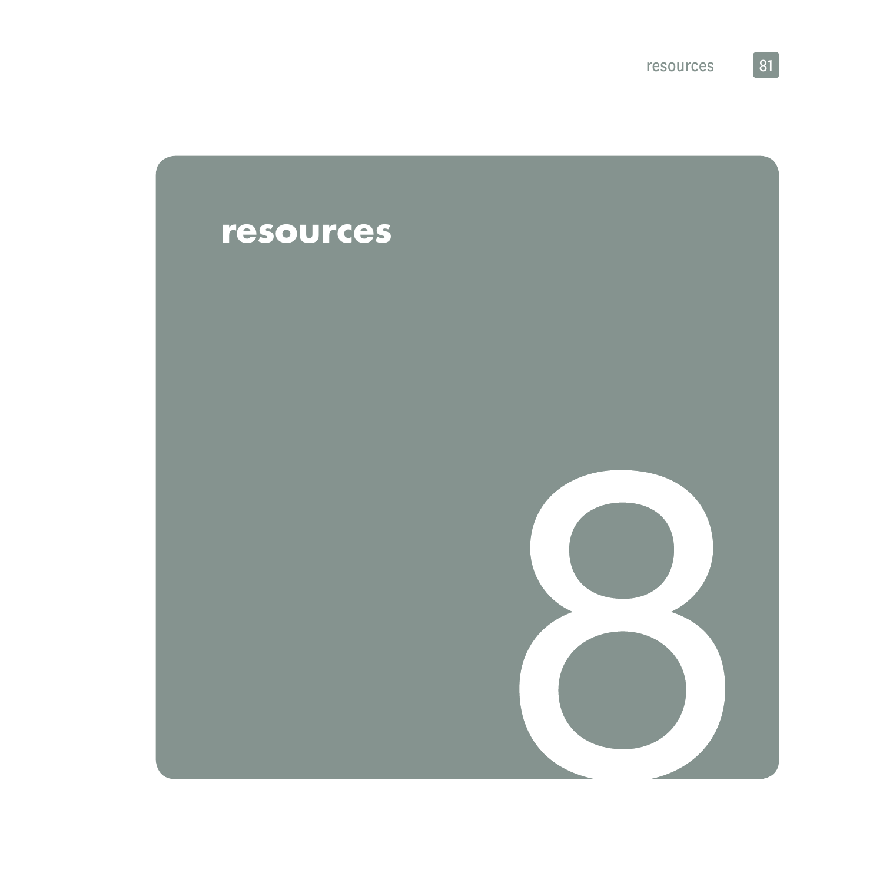# resources

8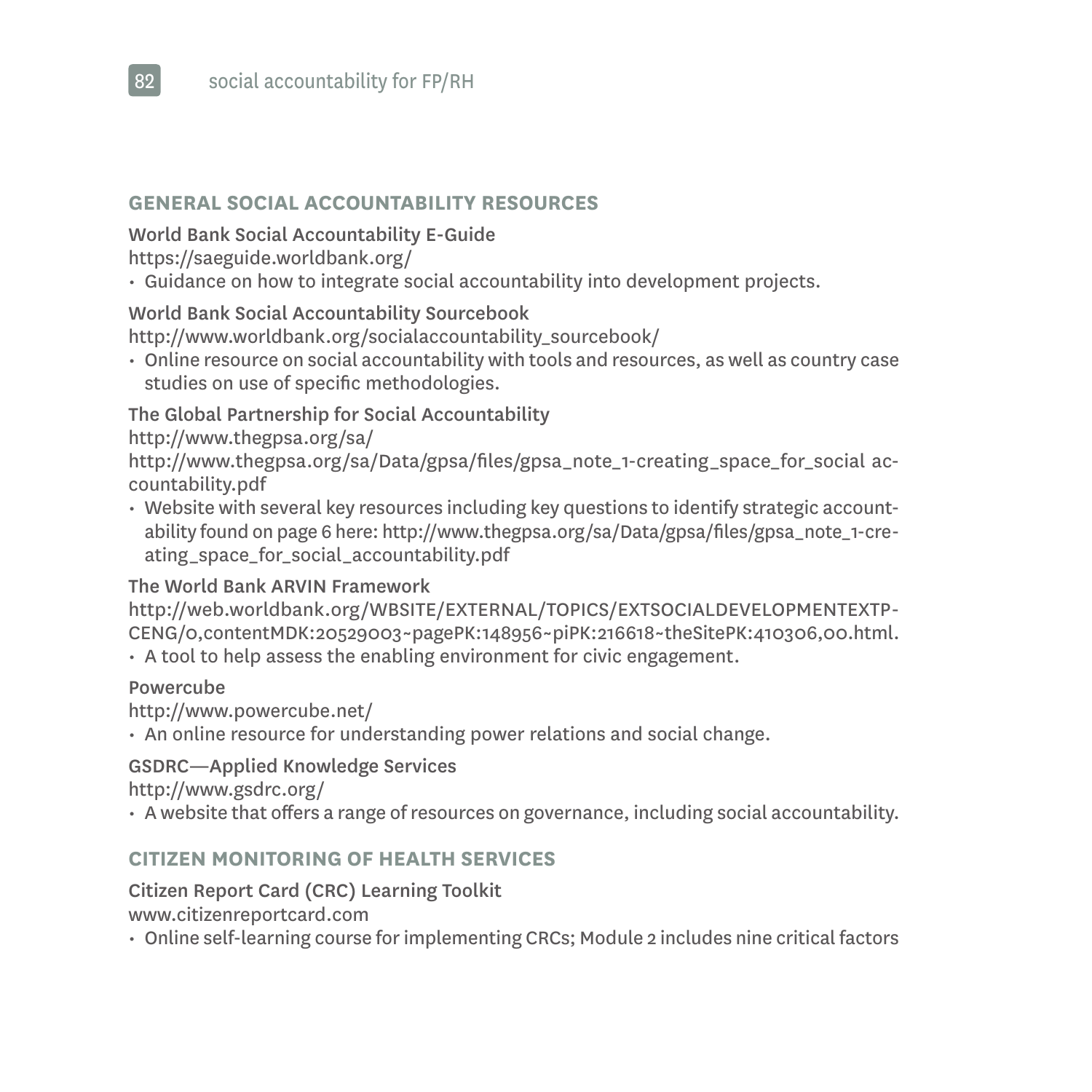## GENERAL SOCIAL ACCOUNTABILITY RESOURCES

**World Bank Social Accountability E-Guide**
https://saeguide.worldbank.org/

- Guidance on how to integrate social accountability into development projects.

**World Bank Social Accountability Sourcebook**
http://www.worldbank.org/socialaccountability_sourcebook/

- Online resource on social accountability with tools and resources, as well as country case studies on use of specific methodologies.

**The Global Partnership for Social Accountability**
http://www.thegpsa.org/sa/
http://www.thegpsa.org/sa/Data/gpsa/files/gpsa_note_1-creating_space_for_social accountability.pdf

- Website with several key resources including key questions to identify strategic accountability found on page 6 here: http://www.thegpsa.org/sa/Data/gpsa/files/gpsa_note_1-creating_space_for_social_accountability.pdf

**The World Bank ARVIN Framework**
http://web.worldbank.org/WBSITE/EXTERNAL/TOPICS/EXTSOCIALDEVELOPMENTEXTPCENG/0,contentMDK:20529003~pagePK:148956~piPK:216618~theSitePK:410306,00.html.

- A tool to help assess the enabling environment for civic engagement.

**Powercube**
http://www.powercube.net/

- An online resource for understanding power relations and social change.

**GSDRC—Applied Knowledge Services**
http://www.gsdrc.org/

- A website that offers a range of resources on governance, including social accountability.

## CITIZEN MONITORING OF HEALTH SERVICES

**Citizen Report Card (CRC) Learning Toolkit**
www.citizenreportcard.com

- Online self-learning course for implementing CRCs; Module 2 includes nine critical factors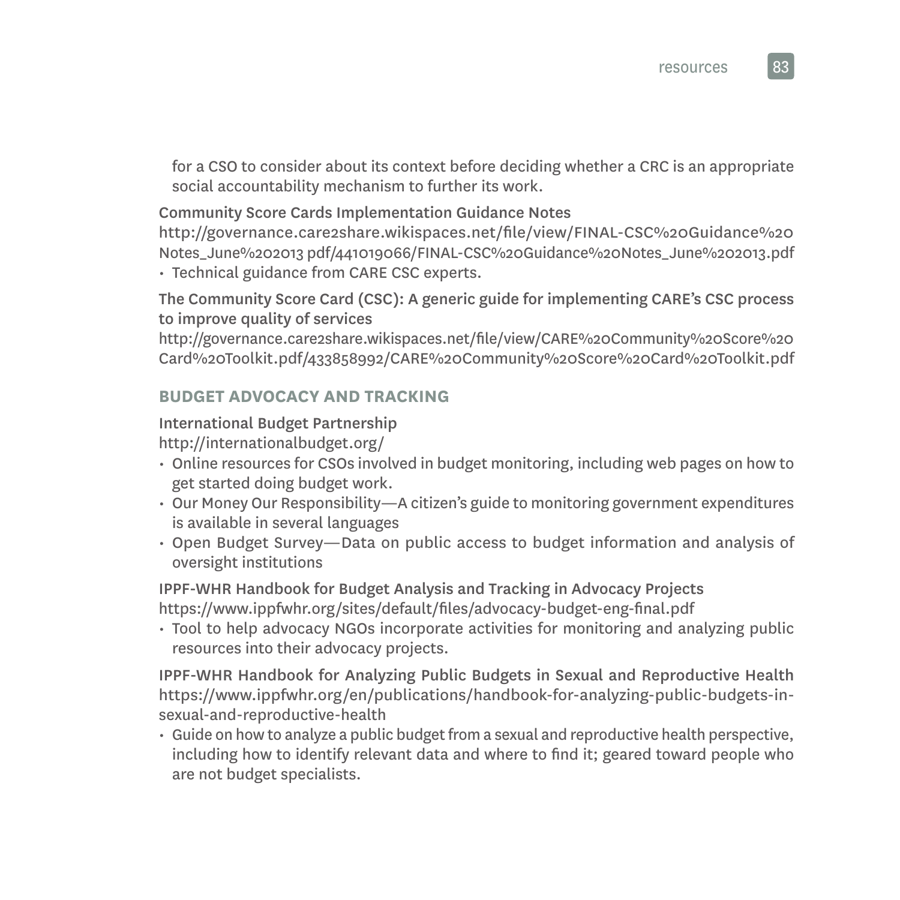for a CSO to consider about its context before deciding whether a CRC is an appropriate social accountability mechanism to further its work.

**Community Score Cards Implementation Guidance Notes**
http://governance.care2share.wikispaces.net/file/view/FINAL-CSC%20Guidance%20Notes_June%202013 pdf/441019066/FINAL-CSC%20Guidance%20Notes_June%202013.pdf

- Technical guidance from CARE CSC experts.

**The Community Score Card (CSC): A generic guide for implementing CARE's CSC process to improve quality of services**
http://governance.care2share.wikispaces.net/file/view/CARE%20Community%20Score%20Card%20Toolkit.pdf/433858992/CARE%20Community%20Score%20Card%20Toolkit.pdf

## BUDGET ADVOCACY AND TRACKING

**International Budget Partnership**
http://internationalbudget.org/

- Online resources for CSOs involved in budget monitoring, including web pages on how to get started doing budget work.
- Our Money Our Responsibility—A citizen's guide to monitoring government expenditures is available in several languages
- Open Budget Survey—Data on public access to budget information and analysis of oversight institutions

**IPPF-WHR Handbook for Budget Analysis and Tracking in Advocacy Projects**
https://www.ippfwhr.org/sites/default/files/advocacy-budget-eng-final.pdf

- Tool to help advocacy NGOs incorporate activities for monitoring and analyzing public resources into their advocacy projects.

**IPPF-WHR Handbook for Analyzing Public Budgets in Sexual and Reproductive Health**
https://www.ippfwhr.org/en/publications/handbook-for-analyzing-public-budgets-in-sexual-and-reproductive-health

- Guide on how to analyze a public budget from a sexual and reproductive health perspective, including how to identify relevant data and where to find it; geared toward people who are not budget specialists.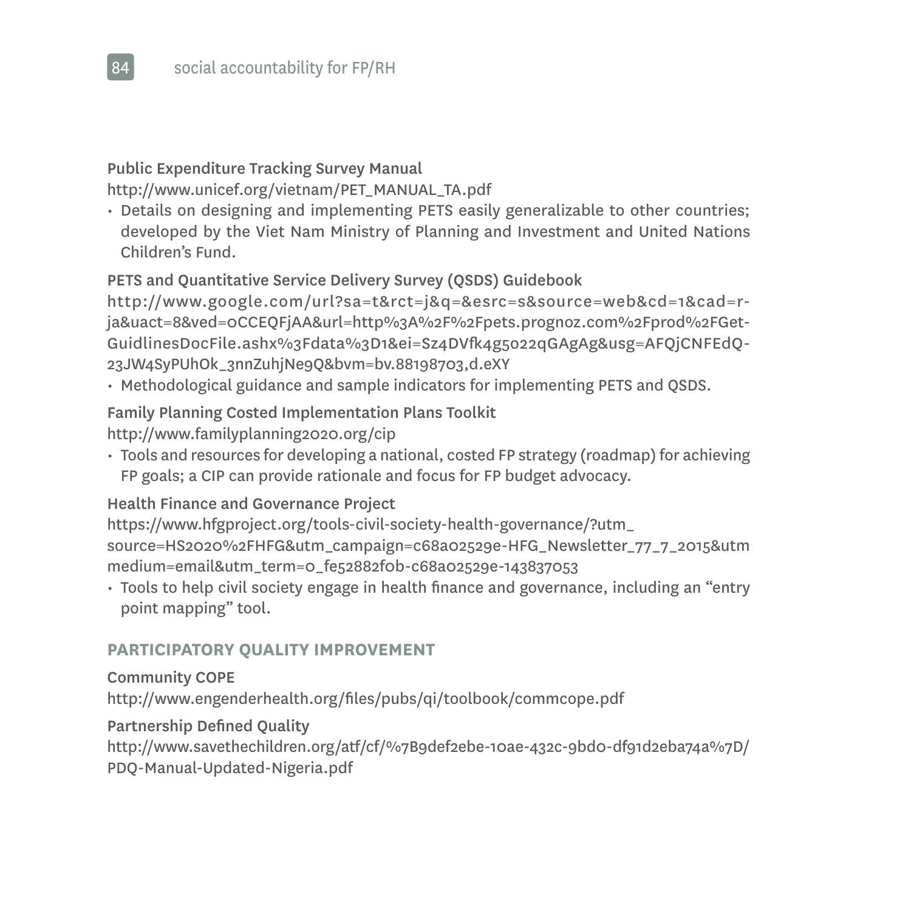**Public Expenditure Tracking Survey Manual**

http://www.unicef.org/vietnam/PET_MANUAL_TA.pdf

- Details on designing and implementing PETS easily generalizable to other countries; developed by the Viet Nam Ministry of Planning and Investment and United Nations Children's Fund.

**PETS and Quantitative Service Delivery Survey (QSDS) Guidebook**

http://www.google.com/url?sa=t&rct=j&q=&esrc=s&source=web&cd=1&cad=rja&uact=8&ved=0CCEQFjAA&url=http%3A%2F%2Fpets.prognoz.com%2Fprod%2FGetGuidlinesDocFile.ashx%3Fdata%3D1&ei=Sz4DVfk4g5o22qGAgAg&usg=AFQjCNFEdQ-23JW4SyPUhOk_3nnZuhjNe9Q&bvm=bv.88198703,d.eXY

- Methodological guidance and sample indicators for implementing PETS and QSDS.

**Family Planning Costed Implementation Plans Toolkit**

http://www.familyplanning2020.org/cip

- Tools and resources for developing a national, costed FP strategy (roadmap) for achieving FP goals; a CIP can provide rationale and focus for FP budget advocacy.

**Health Finance and Governance Project**

https://www.hfgproject.org/tools-civil-society-health-governance/?utm_source=HS2020%2FHFG&utm_campaign=c68a02529e-HFG_Newsletter_77_7_2015&utm medium=email&utm_term=0_fe52882f0b-c68a02529e-143837053

- Tools to help civil society engage in health finance and governance, including an "entry point mapping" tool.

## PARTICIPATORY QUALITY IMPROVEMENT

**Community COPE**

http://www.engenderhealth.org/files/pubs/qi/toolbook/commcope.pdf

**Partnership Defined Quality**

http://www.savethechildren.org/atf/cf/%7B9def2ebe-10ae-432c-9bd0-df91d2eba74a%7D/PDQ-Manual-Updated-Nigeria.pdf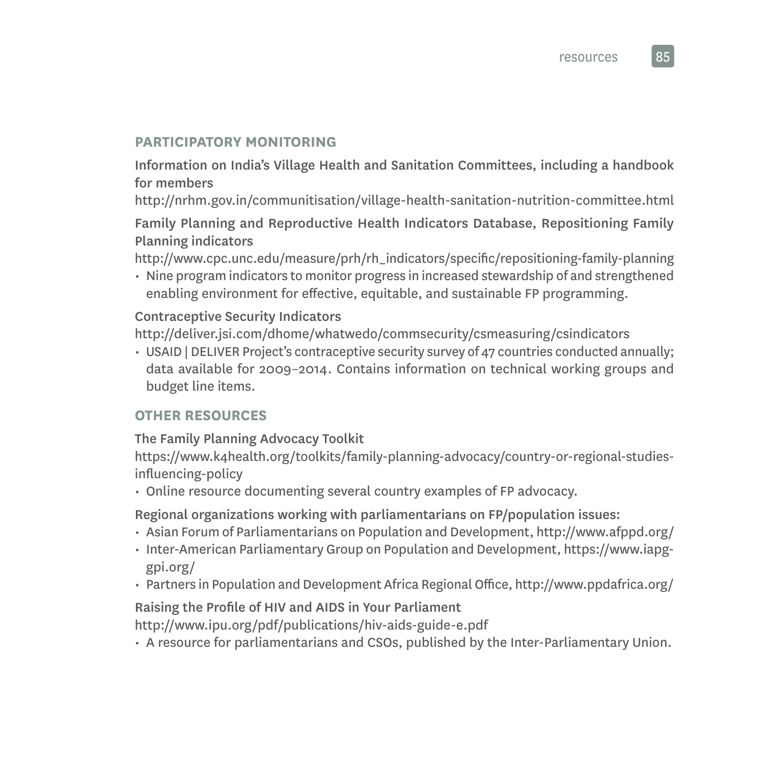## PARTICIPATORY MONITORING

Information on India's Village Health and Sanitation Committees, including a handbook for members

http://nrhm.gov.in/communitisation/village-health-sanitation-nutrition-committee.html

Family Planning and Reproductive Health Indicators Database, Repositioning Family Planning indicators

http://www.cpc.unc.edu/measure/prh/rh_indicators/specific/repositioning-family-planning

- Nine program indicators to monitor progress in increased stewardship of and strengthened enabling environment for effective, equitable, and sustainable FP programming.

Contraceptive Security Indicators

http://deliver.jsi.com/dhome/whatwedo/commsecurity/csmeasuring/csindicators

- USAID | DELIVER Project's contraceptive security survey of 47 countries conducted annually; data available for 2009–2014. Contains information on technical working groups and budget line items.

## OTHER RESOURCES

The Family Planning Advocacy Toolkit

https://www.k4health.org/toolkits/family-planning-advocacy/country-or-regional-studies-influencing-policy

- Online resource documenting several country examples of FP advocacy.

Regional organizations working with parliamentarians on FP/population issues:

- Asian Forum of Parliamentarians on Population and Development, http://www.afppd.org/
- Inter-American Parliamentary Group on Population and Development, https://www.iapg-gpi.org/
- Partners in Population and Development Africa Regional Office, http://www.ppdafrica.org/

Raising the Profile of HIV and AIDS in Your Parliament

http://www.ipu.org/pdf/publications/hiv-aids-guide-e.pdf

- A resource for parliamentarians and CSOs, published by the Inter-Parliamentary Union.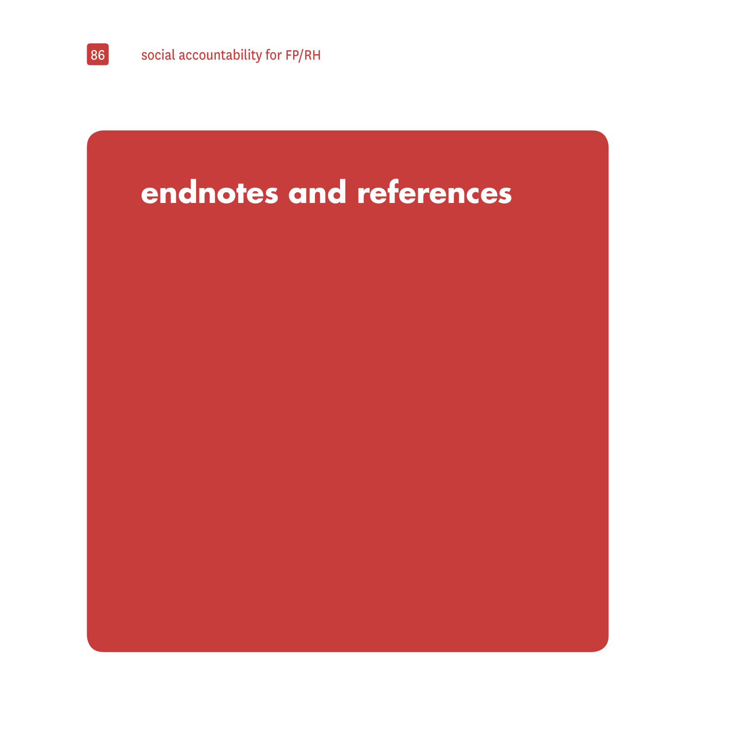# endnotes and references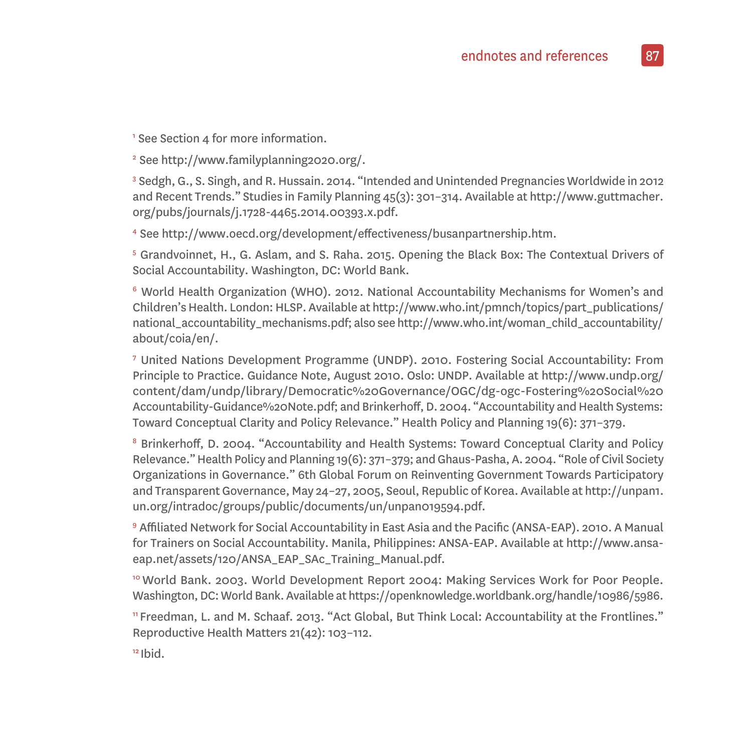[1] See Section 4 for more information.

[2] See http://www.familyplanning2020.org/.

[3] Sedgh, G., S. Singh, and R. Hussain. 2014. "Intended and Unintended Pregnancies Worldwide in 2012 and Recent Trends." Studies in Family Planning 45(3): 301–314. Available at http://www.guttmacher.org/pubs/journals/j.1728-4465.2014.00393.x.pdf.

[4] See http://www.oecd.org/development/effectiveness/busanpartnership.htm.

[5] Grandvoinnet, H., G. Aslam, and S. Raha. 2015. Opening the Black Box: The Contextual Drivers of Social Accountability. Washington, DC: World Bank.

[6] World Health Organization (WHO). 2012. National Accountability Mechanisms for Women's and Children's Health. London: HLSP. Available at http://www.who.int/pmnch/topics/part_publications/national_accountability_mechanisms.pdf; also see http://www.who.int/woman_child_accountability/about/coia/en/.

[7] United Nations Development Programme (UNDP). 2010. Fostering Social Accountability: From Principle to Practice. Guidance Note, August 2010. Oslo: UNDP. Available at http://www.undp.org/content/dam/undp/library/Democratic%20Governance/OGC/dg-ogc-Fostering%20Social%20Accountability-Guidance%20Note.pdf; and Brinkerhoff, D. 2004. "Accountability and Health Systems: Toward Conceptual Clarity and Policy Relevance." Health Policy and Planning 19(6): 371–379.

[8] Brinkerhoff, D. 2004. "Accountability and Health Systems: Toward Conceptual Clarity and Policy Relevance." Health Policy and Planning 19(6): 371–379; and Ghaus-Pasha, A. 2004. "Role of Civil Society Organizations in Governance." 6th Global Forum on Reinventing Government Towards Participatory and Transparent Governance, May 24–27, 2005, Seoul, Republic of Korea. Available at http://unpan1.un.org/intradoc/groups/public/documents/un/unpan019594.pdf.

[9] Affiliated Network for Social Accountability in East Asia and the Pacific (ANSA-EAP). 2010. A Manual for Trainers on Social Accountability. Manila, Philippines: ANSA-EAP. Available at http://www.ansa-eap.net/assets/120/ANSA_EAP_SAc_Training_Manual.pdf.

[10] World Bank. 2003. World Development Report 2004: Making Services Work for Poor People. Washington, DC: World Bank. Available at https://openknowledge.worldbank.org/handle/10986/5986.

[11] Freedman, L. and M. Schaaf. 2013. "Act Global, But Think Local: Accountability at the Frontlines." Reproductive Health Matters 21(42): 103–112.

[12] Ibid.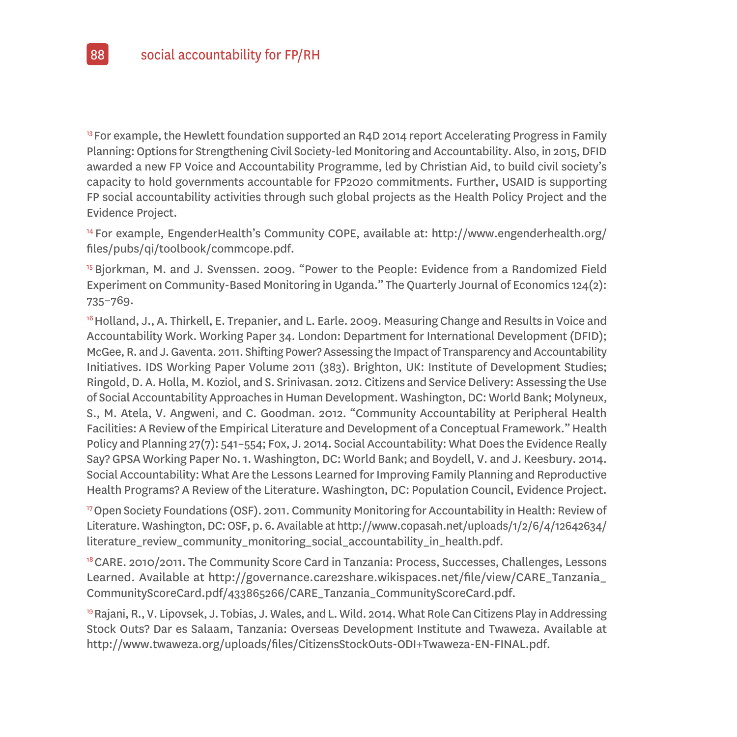[13] For example, the Hewlett foundation supported an R4D 2014 report Accelerating Progress in Family Planning: Options for Strengthening Civil Society-led Monitoring and Accountability. Also, in 2015, DFID awarded a new FP Voice and Accountability Programme, led by Christian Aid, to build civil society's capacity to hold governments accountable for FP2020 commitments. Further, USAID is supporting FP social accountability activities through such global projects as the Health Policy Project and the Evidence Project.

[14] For example, EngenderHealth's Community COPE, available at: http://www.engenderhealth.org/files/pubs/qi/toolbook/commcope.pdf.

[15] Bjorkman, M. and J. Svenssen. 2009. "Power to the People: Evidence from a Randomized Field Experiment on Community-Based Monitoring in Uganda." The Quarterly Journal of Economics 124(2): 735–769.

[16] Holland, J., A. Thirkell, E. Trepanier, and L. Earle. 2009. Measuring Change and Results in Voice and Accountability Work. Working Paper 34. London: Department for International Development (DFID); McGee, R. and J. Gaventa. 2011. Shifting Power? Assessing the Impact of Transparency and Accountability Initiatives. IDS Working Paper Volume 2011 (383). Brighton, UK: Institute of Development Studies; Ringold, D. A. Holla, M. Koziol, and S. Srinivasan. 2012. Citizens and Service Delivery: Assessing the Use of Social Accountability Approaches in Human Development. Washington, DC: World Bank; Molyneux, S., M. Atela, V. Angweni, and C. Goodman. 2012. "Community Accountability at Peripheral Health Facilities: A Review of the Empirical Literature and Development of a Conceptual Framework." Health Policy and Planning 27(7): 541–554; Fox, J. 2014. Social Accountability: What Does the Evidence Really Say? GPSA Working Paper No. 1. Washington, DC: World Bank; and Boydell, V. and J. Keesbury. 2014. Social Accountability: What Are the Lessons Learned for Improving Family Planning and Reproductive Health Programs? A Review of the Literature. Washington, DC: Population Council, Evidence Project.

[17] Open Society Foundations (OSF). 2011. Community Monitoring for Accountability in Health: Review of Literature. Washington, DC: OSF, p. 6. Available at http://www.copasah.net/uploads/1/2/6/4/12642634/literature_review_community_monitoring_social_accountability_in_health.pdf.

[18] CARE. 2010/2011. The Community Score Card in Tanzania: Process, Successes, Challenges, Lessons Learned. Available at http://governance.care2share.wikispaces.net/file/view/CARE_Tanzania_CommunityScoreCard.pdf/433865266/CARE_Tanzania_CommunityScoreCard.pdf.

[19] Rajani, R., V. Lipovsek, J. Tobias, J. Wales, and L. Wild. 2014. What Role Can Citizens Play in Addressing Stock Outs? Dar es Salaam, Tanzania: Overseas Development Institute and Twaweza. Available at http://www.twaweza.org/uploads/files/CitizensStockOuts-ODI+Twaweza-EN-FINAL.pdf.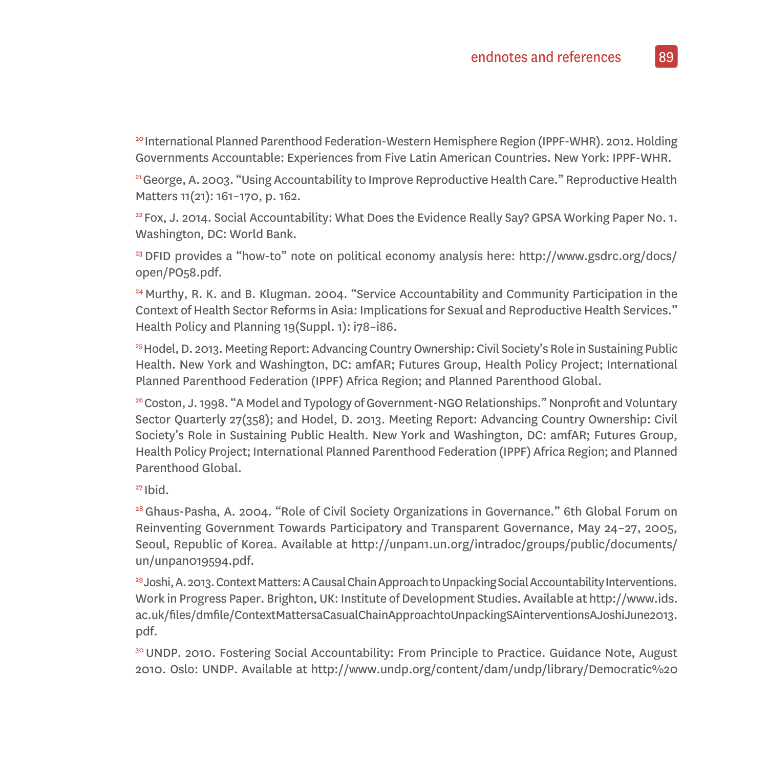[20] International Planned Parenthood Federation-Western Hemisphere Region (IPPF-WHR). 2012. Holding Governments Accountable: Experiences from Five Latin American Countries. New York: IPPF-WHR.

[21] George, A. 2003. "Using Accountability to Improve Reproductive Health Care." Reproductive Health Matters 11(21): 161–170, p. 162.

[22] Fox, J. 2014. Social Accountability: What Does the Evidence Really Say? GPSA Working Paper No. 1. Washington, DC: World Bank.

[23] DFID provides a "how-to" note on political economy analysis here: http://www.gsdrc.org/docs/open/PO58.pdf.

[24] Murthy, R. K. and B. Klugman. 2004. "Service Accountability and Community Participation in the Context of Health Sector Reforms in Asia: Implications for Sexual and Reproductive Health Services." Health Policy and Planning 19(Suppl. 1): i78–i86.

[25] Hodel, D. 2013. Meeting Report: Advancing Country Ownership: Civil Society's Role in Sustaining Public Health. New York and Washington, DC: amfAR; Futures Group, Health Policy Project; International Planned Parenthood Federation (IPPF) Africa Region; and Planned Parenthood Global.

[26] Coston, J. 1998. "A Model and Typology of Government-NGO Relationships." Nonprofit and Voluntary Sector Quarterly 27(358); and Hodel, D. 2013. Meeting Report: Advancing Country Ownership: Civil Society's Role in Sustaining Public Health. New York and Washington, DC: amfAR; Futures Group, Health Policy Project; International Planned Parenthood Federation (IPPF) Africa Region; and Planned Parenthood Global.

[27] Ibid.

[28] Ghaus-Pasha, A. 2004. "Role of Civil Society Organizations in Governance." 6th Global Forum on Reinventing Government Towards Participatory and Transparent Governance, May 24–27, 2005, Seoul, Republic of Korea. Available at http://unpan1.un.org/intradoc/groups/public/documents/un/unpan019594.pdf.

[29] Joshi, A. 2013. Context Matters: A Causal Chain Approach to Unpacking Social Accountability Interventions. Work in Progress Paper. Brighton, UK: Institute of Development Studies. Available at http://www.ids.ac.uk/files/dmfile/ContextMattersaCasualChainApproachtoUnpackingSAinterventionsAJoshiJune2013.pdf.

[30] UNDP. 2010. Fostering Social Accountability: From Principle to Practice. Guidance Note, August 2010. Oslo: UNDP. Available at http://www.undp.org/content/dam/undp/library/Democratic%20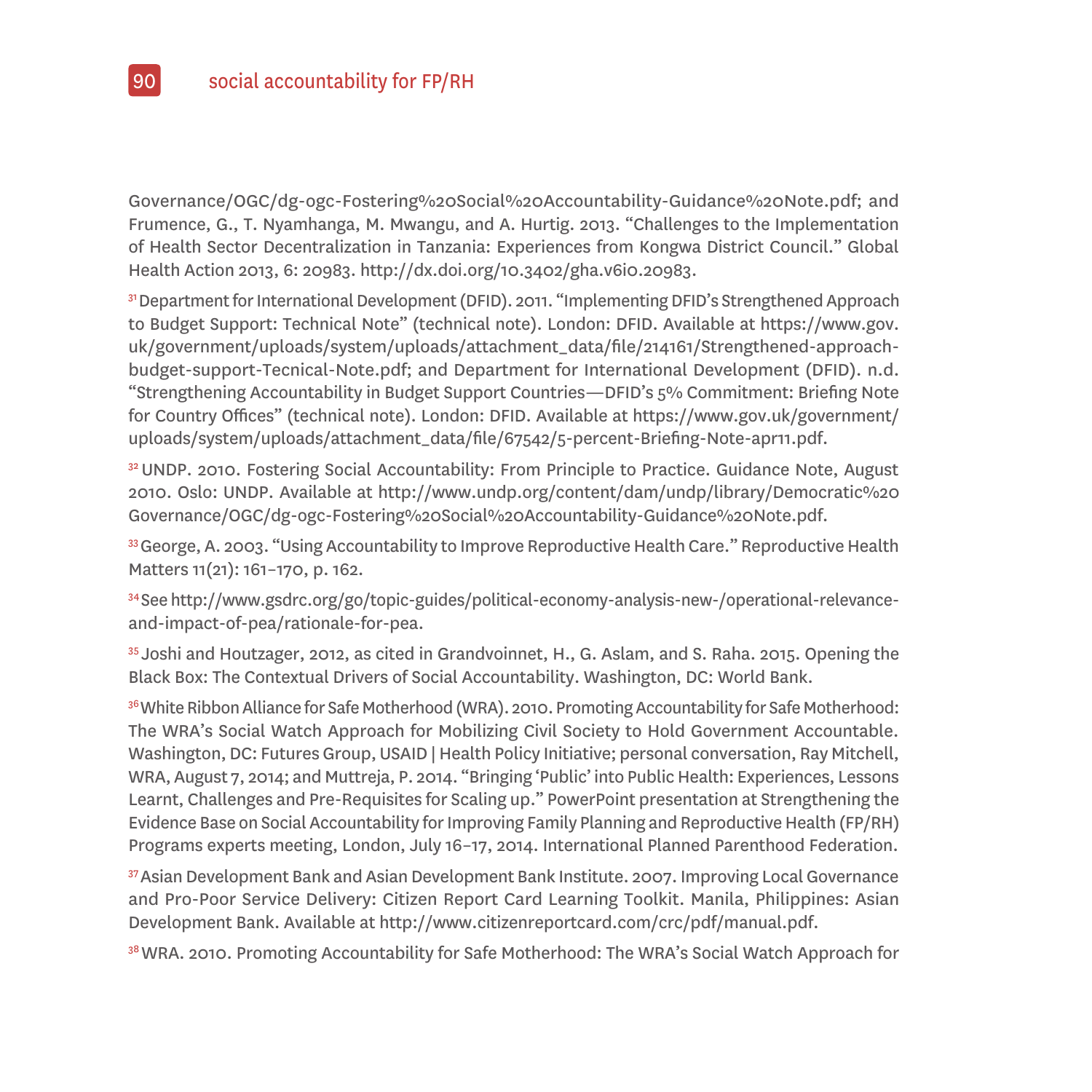Governance/OGC/dg-ogc-Fostering%20Social%20Accountability-Guidance%20Note.pdf; and Frumence, G., T. Nyamhanga, M. Mwangu, and A. Hurtig. 2013. "Challenges to the Implementation of Health Sector Decentralization in Tanzania: Experiences from Kongwa District Council." Global Health Action 2013, 6: 20983. http://dx.doi.org/10.3402/gha.v6i0.20983.

[31] Department for International Development (DFID). 2011. "Implementing DFID's Strengthened Approach to Budget Support: Technical Note" (technical note). London: DFID. Available at https://www.gov.uk/government/uploads/system/uploads/attachment_data/file/214161/Strengthened-approach-budget-support-Tecnical-Note.pdf; and Department for International Development (DFID). n.d. "Strengthening Accountability in Budget Support Countries—DFID's 5% Commitment: Briefing Note for Country Offices" (technical note). London: DFID. Available at https://www.gov.uk/government/uploads/system/uploads/attachment_data/file/67542/5-percent-Briefing-Note-apr11.pdf.

[32] UNDP. 2010. Fostering Social Accountability: From Principle to Practice. Guidance Note, August 2010. Oslo: UNDP. Available at http://www.undp.org/content/dam/undp/library/Democratic%20Governance/OGC/dg-ogc-Fostering%20Social%20Accountability-Guidance%20Note.pdf.

[33] George, A. 2003. "Using Accountability to Improve Reproductive Health Care." Reproductive Health Matters 11(21): 161–170, p. 162.

[34] See http://www.gsdrc.org/go/topic-guides/political-economy-analysis-new-/operational-relevance-and-impact-of-pea/rationale-for-pea.

[35] Joshi and Houtzager, 2012, as cited in Grandvoinnet, H., G. Aslam, and S. Raha. 2015. Opening the Black Box: The Contextual Drivers of Social Accountability. Washington, DC: World Bank.

[36] White Ribbon Alliance for Safe Motherhood (WRA). 2010. Promoting Accountability for Safe Motherhood: The WRA's Social Watch Approach for Mobilizing Civil Society to Hold Government Accountable. Washington, DC: Futures Group, USAID | Health Policy Initiative; personal conversation, Ray Mitchell, WRA, August 7, 2014; and Muttreja, P. 2014. "Bringing 'Public' into Public Health: Experiences, Lessons Learnt, Challenges and Pre-Requisites for Scaling up." PowerPoint presentation at Strengthening the Evidence Base on Social Accountability for Improving Family Planning and Reproductive Health (FP/RH) Programs experts meeting, London, July 16–17, 2014. International Planned Parenthood Federation.

[37] Asian Development Bank and Asian Development Bank Institute. 2007. Improving Local Governance and Pro-Poor Service Delivery: Citizen Report Card Learning Toolkit. Manila, Philippines: Asian Development Bank. Available at http://www.citizenreportcard.com/crc/pdf/manual.pdf.

[38] WRA. 2010. Promoting Accountability for Safe Motherhood: The WRA's Social Watch Approach for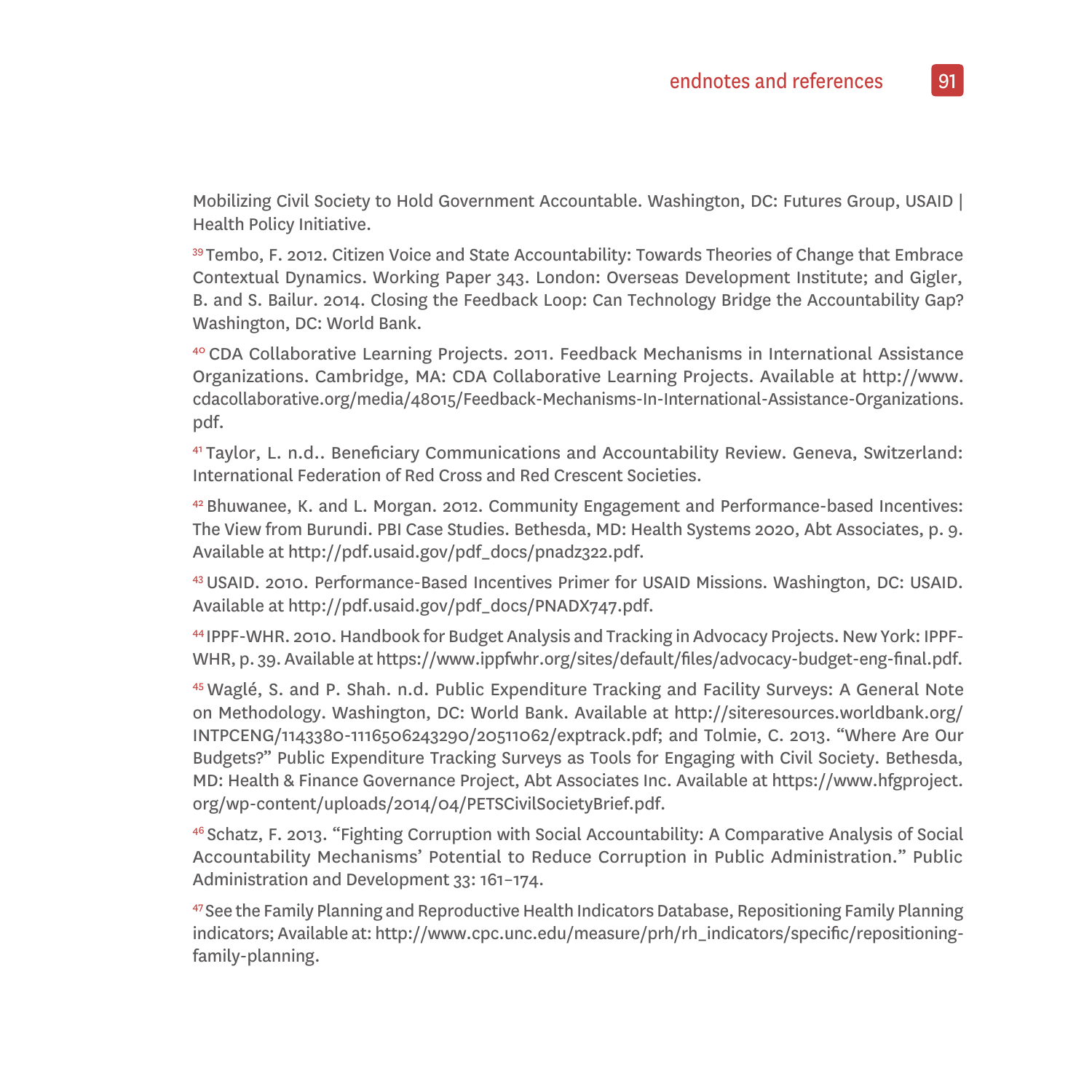Mobilizing Civil Society to Hold Government Accountable. Washington, DC: Futures Group, USAID | Health Policy Initiative.

[39] Tembo, F. 2012. Citizen Voice and State Accountability: Towards Theories of Change that Embrace Contextual Dynamics. Working Paper 343. London: Overseas Development Institute; and Gigler, B. and S. Bailur. 2014. Closing the Feedback Loop: Can Technology Bridge the Accountability Gap? Washington, DC: World Bank.

[40] CDA Collaborative Learning Projects. 2011. Feedback Mechanisms in International Assistance Organizations. Cambridge, MA: CDA Collaborative Learning Projects. Available at http://www.cdacollaborative.org/media/48015/Feedback-Mechanisms-In-International-Assistance-Organizations.pdf.

[41] Taylor, L. n.d.. Beneficiary Communications and Accountability Review. Geneva, Switzerland: International Federation of Red Cross and Red Crescent Societies.

[42] Bhuwanee, K. and L. Morgan. 2012. Community Engagement and Performance-based Incentives: The View from Burundi. PBI Case Studies. Bethesda, MD: Health Systems 2020, Abt Associates, p. 9. Available at http://pdf.usaid.gov/pdf_docs/pnadz322.pdf.

[43] USAID. 2010. Performance-Based Incentives Primer for USAID Missions. Washington, DC: USAID. Available at http://pdf.usaid.gov/pdf_docs/PNADX747.pdf.

[44] IPPF-WHR. 2010. Handbook for Budget Analysis and Tracking in Advocacy Projects. New York: IPPF-WHR, p. 39. Available at https://www.ippfwhr.org/sites/default/files/advocacy-budget-eng-final.pdf.

[45] Waglé, S. and P. Shah. n.d. Public Expenditure Tracking and Facility Surveys: A General Note on Methodology. Washington, DC: World Bank. Available at http://siteresources.worldbank.org/INTPCENG/1143380-1116506243290/20511062/exptrack.pdf; and Tolmie, C. 2013. "Where Are Our Budgets?" Public Expenditure Tracking Surveys as Tools for Engaging with Civil Society. Bethesda, MD: Health & Finance Governance Project, Abt Associates Inc. Available at https://www.hfgproject.org/wp-content/uploads/2014/04/PETSCivilSocietyBrief.pdf.

[46] Schatz, F. 2013. "Fighting Corruption with Social Accountability: A Comparative Analysis of Social Accountability Mechanisms' Potential to Reduce Corruption in Public Administration." Public Administration and Development 33: 161–174.

[47] See the Family Planning and Reproductive Health Indicators Database, Repositioning Family Planning indicators; Available at: http://www.cpc.unc.edu/measure/prh/rh_indicators/specific/repositioning-family-planning.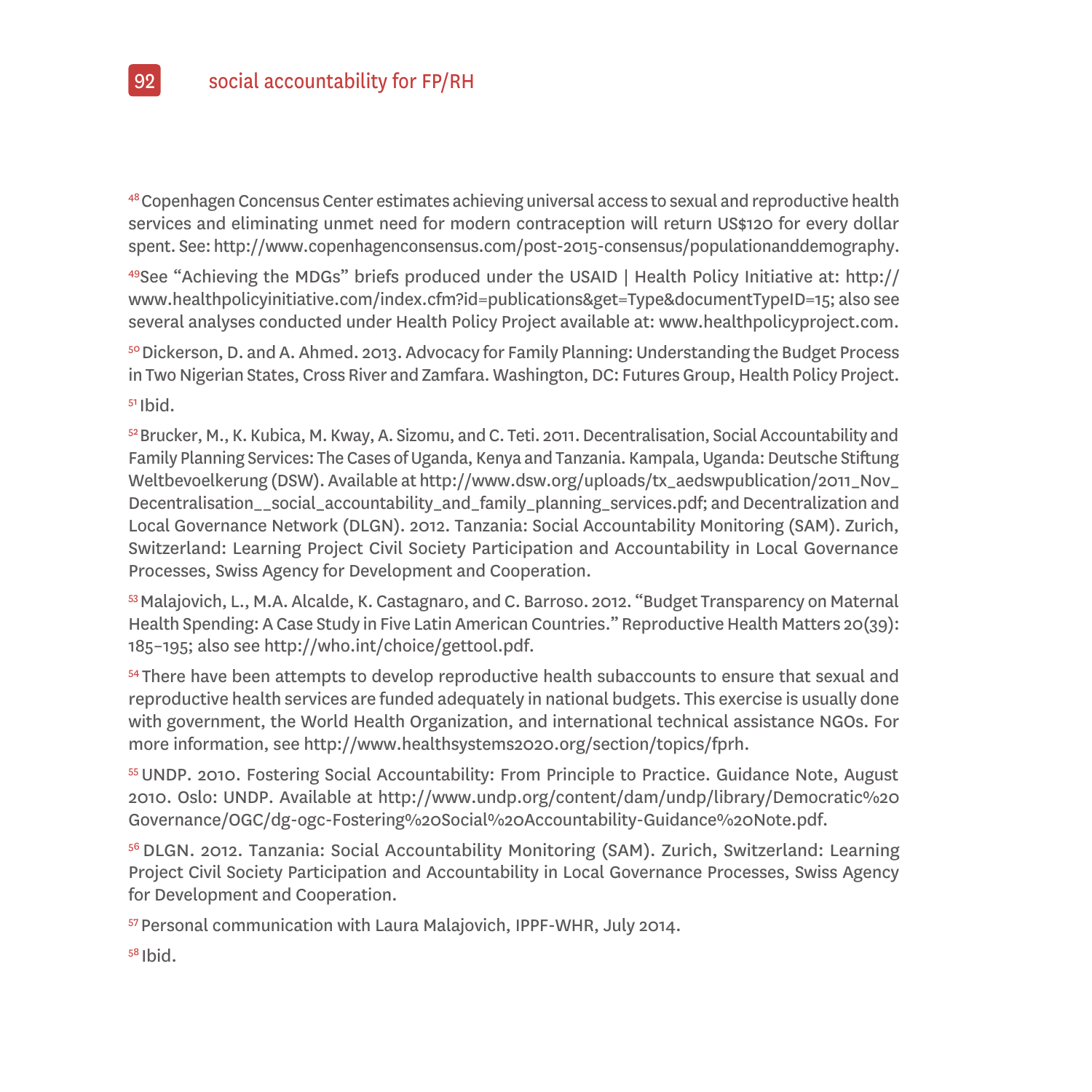[48] Copenhagen Concensus Center estimates achieving universal access to sexual and reproductive health services and eliminating unmet need for modern contraception will return US$120 for every dollar spent. See: http://www.copenhagenconsensus.com/post-2015-consensus/populationanddemography.

[49] See "Achieving the MDGs" briefs produced under the USAID | Health Policy Initiative at: http://www.healthpolicyinitiative.com/index.cfm?id=publications&get=Type&documentTypeID=15; also see several analyses conducted under Health Policy Project available at: www.healthpolicyproject.com.

[50] Dickerson, D. and A. Ahmed. 2013. Advocacy for Family Planning: Understanding the Budget Process in Two Nigerian States, Cross River and Zamfara. Washington, DC: Futures Group, Health Policy Project.

[51] Ibid.

[52] Brucker, M., K. Kubica, M. Kway, A. Sizomu, and C. Teti. 2011. Decentralisation, Social Accountability and Family Planning Services: The Cases of Uganda, Kenya and Tanzania. Kampala, Uganda: Deutsche Stiftung Weltbevoelkerung (DSW). Available at http://www.dsw.org/uploads/tx_aedswpublication/2011_Nov_Decentralisation__social_accountability_and_family_planning_services.pdf; and Decentralization and Local Governance Network (DLGN). 2012. Tanzania: Social Accountability Monitoring (SAM). Zurich, Switzerland: Learning Project Civil Society Participation and Accountability in Local Governance Processes, Swiss Agency for Development and Cooperation.

[53] Malajovich, L., M.A. Alcalde, K. Castagnaro, and C. Barroso. 2012. "Budget Transparency on Maternal Health Spending: A Case Study in Five Latin American Countries." Reproductive Health Matters 20(39): 185–195; also see http://who.int/choice/gettool.pdf.

[54] There have been attempts to develop reproductive health subaccounts to ensure that sexual and reproductive health services are funded adequately in national budgets. This exercise is usually done with government, the World Health Organization, and international technical assistance NGOs. For more information, see http://www.healthsystems2020.org/section/topics/fprh.

[55] UNDP. 2010. Fostering Social Accountability: From Principle to Practice. Guidance Note, August 2010. Oslo: UNDP. Available at http://www.undp.org/content/dam/undp/library/Democratic%20Governance/OGC/dg-ogc-Fostering%20Social%20Accountability-Guidance%20Note.pdf.

[56] DLGN. 2012. Tanzania: Social Accountability Monitoring (SAM). Zurich, Switzerland: Learning Project Civil Society Participation and Accountability in Local Governance Processes, Swiss Agency for Development and Cooperation.

[57] Personal communication with Laura Malajovich, IPPF-WHR, July 2014.

[58] Ibid.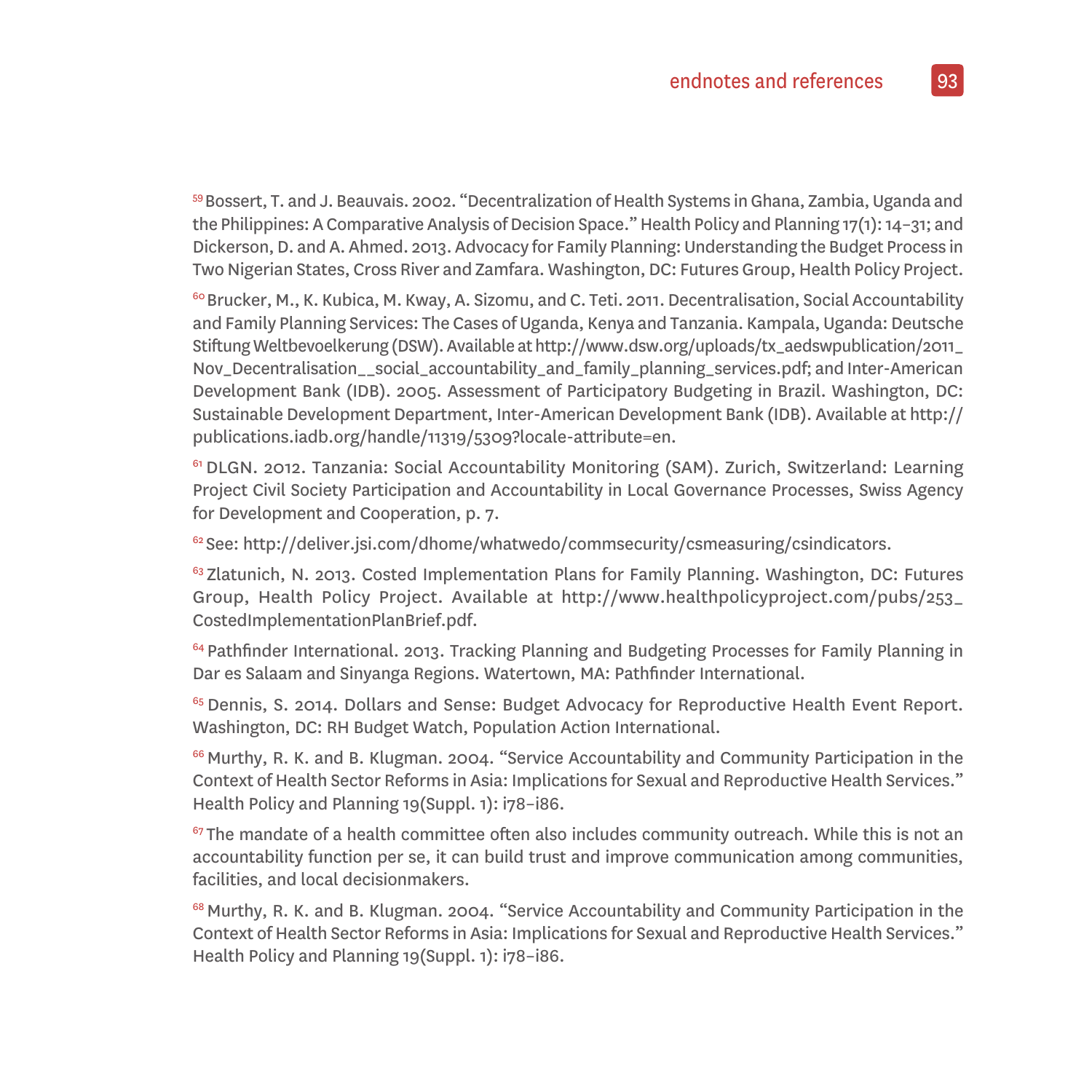[59] Bossert, T. and J. Beauvais. 2002. "Decentralization of Health Systems in Ghana, Zambia, Uganda and the Philippines: A Comparative Analysis of Decision Space." Health Policy and Planning 17(1): 14–31; and Dickerson, D. and A. Ahmed. 2013. Advocacy for Family Planning: Understanding the Budget Process in Two Nigerian States, Cross River and Zamfara. Washington, DC: Futures Group, Health Policy Project.

[60] Brucker, M., K. Kubica, M. Kway, A. Sizomu, and C. Teti. 2011. Decentralisation, Social Accountability and Family Planning Services: The Cases of Uganda, Kenya and Tanzania. Kampala, Uganda: Deutsche Stiftung Weltbevoelkerung (DSW). Available at http://www.dsw.org/uploads/tx_aedswpublication/2011_Nov_Decentralisation__social_accountability_and_family_planning_services.pdf; and Inter-American Development Bank (IDB). 2005. Assessment of Participatory Budgeting in Brazil. Washington, DC: Sustainable Development Department, Inter-American Development Bank (IDB). Available at http://publications.iadb.org/handle/11319/5309?locale-attribute=en.

[61] DLGN. 2012. Tanzania: Social Accountability Monitoring (SAM). Zurich, Switzerland: Learning Project Civil Society Participation and Accountability in Local Governance Processes, Swiss Agency for Development and Cooperation, p. 7.

[62] See: http://deliver.jsi.com/dhome/whatwedo/commsecurity/csmeasuring/csindicators.

[63] Zlatunich, N. 2013. Costed Implementation Plans for Family Planning. Washington, DC: Futures Group, Health Policy Project. Available at http://www.healthpolicyproject.com/pubs/253_CostedImplementationPlanBrief.pdf.

[64] Pathfinder International. 2013. Tracking Planning and Budgeting Processes for Family Planning in Dar es Salaam and Sinyanga Regions. Watertown, MA: Pathfinder International.

[65] Dennis, S. 2014. Dollars and Sense: Budget Advocacy for Reproductive Health Event Report. Washington, DC: RH Budget Watch, Population Action International.

[66] Murthy, R. K. and B. Klugman. 2004. "Service Accountability and Community Participation in the Context of Health Sector Reforms in Asia: Implications for Sexual and Reproductive Health Services." Health Policy and Planning 19(Suppl. 1): i78–i86.

[67] The mandate of a health committee often also includes community outreach. While this is not an accountability function per se, it can build trust and improve communication among communities, facilities, and local decisionmakers.

[68] Murthy, R. K. and B. Klugman. 2004. "Service Accountability and Community Participation in the Context of Health Sector Reforms in Asia: Implications for Sexual and Reproductive Health Services." Health Policy and Planning 19(Suppl. 1): i78–i86.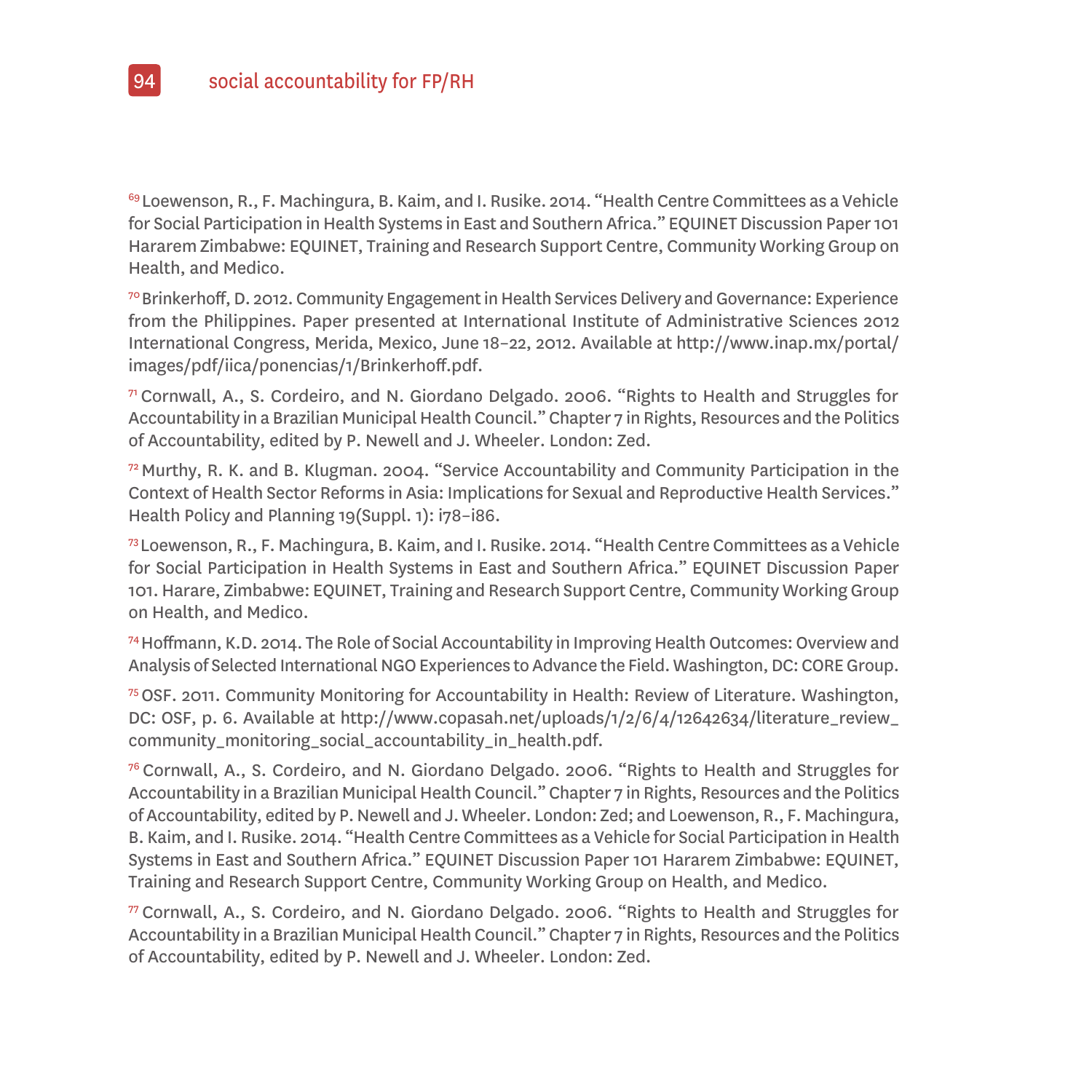[69] Loewenson, R., F. Machingura, B. Kaim, and I. Rusike. 2014. "Health Centre Committees as a Vehicle for Social Participation in Health Systems in East and Southern Africa." EQUINET Discussion Paper 101 Hararem Zimbabwe: EQUINET, Training and Research Support Centre, Community Working Group on Health, and Medico.

[70] Brinkerhoff, D. 2012. Community Engagement in Health Services Delivery and Governance: Experience from the Philippines. Paper presented at International Institute of Administrative Sciences 2012 International Congress, Merida, Mexico, June 18–22, 2012. Available at http://www.inap.mx/portal/images/pdf/iica/ponencias/1/Brinkerhoff.pdf.

[71] Cornwall, A., S. Cordeiro, and N. Giordano Delgado. 2006. "Rights to Health and Struggles for Accountability in a Brazilian Municipal Health Council." Chapter 7 in Rights, Resources and the Politics of Accountability, edited by P. Newell and J. Wheeler. London: Zed.

[72] Murthy, R. K. and B. Klugman. 2004. "Service Accountability and Community Participation in the Context of Health Sector Reforms in Asia: Implications for Sexual and Reproductive Health Services." Health Policy and Planning 19(Suppl. 1): i78–i86.

[73] Loewenson, R., F. Machingura, B. Kaim, and I. Rusike. 2014. "Health Centre Committees as a Vehicle for Social Participation in Health Systems in East and Southern Africa." EQUINET Discussion Paper 101. Harare, Zimbabwe: EQUINET, Training and Research Support Centre, Community Working Group on Health, and Medico.

[74] Hoffmann, K.D. 2014. The Role of Social Accountability in Improving Health Outcomes: Overview and Analysis of Selected International NGO Experiences to Advance the Field. Washington, DC: CORE Group.

[75] OSF. 2011. Community Monitoring for Accountability in Health: Review of Literature. Washington, DC: OSF, p. 6. Available at http://www.copasah.net/uploads/1/2/6/4/12642634/literature_review_community_monitoring_social_accountability_in_health.pdf.

[76] Cornwall, A., S. Cordeiro, and N. Giordano Delgado. 2006. "Rights to Health and Struggles for Accountability in a Brazilian Municipal Health Council." Chapter 7 in Rights, Resources and the Politics of Accountability, edited by P. Newell and J. Wheeler. London: Zed; and Loewenson, R., F. Machingura, B. Kaim, and I. Rusike. 2014. "Health Centre Committees as a Vehicle for Social Participation in Health Systems in East and Southern Africa." EQUINET Discussion Paper 101 Hararem Zimbabwe: EQUINET, Training and Research Support Centre, Community Working Group on Health, and Medico.

[77] Cornwall, A., S. Cordeiro, and N. Giordano Delgado. 2006. "Rights to Health and Struggles for Accountability in a Brazilian Municipal Health Council." Chapter 7 in Rights, Resources and the Politics of Accountability, edited by P. Newell and J. Wheeler. London: Zed.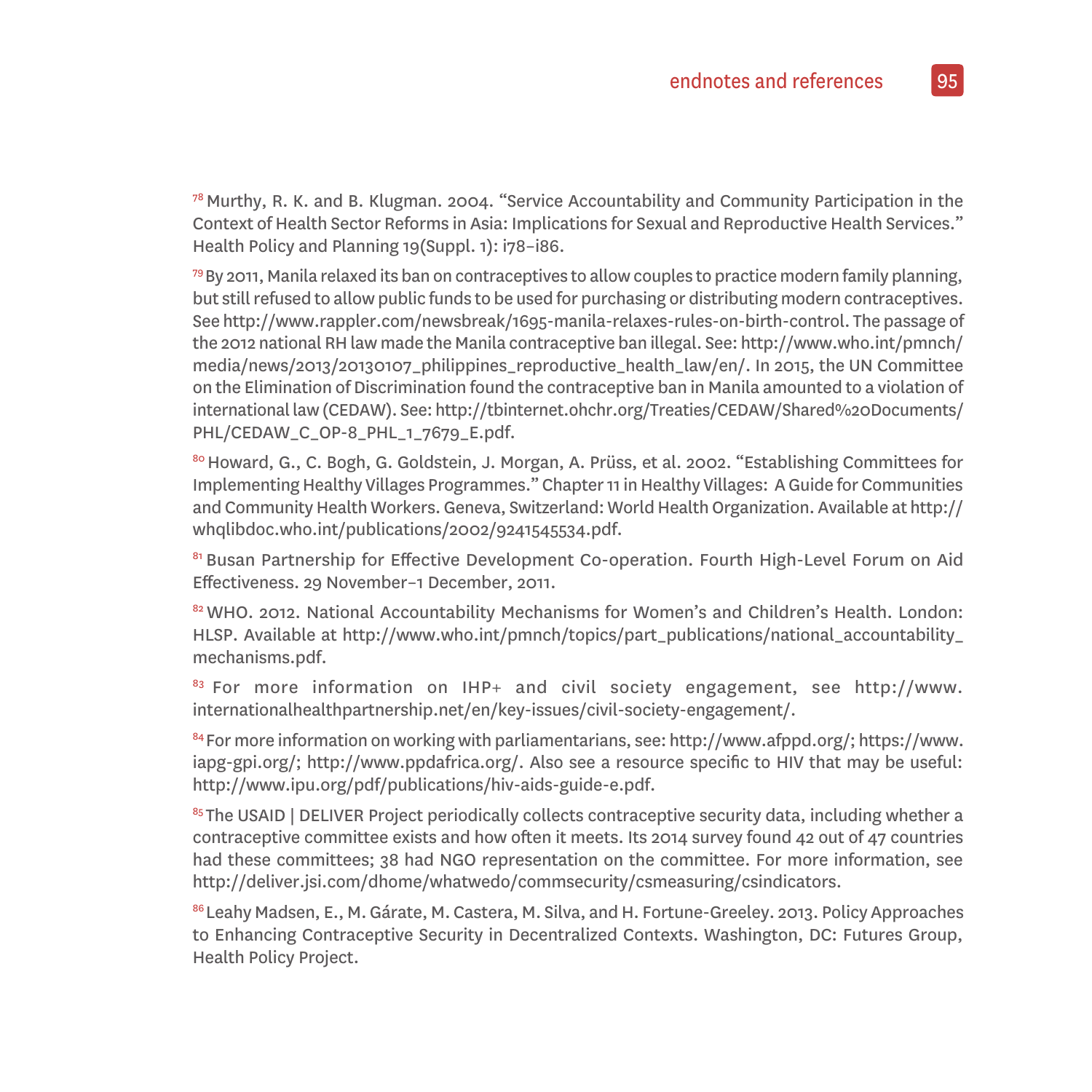[78] Murthy, R. K. and B. Klugman. 2004. "Service Accountability and Community Participation in the Context of Health Sector Reforms in Asia: Implications for Sexual and Reproductive Health Services." Health Policy and Planning 19(Suppl. 1): i78–i86.

[79] By 2011, Manila relaxed its ban on contraceptives to allow couples to practice modern family planning, but still refused to allow public funds to be used for purchasing or distributing modern contraceptives. See http://www.rappler.com/newsbreak/1695-manila-relaxes-rules-on-birth-control. The passage of the 2012 national RH law made the Manila contraceptive ban illegal. See: http://www.who.int/pmnch/media/news/2013/20130107_philippines_reproductive_health_law/en/. In 2015, the UN Committee on the Elimination of Discrimination found the contraceptive ban in Manila amounted to a violation of international law (CEDAW). See: http://tbinternet.ohchr.org/Treaties/CEDAW/Shared%20Documents/PHL/CEDAW_C_OP-8_PHL_1_7679_E.pdf.

[80] Howard, G., C. Bogh, G. Goldstein, J. Morgan, A. Prüss, et al. 2002. "Establishing Committees for Implementing Healthy Villages Programmes." Chapter 11 in Healthy Villages: A Guide for Communities and Community Health Workers. Geneva, Switzerland: World Health Organization. Available at http://whqlibdoc.who.int/publications/2002/9241545534.pdf.

[81] Busan Partnership for Effective Development Co-operation. Fourth High-Level Forum on Aid Effectiveness. 29 November–1 December, 2011.

[82] WHO. 2012. National Accountability Mechanisms for Women's and Children's Health. London: HLSP. Available at http://www.who.int/pmnch/topics/part_publications/national_accountability_mechanisms.pdf.

[83] For more information on IHP+ and civil society engagement, see http://www.internationalhealthpartnership.net/en/key-issues/civil-society-engagement/.

[84] For more information on working with parliamentarians, see: http://www.afppd.org/; https://www.iapg-gpi.org/; http://www.ppdafrica.org/. Also see a resource specific to HIV that may be useful: http://www.ipu.org/pdf/publications/hiv-aids-guide-e.pdf.

[85] The USAID | DELIVER Project periodically collects contraceptive security data, including whether a contraceptive committee exists and how often it meets. Its 2014 survey found 42 out of 47 countries had these committees; 38 had NGO representation on the committee. For more information, see http://deliver.jsi.com/dhome/whatwedo/commsecurity/csmeasuring/csindicators.

[86] Leahy Madsen, E., M. Gárate, M. Castera, M. Silva, and H. Fortune-Greeley. 2013. Policy Approaches to Enhancing Contraceptive Security in Decentralized Contexts. Washington, DC: Futures Group, Health Policy Project.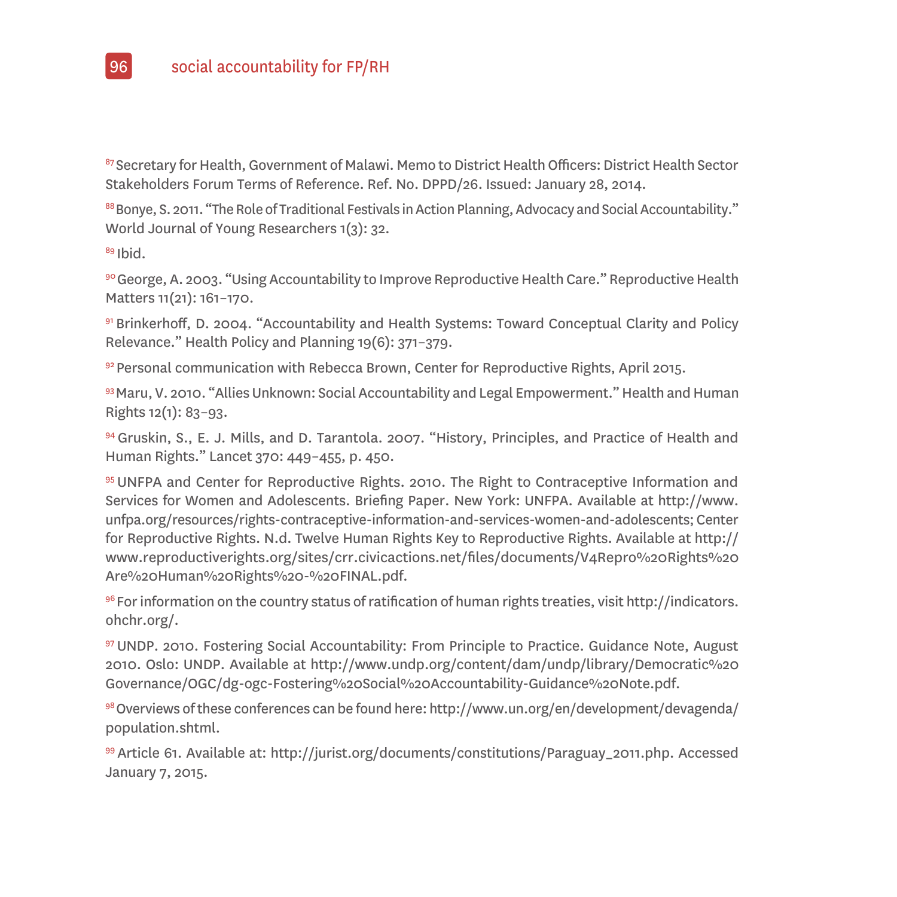[87] Secretary for Health, Government of Malawi. Memo to District Health Officers: District Health Sector Stakeholders Forum Terms of Reference. Ref. No. DPPD/26. Issued: January 28, 2014.

[88] Bonye, S. 2011. "The Role of Traditional Festivals in Action Planning, Advocacy and Social Accountability." World Journal of Young Researchers 1(3): 32.

[89] Ibid.

[90] George, A. 2003. "Using Accountability to Improve Reproductive Health Care." Reproductive Health Matters 11(21): 161–170.

[91] Brinkerhoff, D. 2004. "Accountability and Health Systems: Toward Conceptual Clarity and Policy Relevance." Health Policy and Planning 19(6): 371–379.

[92] Personal communication with Rebecca Brown, Center for Reproductive Rights, April 2015.

[93] Maru, V. 2010. "Allies Unknown: Social Accountability and Legal Empowerment." Health and Human Rights 12(1): 83–93.

[94] Gruskin, S., E. J. Mills, and D. Tarantola. 2007. "History, Principles, and Practice of Health and Human Rights." Lancet 370: 449–455, p. 450.

[95] UNFPA and Center for Reproductive Rights. 2010. The Right to Contraceptive Information and Services for Women and Adolescents. Briefing Paper. New York: UNFPA. Available at http://www.unfpa.org/resources/rights-contraceptive-information-and-services-women-and-adolescents; Center for Reproductive Rights. N.d. Twelve Human Rights Key to Reproductive Rights. Available at http://www.reproductiverights.org/sites/crr.civicactions.net/files/documents/V4Repro%20Rights%20Are%20Human%20Rights%20-%20FINAL.pdf.

[96] For information on the country status of ratification of human rights treaties, visit http://indicators.ohchr.org/.

[97] UNDP. 2010. Fostering Social Accountability: From Principle to Practice. Guidance Note, August 2010. Oslo: UNDP. Available at http://www.undp.org/content/dam/undp/library/Democratic%20Governance/OGC/dg-ogc-Fostering%20Social%20Accountability-Guidance%20Note.pdf.

[98] Overviews of these conferences can be found here: http://www.un.org/en/development/devagenda/population.shtml.

[99] Article 61. Available at: http://jurist.org/documents/constitutions/Paraguay_2011.php. Accessed January 7, 2015.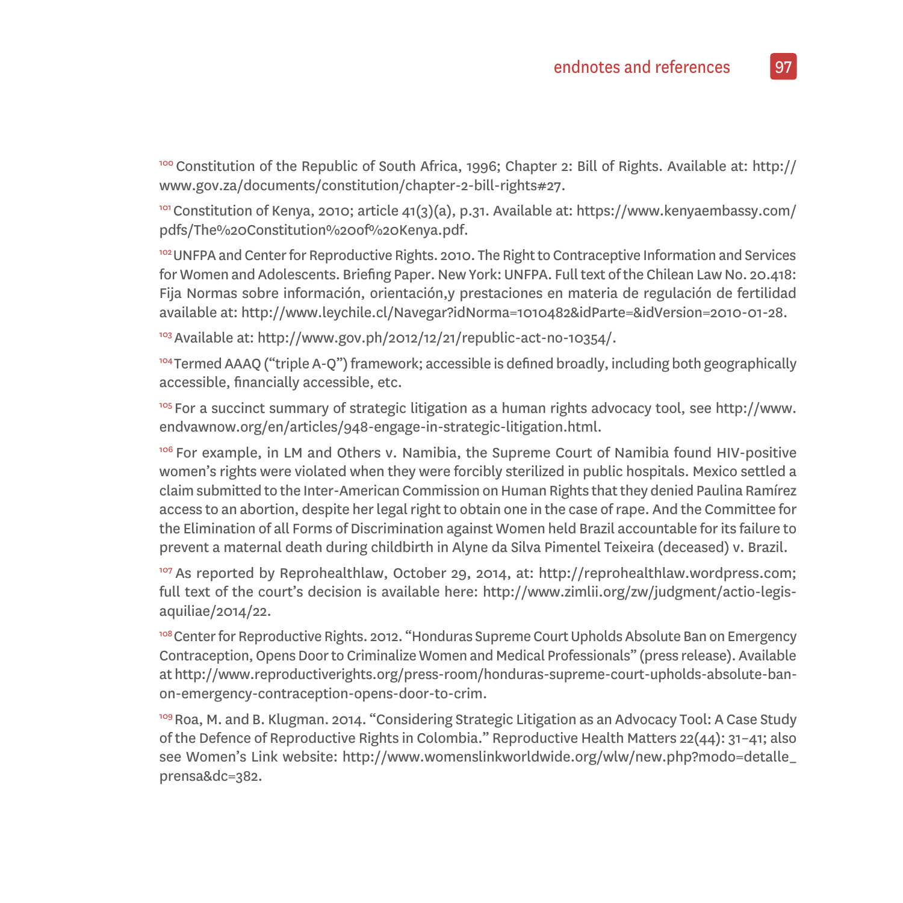[100] Constitution of the Republic of South Africa, 1996; Chapter 2: Bill of Rights. Available at: http://www.gov.za/documents/constitution/chapter-2-bill-rights#27.

[101] Constitution of Kenya, 2010; article 41(3)(a), p.31. Available at: https://www.kenyaembassy.com/pdfs/The%20Constitution%20of%20Kenya.pdf.

[102] UNFPA and Center for Reproductive Rights. 2010. The Right to Contraceptive Information and Services for Women and Adolescents. Briefing Paper. New York: UNFPA. Full text of the Chilean Law No. 20.418: Fija Normas sobre información, orientación,y prestaciones en materia de regulación de fertilidad available at: http://www.leychile.cl/Navegar?idNorma=1010482&idParte=&idVersion=2010-01-28.

[103] Available at: http://www.gov.ph/2012/12/21/republic-act-no-10354/.

[104] Termed AAAQ ("triple A-Q") framework; accessible is defined broadly, including both geographically accessible, financially accessible, etc.

[105] For a succinct summary of strategic litigation as a human rights advocacy tool, see http://www.endvawnow.org/en/articles/948-engage-in-strategic-litigation.html.

[106] For example, in LM and Others v. Namibia, the Supreme Court of Namibia found HIV-positive women's rights were violated when they were forcibly sterilized in public hospitals. Mexico settled a claim submitted to the Inter-American Commission on Human Rights that they denied Paulina Ramírez access to an abortion, despite her legal right to obtain one in the case of rape. And the Committee for the Elimination of all Forms of Discrimination against Women held Brazil accountable for its failure to prevent a maternal death during childbirth in Alyne da Silva Pimentel Teixeira (deceased) v. Brazil.

[107] As reported by Reprohealthlaw, October 29, 2014, at: http://reprohealthlaw.wordpress.com; full text of the court's decision is available here: http://www.zimlii.org/zw/judgment/actio-legis-aquiliae/2014/22.

[108] Center for Reproductive Rights. 2012. "Honduras Supreme Court Upholds Absolute Ban on Emergency Contraception, Opens Door to Criminalize Women and Medical Professionals" (press release). Available at http://www.reproductiverights.org/press-room/honduras-supreme-court-upholds-absolute-ban-on-emergency-contraception-opens-door-to-crim.

[109] Roa, M. and B. Klugman. 2014. "Considering Strategic Litigation as an Advocacy Tool: A Case Study of the Defence of Reproductive Rights in Colombia." Reproductive Health Matters 22(44): 31–41; also see Women's Link website: http://www.womenslinkworldwide.org/wlw/new.php?modo=detalle_prensa&dc=382.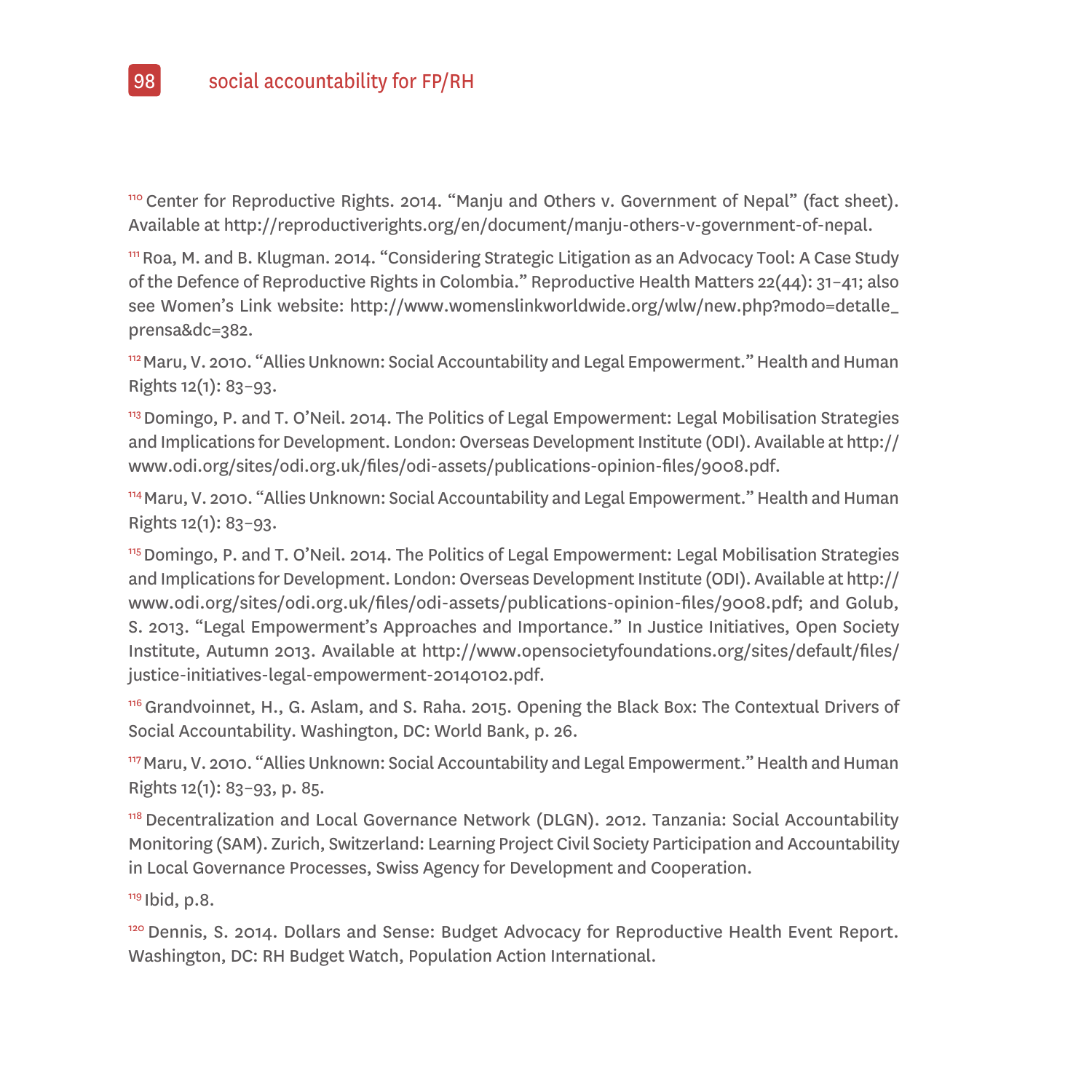[110] Center for Reproductive Rights. 2014. "Manju and Others v. Government of Nepal" (fact sheet). Available at http://reproductiverights.org/en/document/manju-others-v-government-of-nepal.

[111] Roa, M. and B. Klugman. 2014. "Considering Strategic Litigation as an Advocacy Tool: A Case Study of the Defence of Reproductive Rights in Colombia." Reproductive Health Matters 22(44): 31–41; also see Women's Link website: http://www.womenslinkworldwide.org/wlw/new.php?modo=detalle_prensa&dc=382.

[112] Maru, V. 2010. "Allies Unknown: Social Accountability and Legal Empowerment." Health and Human Rights 12(1): 83–93.

[113] Domingo, P. and T. O'Neil. 2014. The Politics of Legal Empowerment: Legal Mobilisation Strategies and Implications for Development. London: Overseas Development Institute (ODI). Available at http://www.odi.org/sites/odi.org.uk/files/odi-assets/publications-opinion-files/9008.pdf.

[114] Maru, V. 2010. "Allies Unknown: Social Accountability and Legal Empowerment." Health and Human Rights 12(1): 83–93.

[115] Domingo, P. and T. O'Neil. 2014. The Politics of Legal Empowerment: Legal Mobilisation Strategies and Implications for Development. London: Overseas Development Institute (ODI). Available at http://www.odi.org/sites/odi.org.uk/files/odi-assets/publications-opinion-files/9008.pdf; and Golub, S. 2013. "Legal Empowerment's Approaches and Importance." In Justice Initiatives, Open Society Institute, Autumn 2013. Available at http://www.opensocietyfoundations.org/sites/default/files/justice-initiatives-legal-empowerment-20140102.pdf.

[116] Grandvoinnet, H., G. Aslam, and S. Raha. 2015. Opening the Black Box: The Contextual Drivers of Social Accountability. Washington, DC: World Bank, p. 26.

[117] Maru, V. 2010. "Allies Unknown: Social Accountability and Legal Empowerment." Health and Human Rights 12(1): 83–93, p. 85.

[118] Decentralization and Local Governance Network (DLGN). 2012. Tanzania: Social Accountability Monitoring (SAM). Zurich, Switzerland: Learning Project Civil Society Participation and Accountability in Local Governance Processes, Swiss Agency for Development and Cooperation.

[119] Ibid, p.8.

[120] Dennis, S. 2014. Dollars and Sense: Budget Advocacy for Reproductive Health Event Report. Washington, DC: RH Budget Watch, Population Action International.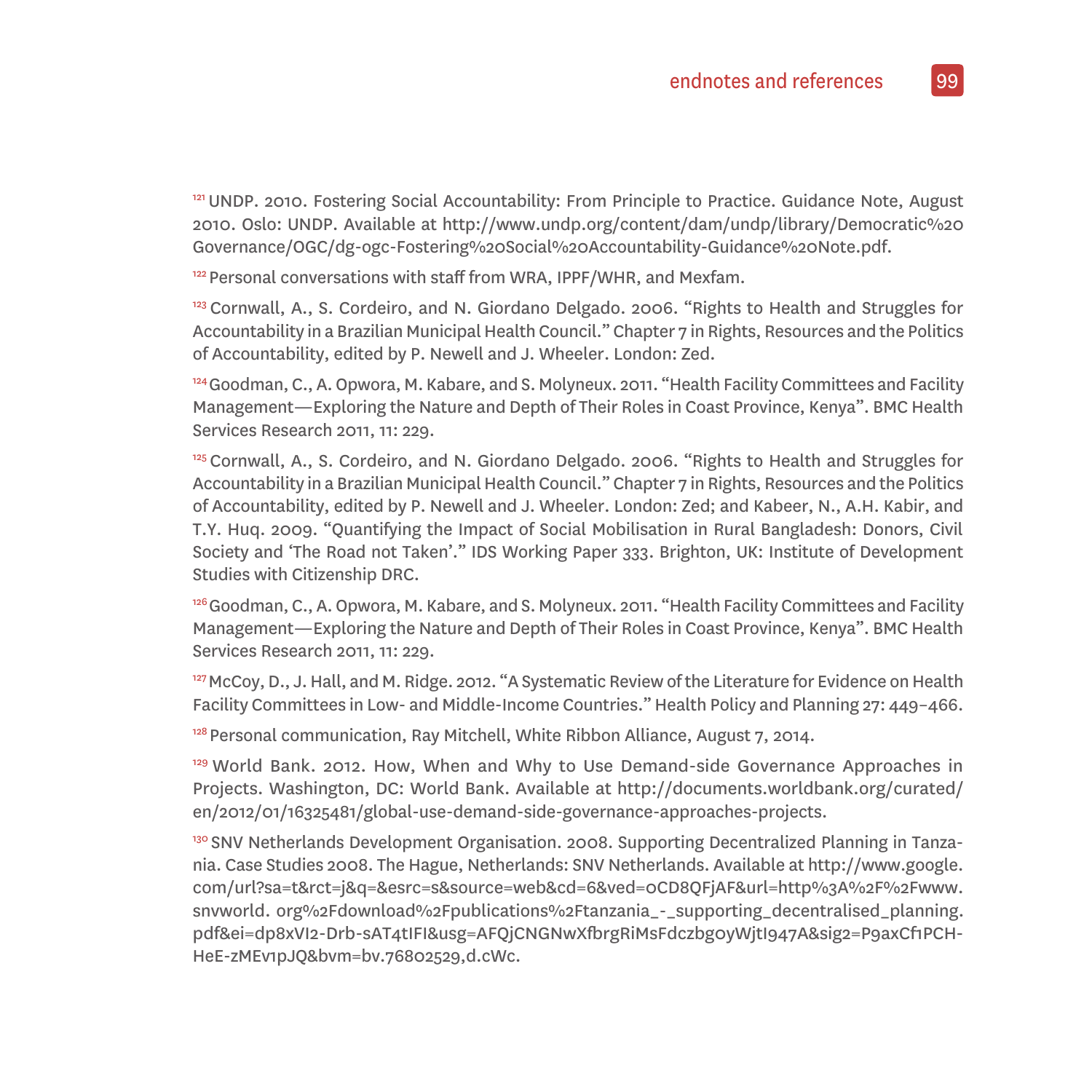[121] UNDP. 2010. Fostering Social Accountability: From Principle to Practice. Guidance Note, August 2010. Oslo: UNDP. Available at http://www.undp.org/content/dam/undp/library/Democratic%20 Governance/OGC/dg-ogc-Fostering%20Social%20Accountability-Guidance%20Note.pdf.

[122] Personal conversations with staff from WRA, IPPF/WHR, and Mexfam.

[123] Cornwall, A., S. Cordeiro, and N. Giordano Delgado. 2006. "Rights to Health and Struggles for Accountability in a Brazilian Municipal Health Council." Chapter 7 in Rights, Resources and the Politics of Accountability, edited by P. Newell and J. Wheeler. London: Zed.

[124] Goodman, C., A. Opwora, M. Kabare, and S. Molyneux. 2011. "Health Facility Committees and Facility Management—Exploring the Nature and Depth of Their Roles in Coast Province, Kenya". BMC Health Services Research 2011, 11: 229.

[125] Cornwall, A., S. Cordeiro, and N. Giordano Delgado. 2006. "Rights to Health and Struggles for Accountability in a Brazilian Municipal Health Council." Chapter 7 in Rights, Resources and the Politics of Accountability, edited by P. Newell and J. Wheeler. London: Zed; and Kabeer, N., A.H. Kabir, and T.Y. Huq. 2009. "Quantifying the Impact of Social Mobilisation in Rural Bangladesh: Donors, Civil Society and 'The Road not Taken'." IDS Working Paper 333. Brighton, UK: Institute of Development Studies with Citizenship DRC.

[126] Goodman, C., A. Opwora, M. Kabare, and S. Molyneux. 2011. "Health Facility Committees and Facility Management—Exploring the Nature and Depth of Their Roles in Coast Province, Kenya". BMC Health Services Research 2011, 11: 229.

[127] McCoy, D., J. Hall, and M. Ridge. 2012. "A Systematic Review of the Literature for Evidence on Health Facility Committees in Low- and Middle-Income Countries." Health Policy and Planning 27: 449–466.

[128] Personal communication, Ray Mitchell, White Ribbon Alliance, August 7, 2014.

[129] World Bank. 2012. How, When and Why to Use Demand-side Governance Approaches in Projects. Washington, DC: World Bank. Available at http://documents.worldbank.org/curated/en/2012/01/16325481/global-use-demand-side-governance-approaches-projects.

[130] SNV Netherlands Development Organisation. 2008. Supporting Decentralized Planning in Tanzania. Case Studies 2008. The Hague, Netherlands: SNV Netherlands. Available at http://www.google.com/url?sa=t&rct=j&q=&esrc=s&source=web&cd=6&ved=0CD8QFjAF&url=http%3A%2F%2Fwww.snvworld. org%2Fdownload%2Fpublications%2Ftanzania_-_supporting_decentralised_planning.pdf&ei=dp8xVI2-Drb-sAT4tIFI&usg=AFQjCNGNwXfbrgRiMsFdczbg0yWjtI947A&sig2=P9axCf1PCH-HeE-zMEv1pJQ&bvm=bv.76802529,d.cWc.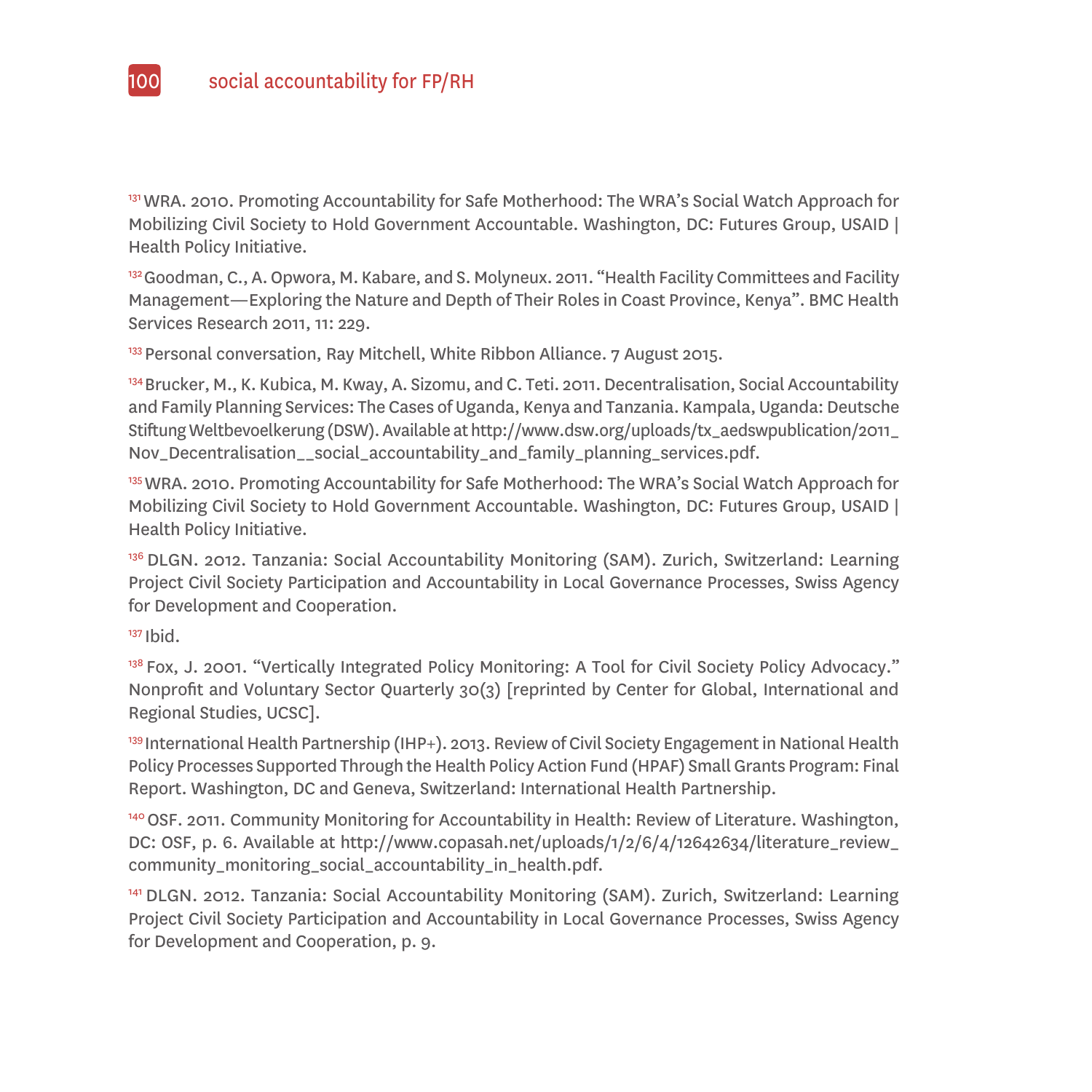[131] WRA. 2010. Promoting Accountability for Safe Motherhood: The WRA's Social Watch Approach for Mobilizing Civil Society to Hold Government Accountable. Washington, DC: Futures Group, USAID | Health Policy Initiative.

[132] Goodman, C., A. Opwora, M. Kabare, and S. Molyneux. 2011. "Health Facility Committees and Facility Management—Exploring the Nature and Depth of Their Roles in Coast Province, Kenya". BMC Health Services Research 2011, 11: 229.

[133] Personal conversation, Ray Mitchell, White Ribbon Alliance. 7 August 2015.

[134] Brucker, M., K. Kubica, M. Kway, A. Sizomu, and C. Teti. 2011. Decentralisation, Social Accountability and Family Planning Services: The Cases of Uganda, Kenya and Tanzania. Kampala, Uganda: Deutsche Stiftung Weltbevoelkerung (DSW). Available at http://www.dsw.org/uploads/tx_aedswpublication/2011_Nov_Decentralisation__social_accountability_and_family_planning_services.pdf.

[135] WRA. 2010. Promoting Accountability for Safe Motherhood: The WRA's Social Watch Approach for Mobilizing Civil Society to Hold Government Accountable. Washington, DC: Futures Group, USAID | Health Policy Initiative.

[136] DLGN. 2012. Tanzania: Social Accountability Monitoring (SAM). Zurich, Switzerland: Learning Project Civil Society Participation and Accountability in Local Governance Processes, Swiss Agency for Development and Cooperation.

[137] Ibid.

[138] Fox, J. 2001. "Vertically Integrated Policy Monitoring: A Tool for Civil Society Policy Advocacy." Nonprofit and Voluntary Sector Quarterly 30(3) [reprinted by Center for Global, International and Regional Studies, UCSC].

[139] International Health Partnership (IHP+). 2013. Review of Civil Society Engagement in National Health Policy Processes Supported Through the Health Policy Action Fund (HPAF) Small Grants Program: Final Report. Washington, DC and Geneva, Switzerland: International Health Partnership.

[140] OSF. 2011. Community Monitoring for Accountability in Health: Review of Literature. Washington, DC: OSF, p. 6. Available at http://www.copasah.net/uploads/1/2/6/4/12642634/literature_review_community_monitoring_social_accountability_in_health.pdf.

[141] DLGN. 2012. Tanzania: Social Accountability Monitoring (SAM). Zurich, Switzerland: Learning Project Civil Society Participation and Accountability in Local Governance Processes, Swiss Agency for Development and Cooperation, p. 9.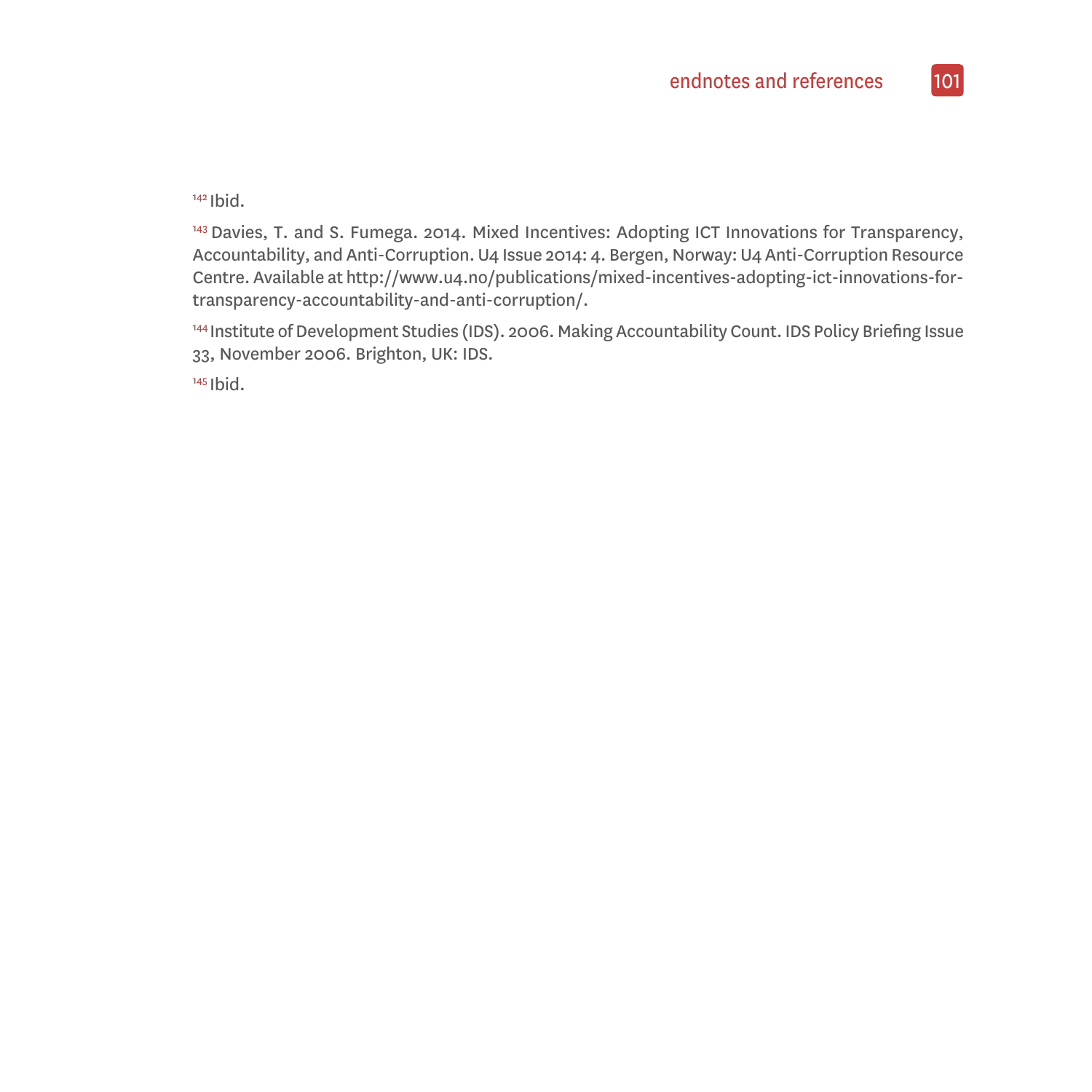[142] Ibid.

[143] Davies, T. and S. Fumega. 2014. Mixed Incentives: Adopting ICT Innovations for Transparency, Accountability, and Anti-Corruption. U4 Issue 2014: 4. Bergen, Norway: U4 Anti-Corruption Resource Centre. Available at http://www.u4.no/publications/mixed-incentives-adopting-ict-innovations-for-transparency-accountability-and-anti-corruption/.

[144] Institute of Development Studies (IDS). 2006. Making Accountability Count. IDS Policy Briefing Issue 33, November 2006. Brighton, UK: IDS.

[145] Ibid.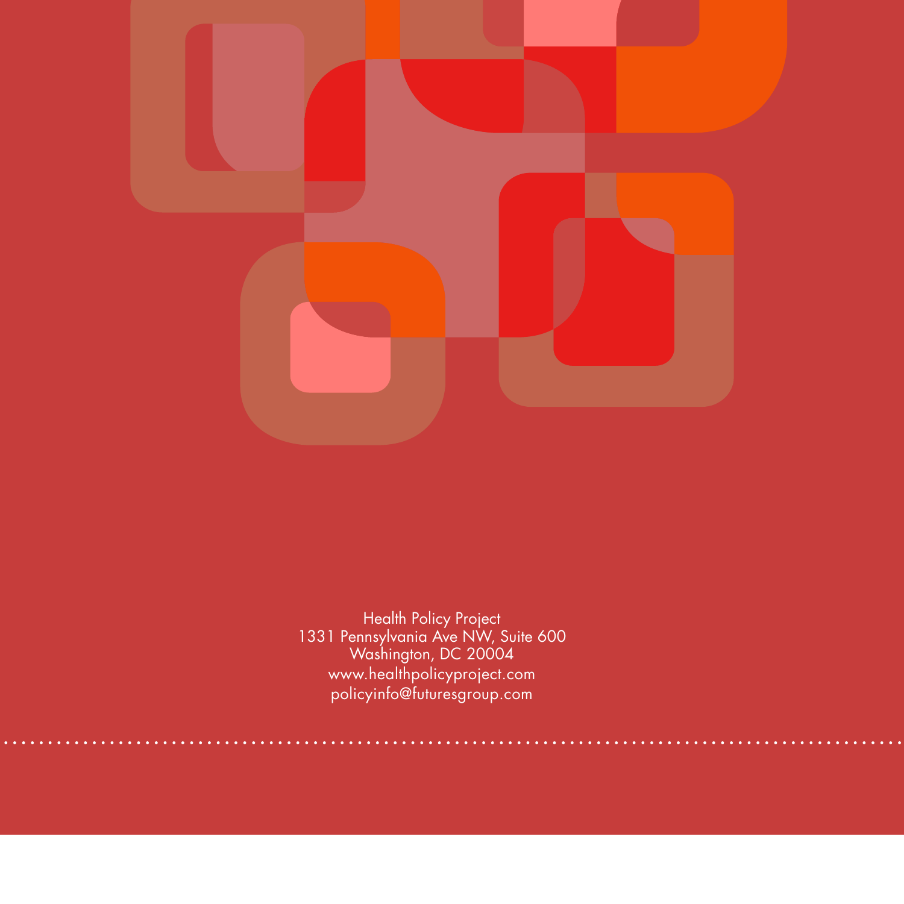Health Policy Project
1331 Pennsylvania Ave NW, Suite 600
Washington, DC 20004
www.healthpolicyproject.com
policyinfo@futuresgroup.com